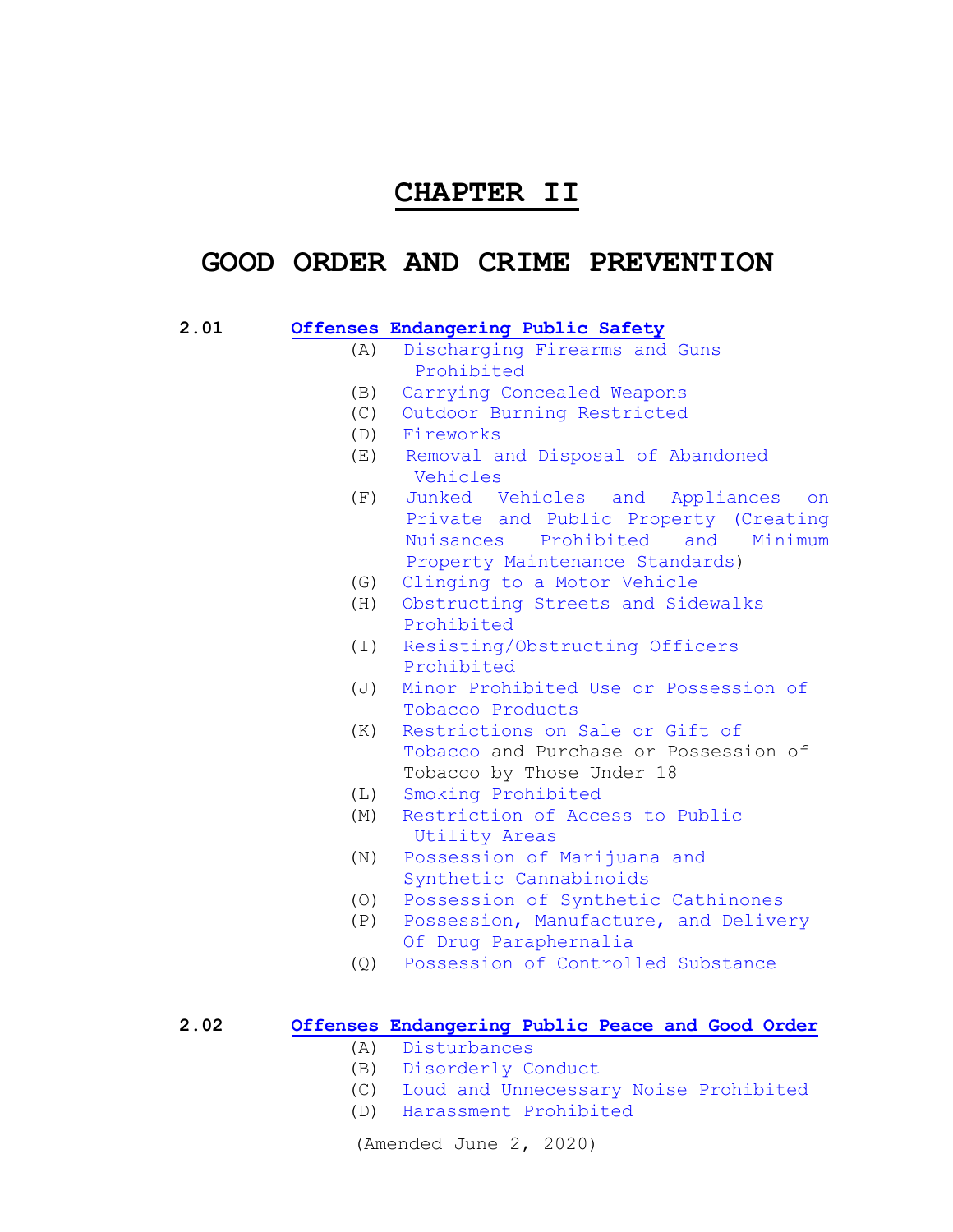# CHAPTER II

# GOOD ORDER AND CRIME PREVENTION

**2.01 Offenses Endangering Public Safety**

- (A) Discharging Firearms and Guns Prohibited
- (B) Carrying Concealed Weapons
- (C) Outdoor Burning Restricted
- (D) Fireworks
- (E) Removal and Disposal of Abandoned Vehicles
- (F) Junked Vehicles and Appliances on Private and Public Property (Creating Nuisances Prohibited and Minimum Property Maintenance Standards)
- (G) Clinging to a Motor Vehicle
- (H) Obstructing Streets and Sidewalks Prohibited
- (I) Resisting/Obstructing Officers Prohibited
- (J) Minor Prohibited Use or Possession of Tobacco Products
- (K) Restrictions on Sale or Gift of Tobacco and Purchase or Possession of Tobacco by Those Under 18
- (L) Smoking Prohibited
- (M) Restriction of Access to Public Utility Areas
- (N) Possession of Marijuana and Synthetic Cannabinoids
- (O) Possession of Synthetic Cathinones
- (P) Possession, Manufacture, and Delivery Of Drug Paraphernalia
- (Q) Possession of Controlled Substance

**2.02 Offenses Endangering Public Peace and Good Order**

- (A) Disturbances
- (B) Disorderly Conduct
- (C) Loud and Unnecessary Noise Prohibited
- (D) Harassment Prohibited

(Amended June 2, 2020)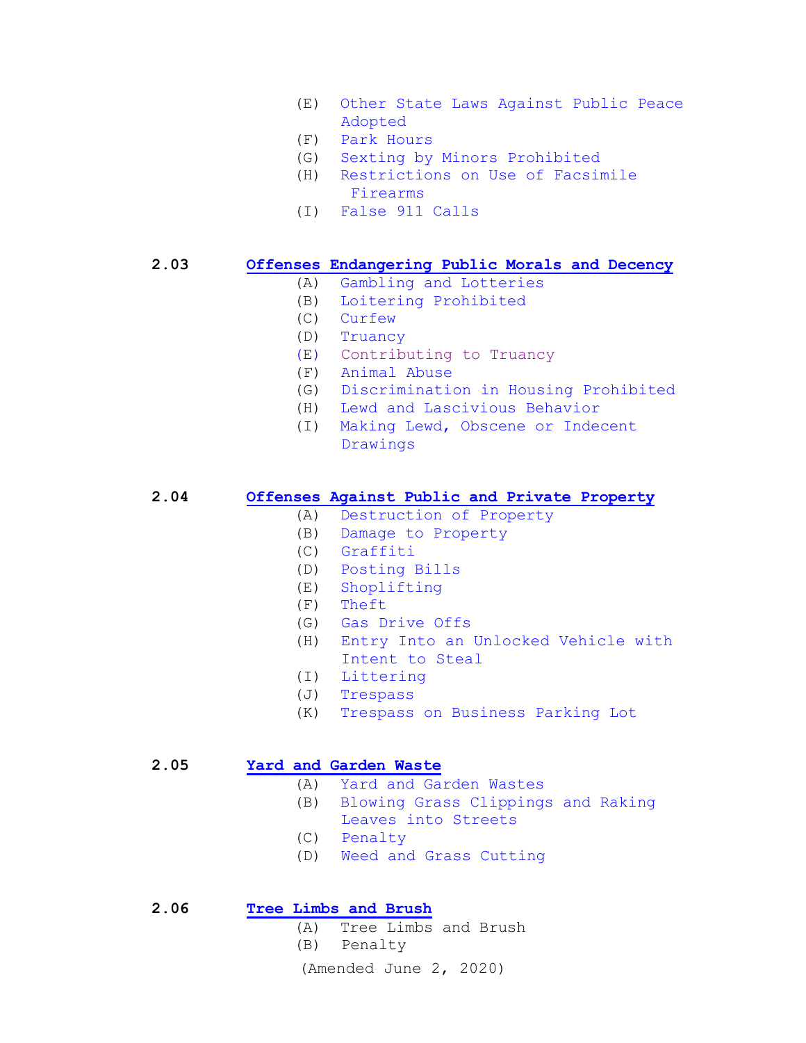- (E) Other State Laws Against Public Peace Adopted
- (F) Park Hours
- (G) Sexting by Minors Prohibited
- (H) Restrictions on Use of Facsimile Firearms
- (I) False 911 Calls

**2.03 Offenses Endangering Public Morals and Decency**

- (A) Gambling and Lotteries
- (B) Loitering Prohibited
- (C) Curfew
- (D) Truancy
- (E) Contributing to Truancy
- (F) Animal Abuse
- (G) Discrimination in Housing Prohibited
- (H) Lewd and Lascivious Behavior
- (I) Making Lewd, Obscene or Indecent Drawings

**2.04 Offenses Against Public and Private Property**

- (A) Destruction of Property
- (B) Damage to Property
- (C) Graffiti
- (D) Posting Bills
- (E) Shoplifting
- (F) Theft
- (G) Gas Drive Offs
- (H) Entry Into an Unlocked Vehicle with Intent to Steal
- (I) Littering
- (J) Trespass
- (K) Trespass on Business Parking Lot

**2.05 Yard and Garden Waste**

- (A) Yard and Garden Wastes
- (B) Blowing Grass Clippings and Raking Leaves into Streets
- (C) Penalty
- (D) Weed and Grass Cutting

**2.06 Tree Limbs and Brush**

- (A) Tree Limbs and Brush
- (B) Penalty

(Amended June 2, 2020)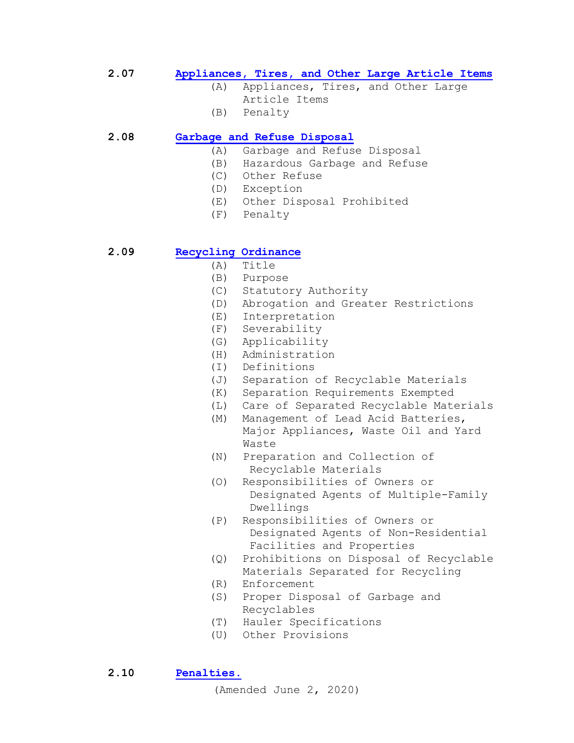**2.07** **Appliances, Tires, and Other Large Article Items**

- (A) Appliances, Tires, and Other Large Article Items
- (B) Penalty

**2.08** **Garbage and Refuse Disposal**

- (A) Garbage and Refuse Disposal
- (B) Hazardous Garbage and Refuse
- (C) Other Refuse
- (D) Exception
- (E) Other Disposal Prohibited
- (F) Penalty

**2.09** **Recycling Ordinance**

- (A) Title
- (B) Purpose
- (C) Statutory Authority
- (D) Abrogation and Greater Restrictions
- (E) Interpretation
- (F) Severability
- (G) Applicability
- (H) Administration
- (I) Definitions
- (J) Separation of Recyclable Materials
- (K) Separation Requirements Exempted
- (L) Care of Separated Recyclable Materials
- (M) Management of Lead Acid Batteries, Major Appliances, Waste Oil and Yard Waste
- (N) Preparation and Collection of Recyclable Materials
- (O) Responsibilities of Owners or Designated Agents of Multiple-Family Dwellings
- (P) Responsibilities of Owners or Designated Agents of Non-Residential Facilities and Properties
- (Q) Prohibitions on Disposal of Recyclable Materials Separated for Recycling
- (R) Enforcement
- (S) Proper Disposal of Garbage and Recyclables
- (T) Hauler Specifications
- (U) Other Provisions

**2.10** **Penalties.**

(Amended June 2, 2020)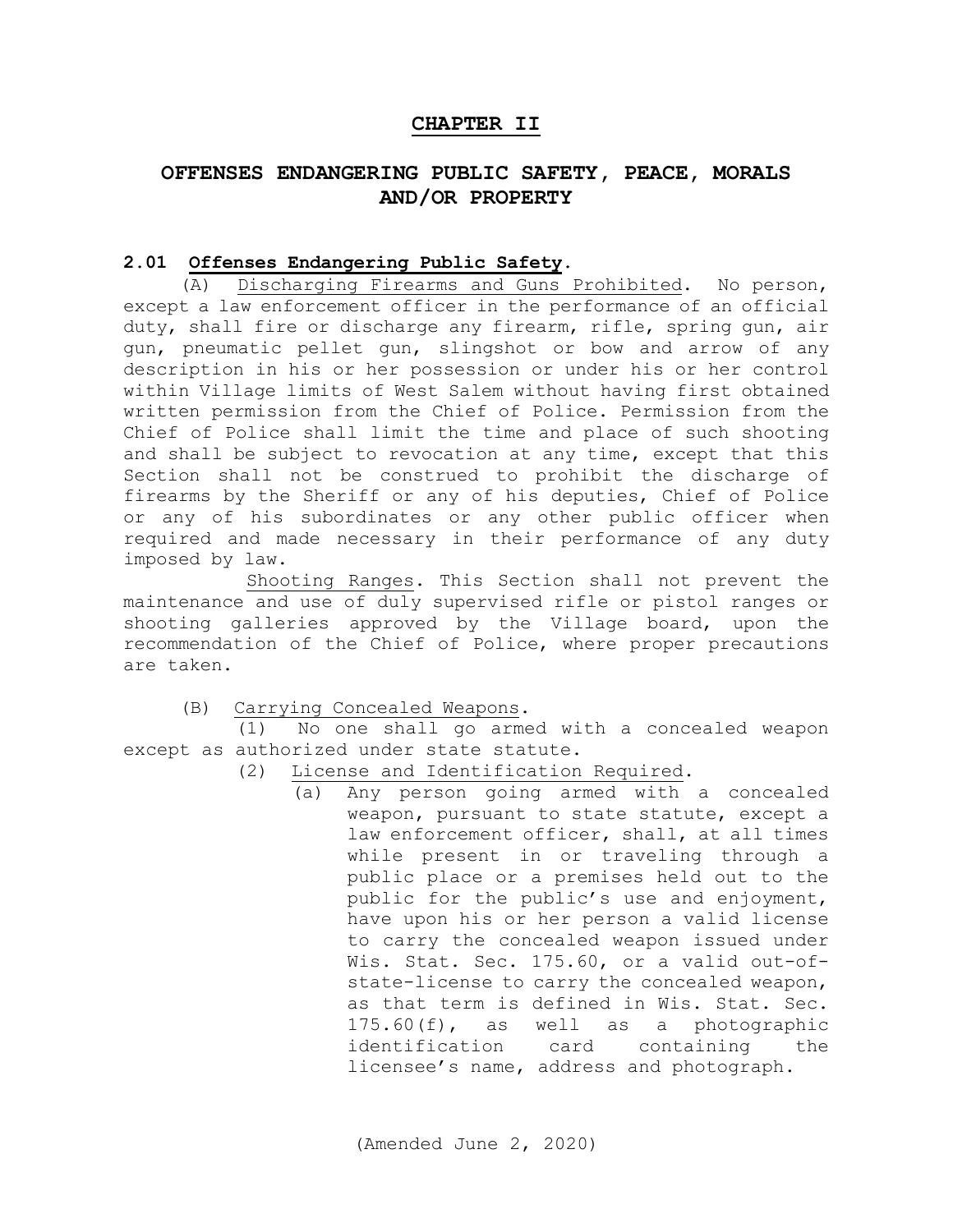# CHAPTER II

## OFFENSES ENDANGERING PUBLIC SAFETY, PEACE, MORALS AND/OR PROPERTY

### 2.01 Offenses Endangering Public Safety.

(A) Discharging Firearms and Guns Prohibited. No person, except a law enforcement officer in the performance of an official duty, shall fire or discharge any firearm, rifle, spring gun, air gun, pneumatic pellet gun, slingshot or bow and arrow of any description in his or her possession or under his or her control within Village limits of West Salem without having first obtained written permission from the Chief of Police. Permission from the Chief of Police shall limit the time and place of such shooting and shall be subject to revocation at any time, except that this Section shall not be construed to prohibit the discharge of firearms by the Sheriff or any of his deputies, Chief of Police or any of his subordinates or any other public officer when required and made necessary in their performance of any duty imposed by law.

Shooting Ranges. This Section shall not prevent the maintenance and use of duly supervised rifle or pistol ranges or shooting galleries approved by the Village board, upon the recommendation of the Chief of Police, where proper precautions are taken.

(B) Carrying Concealed Weapons.

(1) No one shall go armed with a concealed weapon except as authorized under state statute.

(2) License and Identification Required.

(a) Any person going armed with a concealed weapon, pursuant to state statute, except a law enforcement officer, shall, at all times while present in or traveling through a public place or a premises held out to the public for the public's use and enjoyment, have upon his or her person a valid license to carry the concealed weapon issued under Wis. Stat. Sec. 175.60, or a valid out-of-state-license to carry the concealed weapon, as that term is defined in Wis. Stat. Sec. 175.60(f), as well as a photographic identification card containing the licensee's name, address and photograph.

(Amended June 2, 2020)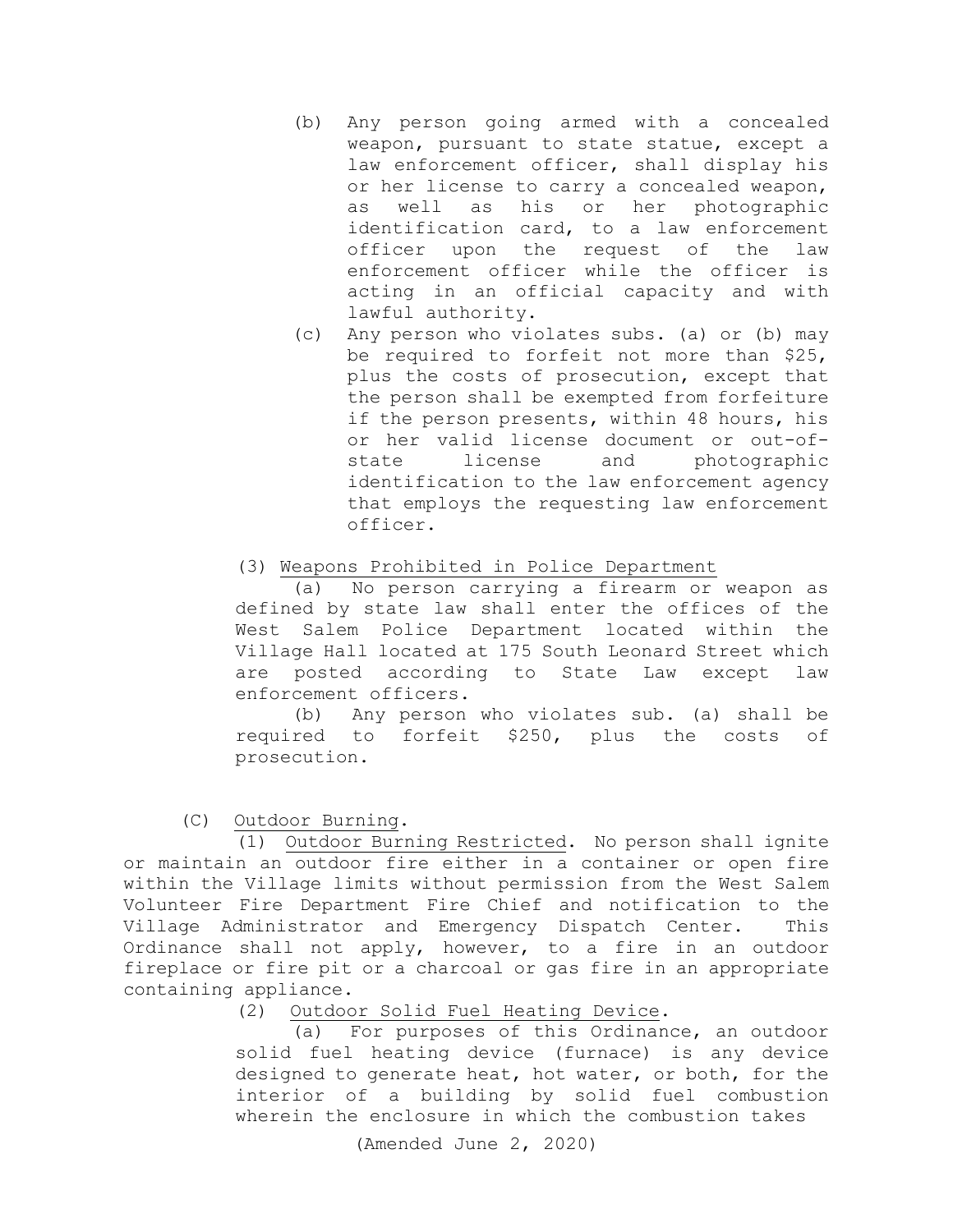(b) Any person going armed with a concealed weapon, pursuant to state statue, except a law enforcement officer, shall display his or her license to carry a concealed weapon, as well as his or her photographic identification card, to a law enforcement officer upon the request of the law enforcement officer while the officer is acting in an official capacity and with lawful authority.

(c) Any person who violates subs. (a) or (b) may be required to forfeit not more than $25, plus the costs of prosecution, except that the person shall be exempted from forfeiture if the person presents, within 48 hours, his or her valid license document or out-of-state license and photographic identification to the law enforcement agency that employs the requesting law enforcement officer.

(3) Weapons Prohibited in Police Department

(a) No person carrying a firearm or weapon as defined by state law shall enter the offices of the West Salem Police Department located within the Village Hall located at 175 South Leonard Street which are posted according to State Law except law enforcement officers.

(b) Any person who violates sub. (a) shall be required to forfeit $250, plus the costs of prosecution.

(C) Outdoor Burning.

(1) Outdoor Burning Restricted. No person shall ignite or maintain an outdoor fire either in a container or open fire within the Village limits without permission from the West Salem Volunteer Fire Department Fire Chief and notification to the Village Administrator and Emergency Dispatch Center. This Ordinance shall not apply, however, to a fire in an outdoor fireplace or fire pit or a charcoal or gas fire in an appropriate containing appliance.

(2) Outdoor Solid Fuel Heating Device.

(a) For purposes of this Ordinance, an outdoor solid fuel heating device (furnace) is any device designed to generate heat, hot water, or both, for the interior of a building by solid fuel combustion wherein the enclosure in which the combustion takes

(Amended June 2, 2020)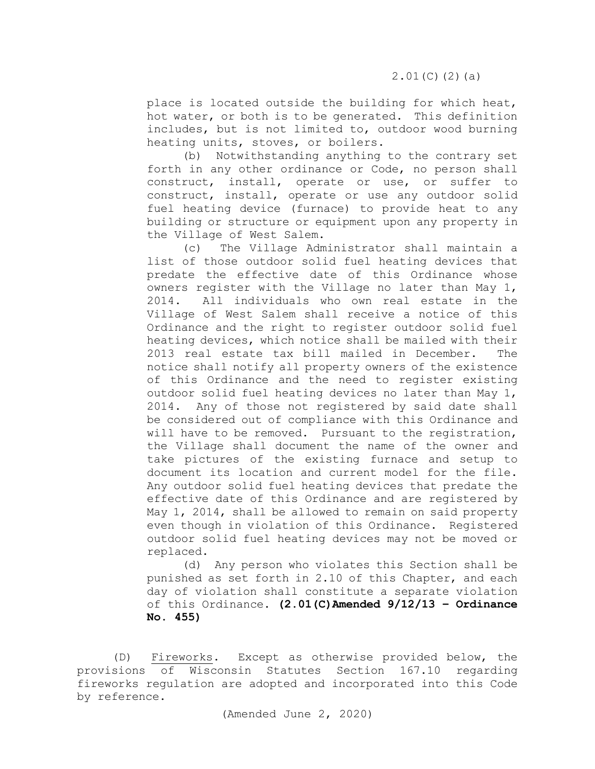place is located outside the building for which heat, hot water, or both is to be generated. This definition includes, but is not limited to, outdoor wood burning heating units, stoves, or boilers.

(b) Notwithstanding anything to the contrary set forth in any other ordinance or Code, no person shall construct, install, operate or use, or suffer to construct, install, operate or use any outdoor solid fuel heating device (furnace) to provide heat to any building or structure or equipment upon any property in the Village of West Salem.

(c) The Village Administrator shall maintain a list of those outdoor solid fuel heating devices that predate the effective date of this Ordinance whose owners register with the Village no later than May 1, 2014. All individuals who own real estate in the Village of West Salem shall receive a notice of this Ordinance and the right to register outdoor solid fuel heating devices, which notice shall be mailed with their 2013 real estate tax bill mailed in December. The notice shall notify all property owners of the existence of this Ordinance and the need to register existing outdoor solid fuel heating devices no later than May 1, 2014. Any of those not registered by said date shall be considered out of compliance with this Ordinance and will have to be removed. Pursuant to the registration, the Village shall document the name of the owner and take pictures of the existing furnace and setup to document its location and current model for the file. Any outdoor solid fuel heating devices that predate the effective date of this Ordinance and are registered by May 1, 2014, shall be allowed to remain on said property even though in violation of this Ordinance. Registered outdoor solid fuel heating devices may not be moved or replaced.

(d) Any person who violates this Section shall be punished as set forth in 2.10 of this Chapter, and each day of violation shall constitute a separate violation of this Ordinance. **(2.01(C)Amended 9/12/13 – Ordinance No. 455)**

(D) Fireworks. Except as otherwise provided below, the provisions of Wisconsin Statutes Section 167.10 regarding fireworks regulation are adopted and incorporated into this Code by reference.

(Amended June 2, 2020)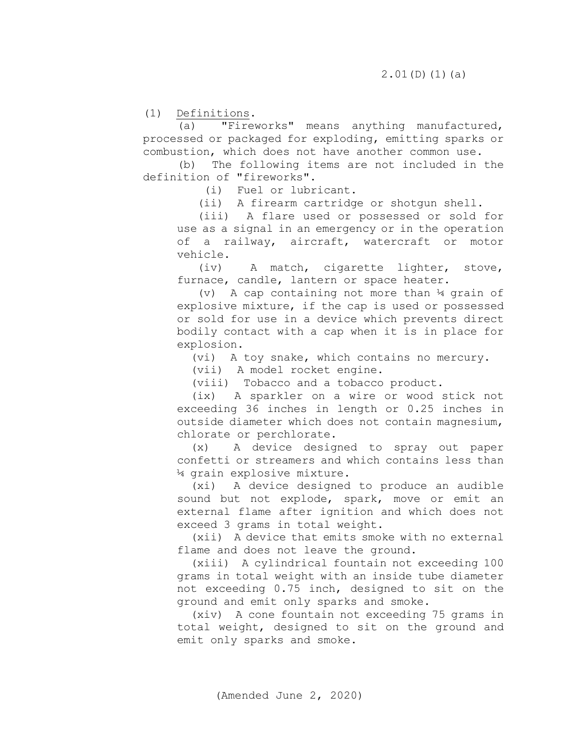(1) Definitions.

(a) "Fireworks" means anything manufactured, processed or packaged for exploding, emitting sparks or combustion, which does not have another common use.

(b) The following items are not included in the definition of "fireworks".

(i) Fuel or lubricant.

(ii) A firearm cartridge or shotgun shell.

(iii) A flare used or possessed or sold for use as a signal in an emergency or in the operation of a railway, aircraft, watercraft or motor vehicle.

(iv) A match, cigarette lighter, stove, furnace, candle, lantern or space heater.

(v) A cap containing not more than ¼ grain of explosive mixture, if the cap is used or possessed or sold for use in a device which prevents direct bodily contact with a cap when it is in place for explosion.

(vi) A toy snake, which contains no mercury.

(vii) A model rocket engine.

(viii) Tobacco and a tobacco product.

(ix) A sparkler on a wire or wood stick not exceeding 36 inches in length or 0.25 inches in outside diameter which does not contain magnesium, chlorate or perchlorate.

(x) A device designed to spray out paper confetti or streamers and which contains less than ¼ grain explosive mixture.

(xi) A device designed to produce an audible sound but not explode, spark, move or emit an external flame after ignition and which does not exceed 3 grams in total weight.

(xii) A device that emits smoke with no external flame and does not leave the ground.

(xiii) A cylindrical fountain not exceeding 100 grams in total weight with an inside tube diameter not exceeding 0.75 inch, designed to sit on the ground and emit only sparks and smoke.

(xiv) A cone fountain not exceeding 75 grams in total weight, designed to sit on the ground and emit only sparks and smoke.

(Amended June 2, 2020)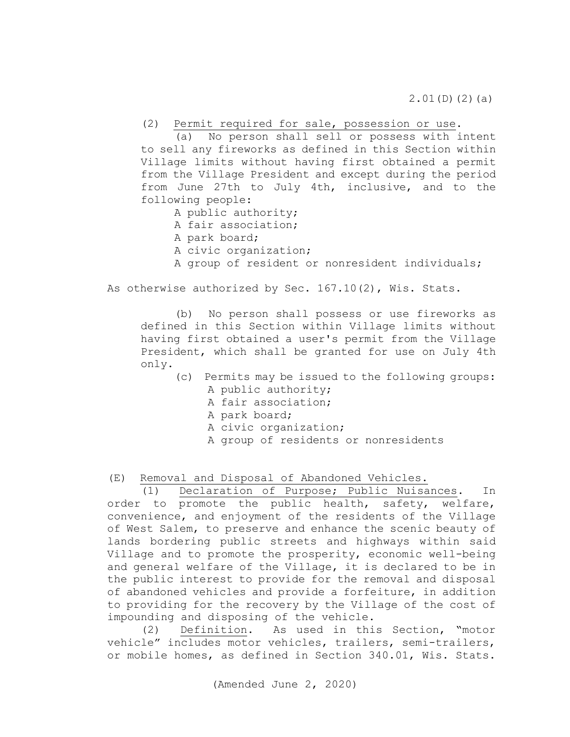(2) Permit required for sale, possession or use.

(a) No person shall sell or possess with intent to sell any fireworks as defined in this Section within Village limits without having first obtained a permit from the Village President and except during the period from June 27th to July 4th, inclusive, and to the following people:

A public authority;
A fair association;
A park board;
A civic organization;
A group of resident or nonresident individuals;

As otherwise authorized by Sec. 167.10(2), Wis. Stats.

(b) No person shall possess or use fireworks as defined in this Section within Village limits without having first obtained a user's permit from the Village President, which shall be granted for use on July 4th only.

(c) Permits may be issued to the following groups:

A public authority;
A fair association;
A park board;
A civic organization;
A group of residents or nonresidents

(E) Removal and Disposal of Abandoned Vehicles.

(1) Declaration of Purpose; Public Nuisances. In order to promote the public health, safety, welfare, convenience, and enjoyment of the residents of the Village of West Salem, to preserve and enhance the scenic beauty of lands bordering public streets and highways within said Village and to promote the prosperity, economic well-being and general welfare of the Village, it is declared to be in the public interest to provide for the removal and disposal of abandoned vehicles and provide a forfeiture, in addition to providing for the recovery by the Village of the cost of impounding and disposing of the vehicle.

(2) Definition. As used in this Section, "motor vehicle" includes motor vehicles, trailers, semi-trailers, or mobile homes, as defined in Section 340.01, Wis. Stats.

(Amended June 2, 2020)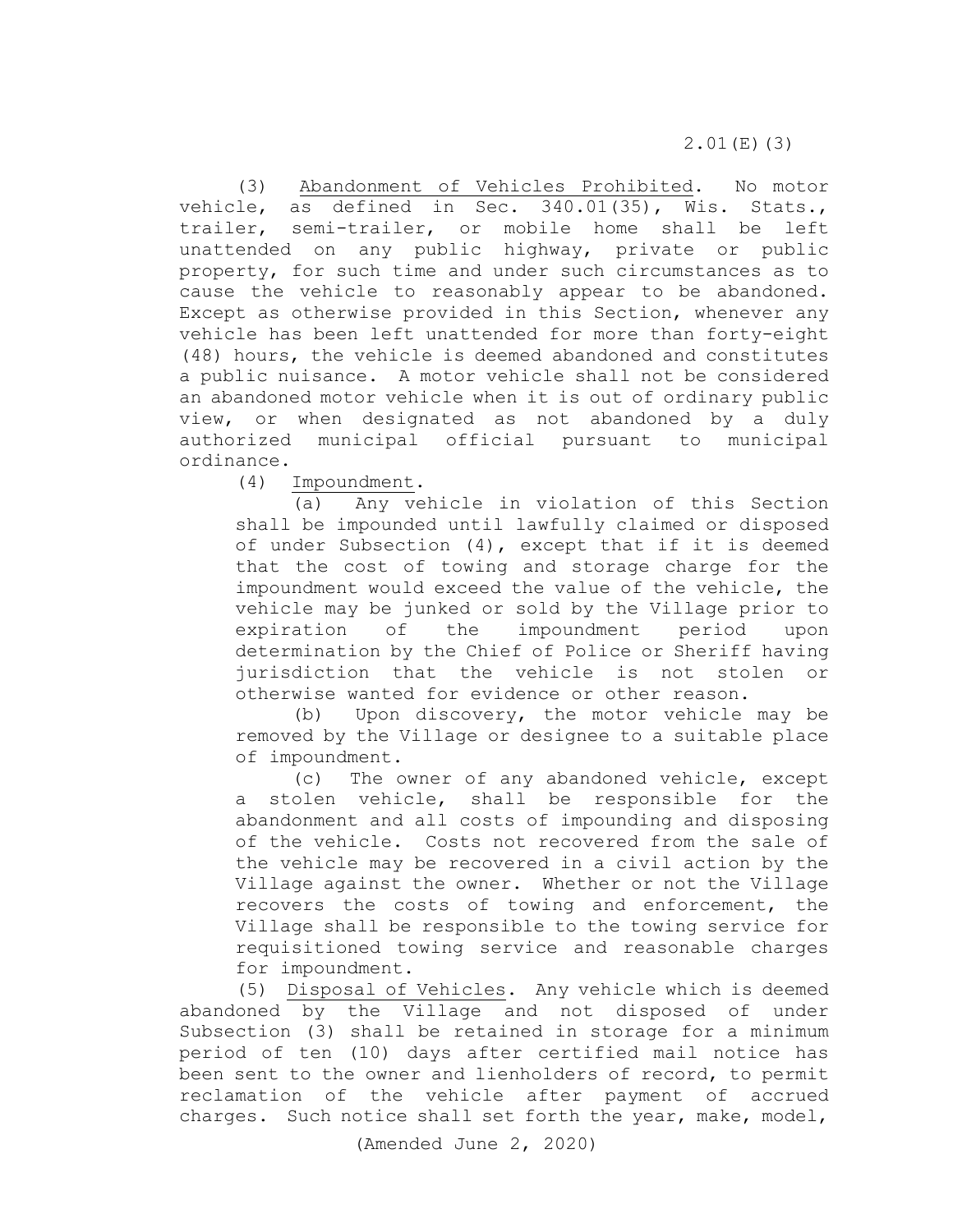(3) Abandonment of Vehicles Prohibited. No motor vehicle, as defined in Sec. 340.01(35), Wis. Stats., trailer, semi-trailer, or mobile home shall be left unattended on any public highway, private or public property, for such time and under such circumstances as to cause the vehicle to reasonably appear to be abandoned. Except as otherwise provided in this Section, whenever any vehicle has been left unattended for more than forty-eight (48) hours, the vehicle is deemed abandoned and constitutes a public nuisance. A motor vehicle shall not be considered an abandoned motor vehicle when it is out of ordinary public view, or when designated as not abandoned by a duly authorized municipal official pursuant to municipal ordinance.

(4) Impoundment.

(a) Any vehicle in violation of this Section shall be impounded until lawfully claimed or disposed of under Subsection (4), except that if it is deemed that the cost of towing and storage charge for the impoundment would exceed the value of the vehicle, the vehicle may be junked or sold by the Village prior to expiration of the impoundment period upon determination by the Chief of Police or Sheriff having jurisdiction that the vehicle is not stolen or otherwise wanted for evidence or other reason.

(b) Upon discovery, the motor vehicle may be removed by the Village or designee to a suitable place of impoundment.

(c) The owner of any abandoned vehicle, except a stolen vehicle, shall be responsible for the abandonment and all costs of impounding and disposing of the vehicle. Costs not recovered from the sale of the vehicle may be recovered in a civil action by the Village against the owner. Whether or not the Village recovers the costs of towing and enforcement, the Village shall be responsible to the towing service for requisitioned towing service and reasonable charges for impoundment.

(5) Disposal of Vehicles. Any vehicle which is deemed abandoned by the Village and not disposed of under Subsection (3) shall be retained in storage for a minimum period of ten (10) days after certified mail notice has been sent to the owner and lienholders of record, to permit reclamation of the vehicle after payment of accrued charges. Such notice shall set forth the year, make, model,

(Amended June 2, 2020)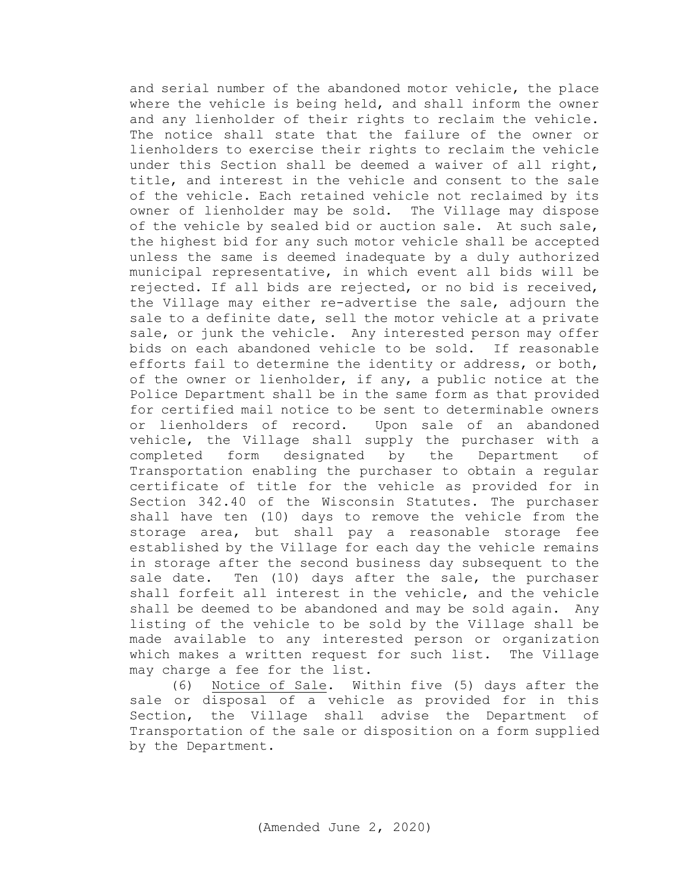and serial number of the abandoned motor vehicle, the place where the vehicle is being held, and shall inform the owner and any lienholder of their rights to reclaim the vehicle. The notice shall state that the failure of the owner or lienholders to exercise their rights to reclaim the vehicle under this Section shall be deemed a waiver of all right, title, and interest in the vehicle and consent to the sale of the vehicle. Each retained vehicle not reclaimed by its owner of lienholder may be sold. The Village may dispose of the vehicle by sealed bid or auction sale. At such sale, the highest bid for any such motor vehicle shall be accepted unless the same is deemed inadequate by a duly authorized municipal representative, in which event all bids will be rejected. If all bids are rejected, or no bid is received, the Village may either re-advertise the sale, adjourn the sale to a definite date, sell the motor vehicle at a private sale, or junk the vehicle. Any interested person may offer bids on each abandoned vehicle to be sold. If reasonable efforts fail to determine the identity or address, or both, of the owner or lienholder, if any, a public notice at the Police Department shall be in the same form as that provided for certified mail notice to be sent to determinable owners or lienholders of record. Upon sale of an abandoned vehicle, the Village shall supply the purchaser with a completed form designated by the Department of Transportation enabling the purchaser to obtain a regular certificate of title for the vehicle as provided for in Section 342.40 of the Wisconsin Statutes. The purchaser shall have ten (10) days to remove the vehicle from the storage area, but shall pay a reasonable storage fee established by the Village for each day the vehicle remains in storage after the second business day subsequent to the sale date. Ten (10) days after the sale, the purchaser shall forfeit all interest in the vehicle, and the vehicle shall be deemed to be abandoned and may be sold again. Any listing of the vehicle to be sold by the Village shall be made available to any interested person or organization which makes a written request for such list. The Village may charge a fee for the list.

(6) Notice of Sale. Within five (5) days after the sale or disposal of a vehicle as provided for in this Section, the Village shall advise the Department of Transportation of the sale or disposition on a form supplied by the Department.

(Amended June 2, 2020)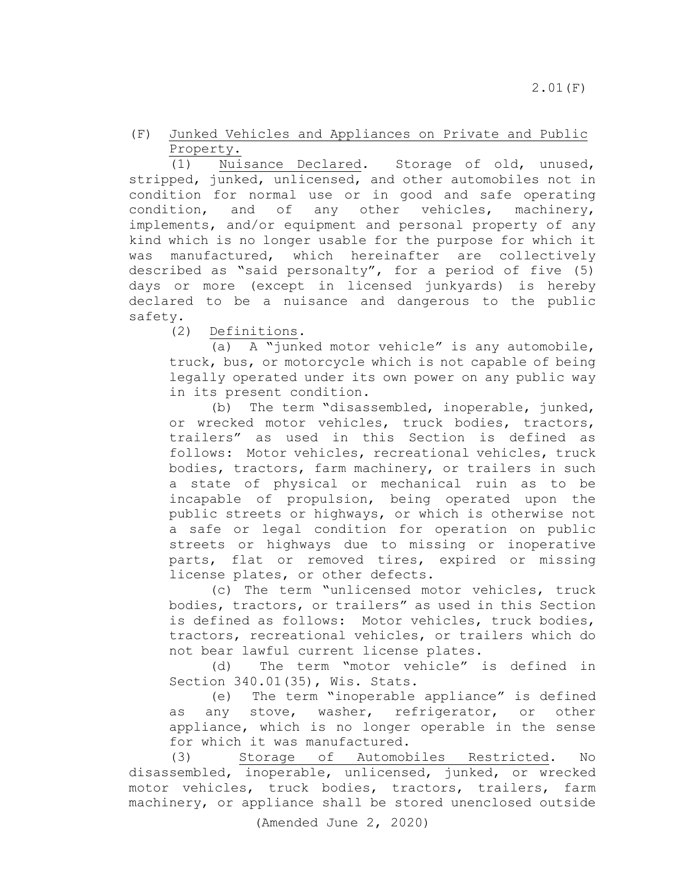(F) Junked Vehicles and Appliances on Private and Public Property.

(1) Nuisance Declared. Storage of old, unused, stripped, junked, unlicensed, and other automobiles not in condition for normal use or in good and safe operating condition, and of any other vehicles, machinery, implements, and/or equipment and personal property of any kind which is no longer usable for the purpose for which it was manufactured, which hereinafter are collectively described as "said personalty", for a period of five (5) days or more (except in licensed junkyards) is hereby declared to be a nuisance and dangerous to the public safety.

(2) Definitions.

(a) A "junked motor vehicle" is any automobile, truck, bus, or motorcycle which is not capable of being legally operated under its own power on any public way in its present condition.

(b) The term "disassembled, inoperable, junked, or wrecked motor vehicles, truck bodies, tractors, trailers" as used in this Section is defined as follows: Motor vehicles, recreational vehicles, truck bodies, tractors, farm machinery, or trailers in such a state of physical or mechanical ruin as to be incapable of propulsion, being operated upon the public streets or highways, or which is otherwise not a safe or legal condition for operation on public streets or highways due to missing or inoperative parts, flat or removed tires, expired or missing license plates, or other defects.

(c) The term "unlicensed motor vehicles, truck bodies, tractors, or trailers" as used in this Section is defined as follows: Motor vehicles, truck bodies, tractors, recreational vehicles, or trailers which do not bear lawful current license plates.

(d) The term "motor vehicle" is defined in Section 340.01(35), Wis. Stats.

(e) The term "inoperable appliance" is defined as any stove, washer, refrigerator, or other appliance, which is no longer operable in the sense for which it was manufactured.

(3) Storage of Automobiles Restricted. No disassembled, inoperable, unlicensed, junked, or wrecked motor vehicles, truck bodies, tractors, trailers, farm machinery, or appliance shall be stored unenclosed outside

(Amended June 2, 2020)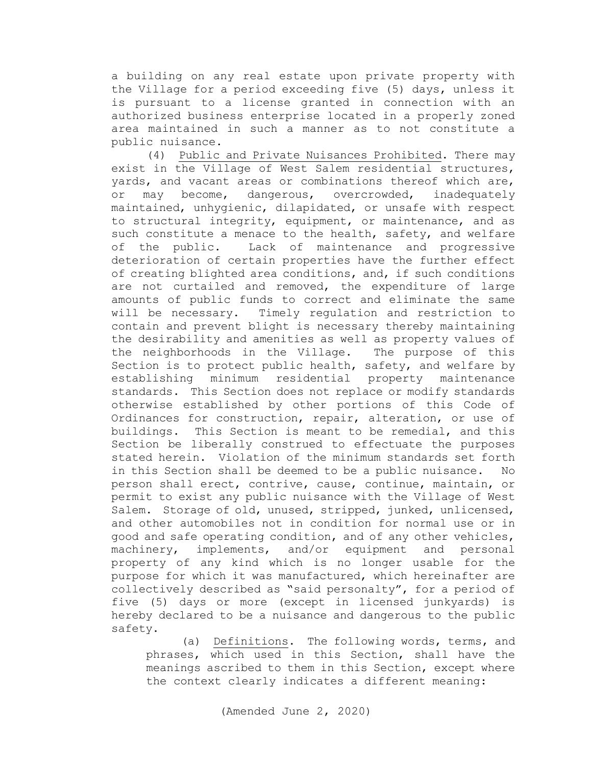a building on any real estate upon private property with the Village for a period exceeding five (5) days, unless it is pursuant to a license granted in connection with an authorized business enterprise located in a properly zoned area maintained in such a manner as to not constitute a public nuisance.

(4) Public and Private Nuisances Prohibited. There may exist in the Village of West Salem residential structures, yards, and vacant areas or combinations thereof which are, or may become, dangerous, overcrowded, inadequately maintained, unhygienic, dilapidated, or unsafe with respect to structural integrity, equipment, or maintenance, and as such constitute a menace to the health, safety, and welfare of the public. Lack of maintenance and progressive deterioration of certain properties have the further effect of creating blighted area conditions, and, if such conditions are not curtailed and removed, the expenditure of large amounts of public funds to correct and eliminate the same will be necessary. Timely regulation and restriction to contain and prevent blight is necessary thereby maintaining the desirability and amenities as well as property values of the neighborhoods in the Village. The purpose of this Section is to protect public health, safety, and welfare by establishing minimum residential property maintenance standards. This Section does not replace or modify standards otherwise established by other portions of this Code of Ordinances for construction, repair, alteration, or use of buildings. This Section is meant to be remedial, and this Section be liberally construed to effectuate the purposes stated herein. Violation of the minimum standards set forth in this Section shall be deemed to be a public nuisance. No person shall erect, contrive, cause, continue, maintain, or permit to exist any public nuisance with the Village of West Salem. Storage of old, unused, stripped, junked, unlicensed, and other automobiles not in condition for normal use or in good and safe operating condition, and of any other vehicles, machinery, implements, and/or equipment and personal property of any kind which is no longer usable for the purpose for which it was manufactured, which hereinafter are collectively described as "said personalty", for a period of five (5) days or more (except in licensed junkyards) is hereby declared to be a nuisance and dangerous to the public safety.

(a) Definitions. The following words, terms, and phrases, which used in this Section, shall have the meanings ascribed to them in this Section, except where the context clearly indicates a different meaning:

(Amended June 2, 2020)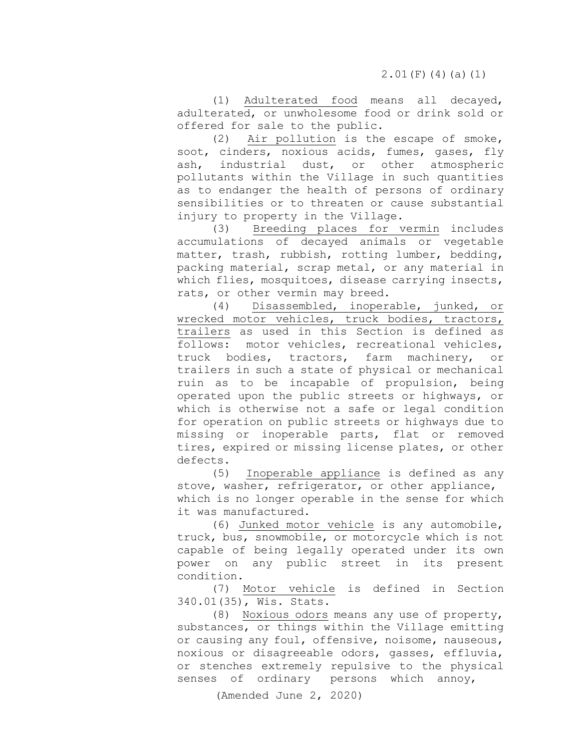(1) Adulterated food means all decayed, adulterated, or unwholesome food or drink sold or offered for sale to the public.

(2) Air pollution is the escape of smoke, soot, cinders, noxious acids, fumes, gases, fly ash, industrial dust, or other atmospheric pollutants within the Village in such quantities as to endanger the health of persons of ordinary sensibilities or to threaten or cause substantial injury to property in the Village.

(3) Breeding places for vermin includes accumulations of decayed animals or vegetable matter, trash, rubbish, rotting lumber, bedding, packing material, scrap metal, or any material in which flies, mosquitoes, disease carrying insects, rats, or other vermin may breed.

(4) Disassembled, inoperable, junked, or wrecked motor vehicles, truck bodies, tractors, trailers as used in this Section is defined as follows: motor vehicles, recreational vehicles, truck bodies, tractors, farm machinery, or trailers in such a state of physical or mechanical ruin as to be incapable of propulsion, being operated upon the public streets or highways, or which is otherwise not a safe or legal condition for operation on public streets or highways due to missing or inoperable parts, flat or removed tires, expired or missing license plates, or other defects.

(5) Inoperable appliance is defined as any stove, washer, refrigerator, or other appliance, which is no longer operable in the sense for which it was manufactured.

(6) Junked motor vehicle is any automobile, truck, bus, snowmobile, or motorcycle which is not capable of being legally operated under its own power on any public street in its present condition.

(7) Motor vehicle is defined in Section 340.01(35), Wis. Stats.

(8) Noxious odors means any use of property, substances, or things within the Village emitting or causing any foul, offensive, noisome, nauseous, noxious or disagreeable odors, gasses, effluvia, or stenches extremely repulsive to the physical senses of ordinary persons which annoy,

(Amended June 2, 2020)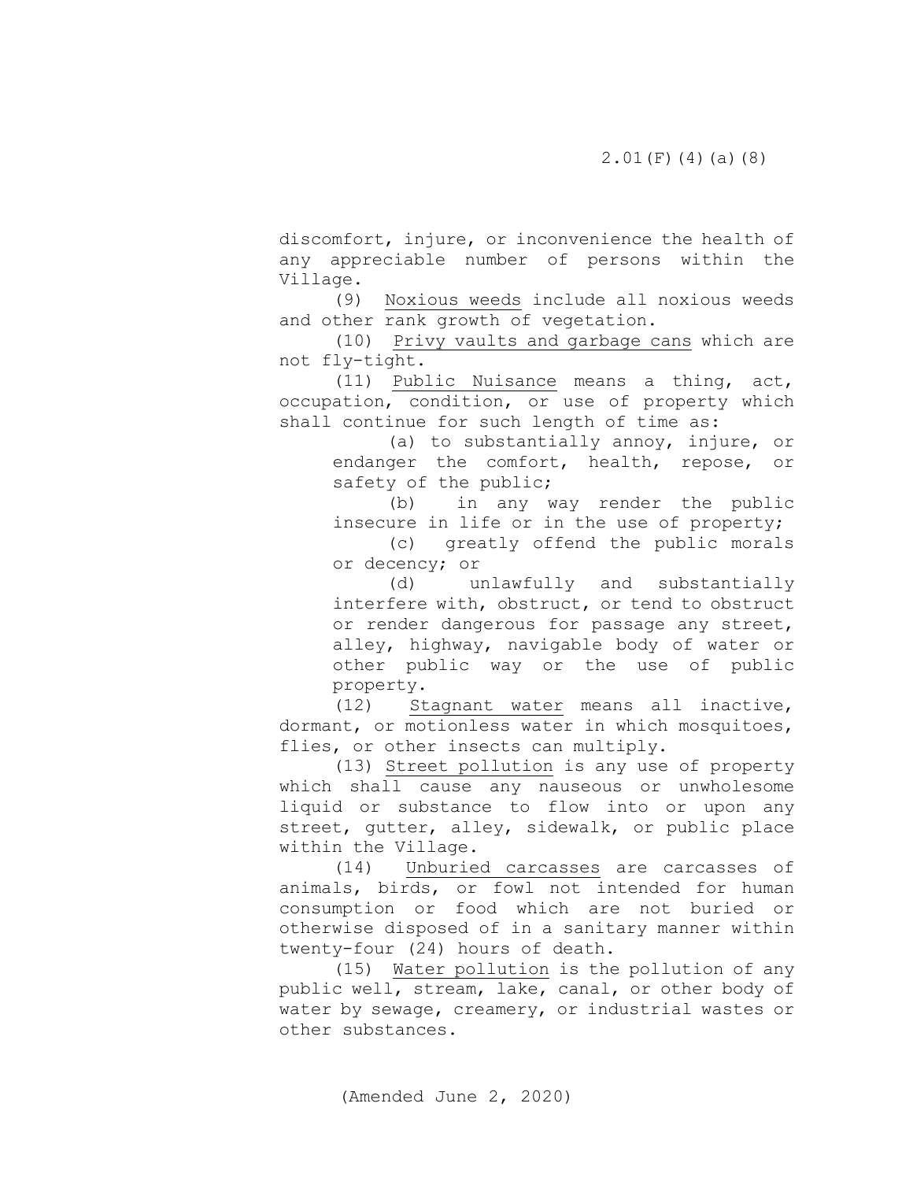discomfort, injure, or inconvenience the health of any appreciable number of persons within the Village.

(9) Noxious weeds include all noxious weeds and other rank growth of vegetation.

(10) Privy vaults and garbage cans which are not fly-tight.

(11) Public Nuisance means a thing, act, occupation, condition, or use of property which shall continue for such length of time as:

(a) to substantially annoy, injure, or endanger the comfort, health, repose, or safety of the public;

(b) in any way render the public insecure in life or in the use of property;

(c) greatly offend the public morals or decency; or

(d) unlawfully and substantially interfere with, obstruct, or tend to obstruct or render dangerous for passage any street, alley, highway, navigable body of water or other public way or the use of public property.

(12) Stagnant water means all inactive, dormant, or motionless water in which mosquitoes, flies, or other insects can multiply.

(13) Street pollution is any use of property which shall cause any nauseous or unwholesome liquid or substance to flow into or upon any street, gutter, alley, sidewalk, or public place within the Village.

(14) Unburied carcasses are carcasses of animals, birds, or fowl not intended for human consumption or food which are not buried or otherwise disposed of in a sanitary manner within twenty-four (24) hours of death.

(15) Water pollution is the pollution of any public well, stream, lake, canal, or other body of water by sewage, creamery, or industrial wastes or other substances.

(Amended June 2, 2020)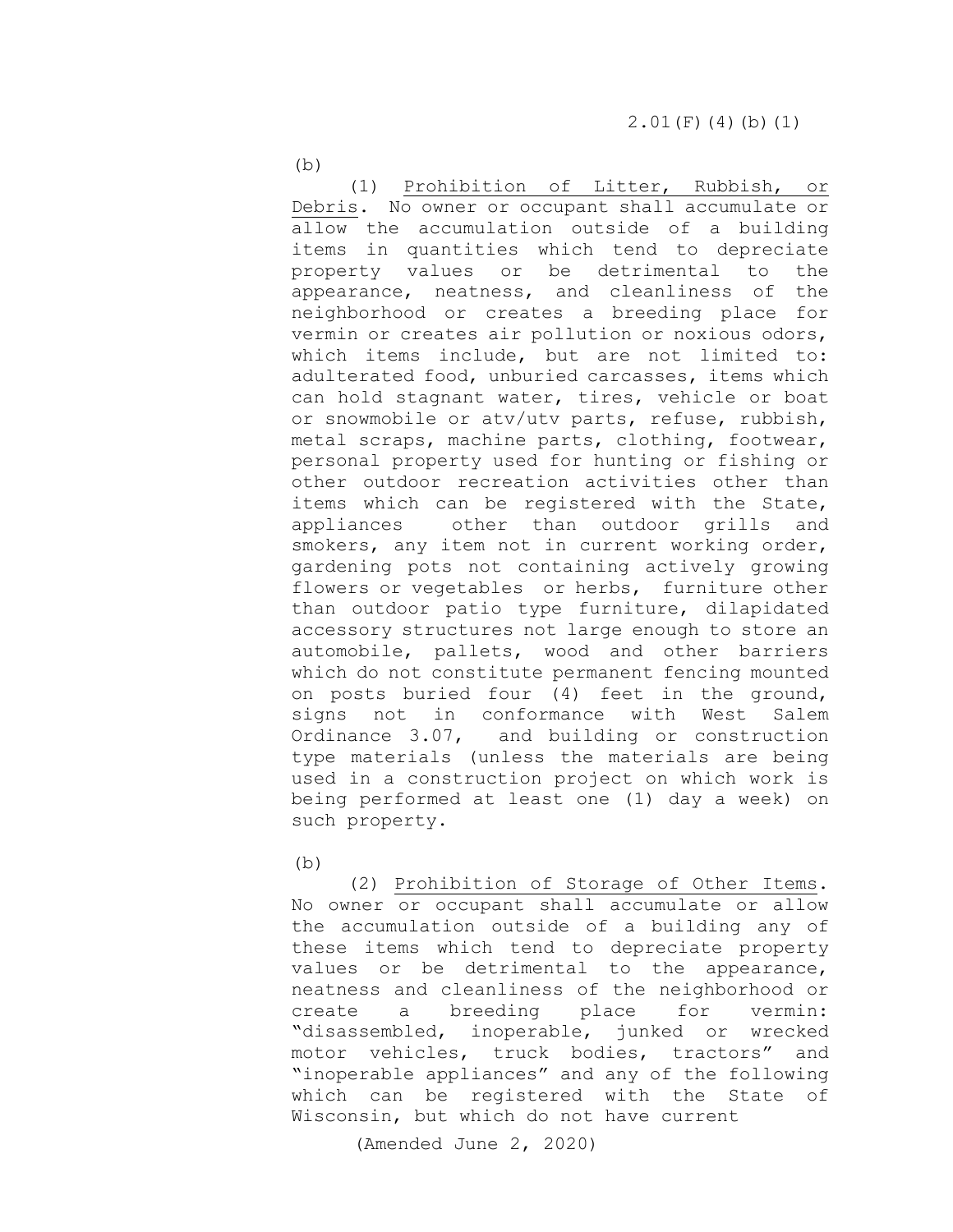(b)

(1) Prohibition of Litter, Rubbish, or Debris. No owner or occupant shall accumulate or allow the accumulation outside of a building items in quantities which tend to depreciate property values or be detrimental to the appearance, neatness, and cleanliness of the neighborhood or creates a breeding place for vermin or creates air pollution or noxious odors, which items include, but are not limited to: adulterated food, unburied carcasses, items which can hold stagnant water, tires, vehicle or boat or snowmobile or atv/utv parts, refuse, rubbish, metal scraps, machine parts, clothing, footwear, personal property used for hunting or fishing or other outdoor recreation activities other than items which can be registered with the State, appliances other than outdoor grills and smokers, any item not in current working order, gardening pots not containing actively growing flowers or vegetables or herbs, furniture other than outdoor patio type furniture, dilapidated accessory structures not large enough to store an automobile, pallets, wood and other barriers which do not constitute permanent fencing mounted on posts buried four (4) feet in the ground, signs not in conformance with West Salem Ordinance 3.07, and building or construction type materials (unless the materials are being used in a construction project on which work is being performed at least one (1) day a week) on such property.

(b)

(2) Prohibition of Storage of Other Items. No owner or occupant shall accumulate or allow the accumulation outside of a building any of these items which tend to depreciate property values or be detrimental to the appearance, neatness and cleanliness of the neighborhood or create a breeding place for vermin: "disassembled, inoperable, junked or wrecked motor vehicles, truck bodies, tractors" and "inoperable appliances" and any of the following which can be registered with the State of Wisconsin, but which do not have current

(Amended June 2, 2020)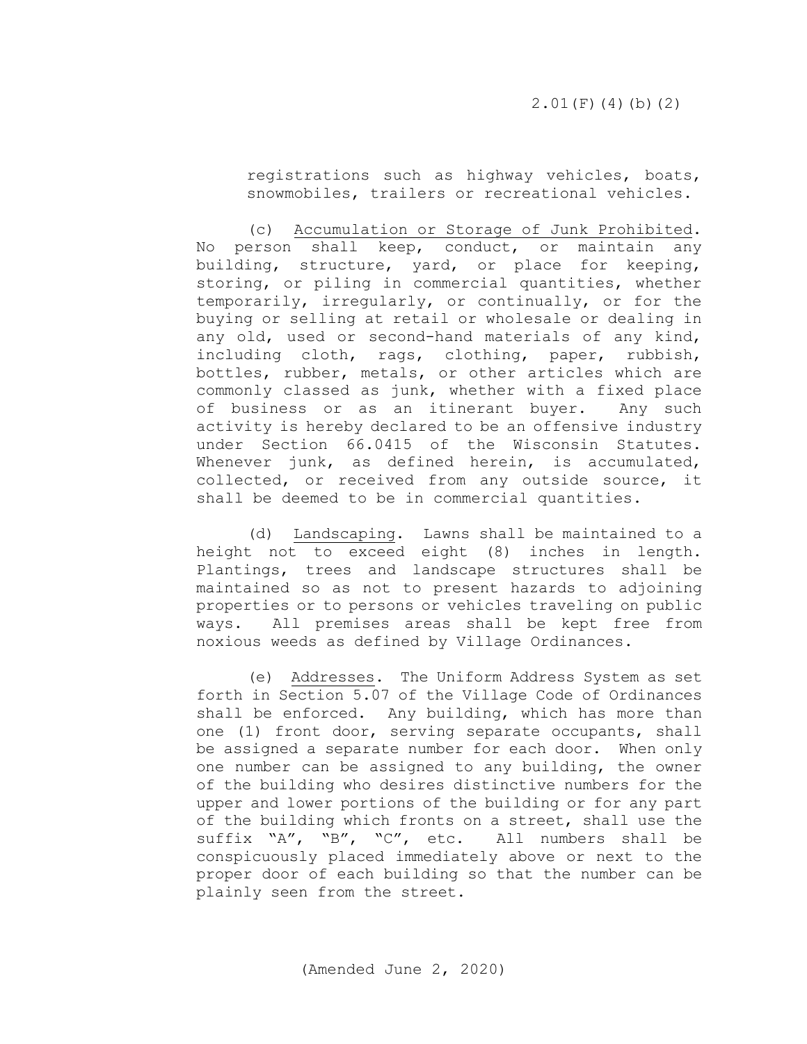registrations such as highway vehicles, boats, snowmobiles, trailers or recreational vehicles.

(c) Accumulation or Storage of Junk Prohibited. No person shall keep, conduct, or maintain any building, structure, yard, or place for keeping, storing, or piling in commercial quantities, whether temporarily, irregularly, or continually, or for the buying or selling at retail or wholesale or dealing in any old, used or second-hand materials of any kind, including cloth, rags, clothing, paper, rubbish, bottles, rubber, metals, or other articles which are commonly classed as junk, whether with a fixed place of business or as an itinerant buyer. Any such activity is hereby declared to be an offensive industry under Section 66.0415 of the Wisconsin Statutes. Whenever junk, as defined herein, is accumulated, collected, or received from any outside source, it shall be deemed to be in commercial quantities.

(d) Landscaping. Lawns shall be maintained to a height not to exceed eight (8) inches in length. Plantings, trees and landscape structures shall be maintained so as not to present hazards to adjoining properties or to persons or vehicles traveling on public ways. All premises areas shall be kept free from noxious weeds as defined by Village Ordinances.

(e) Addresses. The Uniform Address System as set forth in Section 5.07 of the Village Code of Ordinances shall be enforced. Any building, which has more than one (1) front door, serving separate occupants, shall be assigned a separate number for each door. When only one number can be assigned to any building, the owner of the building who desires distinctive numbers for the upper and lower portions of the building or for any part of the building which fronts on a street, shall use the suffix "A", "B", "C", etc. All numbers shall be conspicuously placed immediately above or next to the proper door of each building so that the number can be plainly seen from the street.

(Amended June 2, 2020)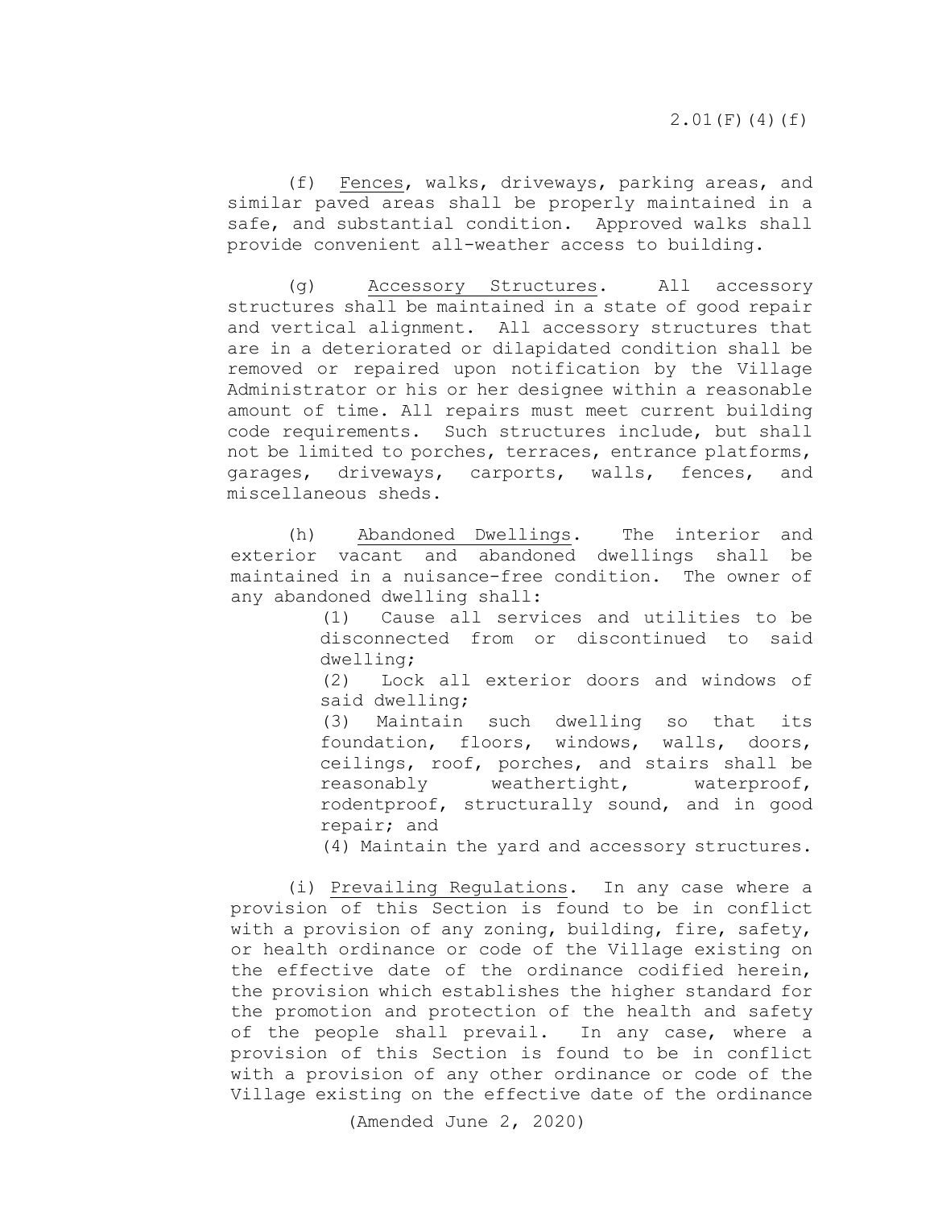(f) Fences, walks, driveways, parking areas, and similar paved areas shall be properly maintained in a safe, and substantial condition. Approved walks shall provide convenient all-weather access to building.

(g) Accessory Structures. All accessory structures shall be maintained in a state of good repair and vertical alignment. All accessory structures that are in a deteriorated or dilapidated condition shall be removed or repaired upon notification by the Village Administrator or his or her designee within a reasonable amount of time. All repairs must meet current building code requirements. Such structures include, but shall not be limited to porches, terraces, entrance platforms, garages, driveways, carports, walls, fences, and miscellaneous sheds.

(h) Abandoned Dwellings. The interior and exterior vacant and abandoned dwellings shall be maintained in a nuisance-free condition. The owner of any abandoned dwelling shall:

(1) Cause all services and utilities to be disconnected from or discontinued to said dwelling;

(2) Lock all exterior doors and windows of said dwelling;

(3) Maintain such dwelling so that its foundation, floors, windows, walls, doors, ceilings, roof, porches, and stairs shall be reasonably weathertight, waterproof, rodentproof, structurally sound, and in good repair; and

(4) Maintain the yard and accessory structures.

(i) Prevailing Regulations. In any case where a provision of this Section is found to be in conflict with a provision of any zoning, building, fire, safety, or health ordinance or code of the Village existing on the effective date of the ordinance codified herein, the provision which establishes the higher standard for the promotion and protection of the health and safety of the people shall prevail. In any case, where a provision of this Section is found to be in conflict with a provision of any other ordinance or code of the Village existing on the effective date of the ordinance

(Amended June 2, 2020)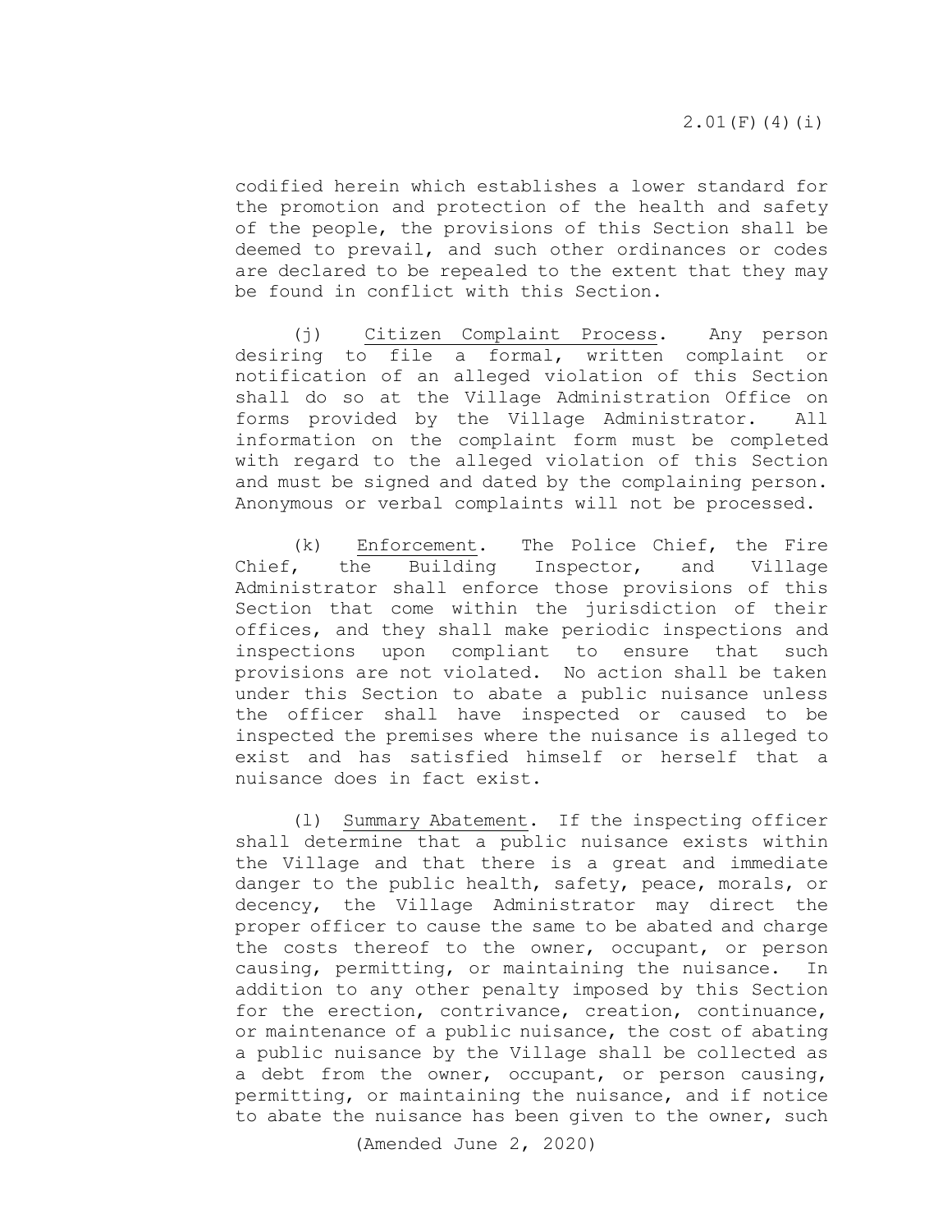codified herein which establishes a lower standard for the promotion and protection of the health and safety of the people, the provisions of this Section shall be deemed to prevail, and such other ordinances or codes are declared to be repealed to the extent that they may be found in conflict with this Section.

(j) Citizen Complaint Process. Any person desiring to file a formal, written complaint or notification of an alleged violation of this Section shall do so at the Village Administration Office on forms provided by the Village Administrator. All information on the complaint form must be completed with regard to the alleged violation of this Section and must be signed and dated by the complaining person. Anonymous or verbal complaints will not be processed.

(k) Enforcement. The Police Chief, the Fire Chief, the Building Inspector, and Village Administrator shall enforce those provisions of this Section that come within the jurisdiction of their offices, and they shall make periodic inspections and inspections upon compliant to ensure that such provisions are not violated. No action shall be taken under this Section to abate a public nuisance unless the officer shall have inspected or caused to be inspected the premises where the nuisance is alleged to exist and has satisfied himself or herself that a nuisance does in fact exist.

(l) Summary Abatement. If the inspecting officer shall determine that a public nuisance exists within the Village and that there is a great and immediate danger to the public health, safety, peace, morals, or decency, the Village Administrator may direct the proper officer to cause the same to be abated and charge the costs thereof to the owner, occupant, or person causing, permitting, or maintaining the nuisance. In addition to any other penalty imposed by this Section for the erection, contrivance, creation, continuance, or maintenance of a public nuisance, the cost of abating a public nuisance by the Village shall be collected as a debt from the owner, occupant, or person causing, permitting, or maintaining the nuisance, and if notice to abate the nuisance has been given to the owner, such

(Amended June 2, 2020)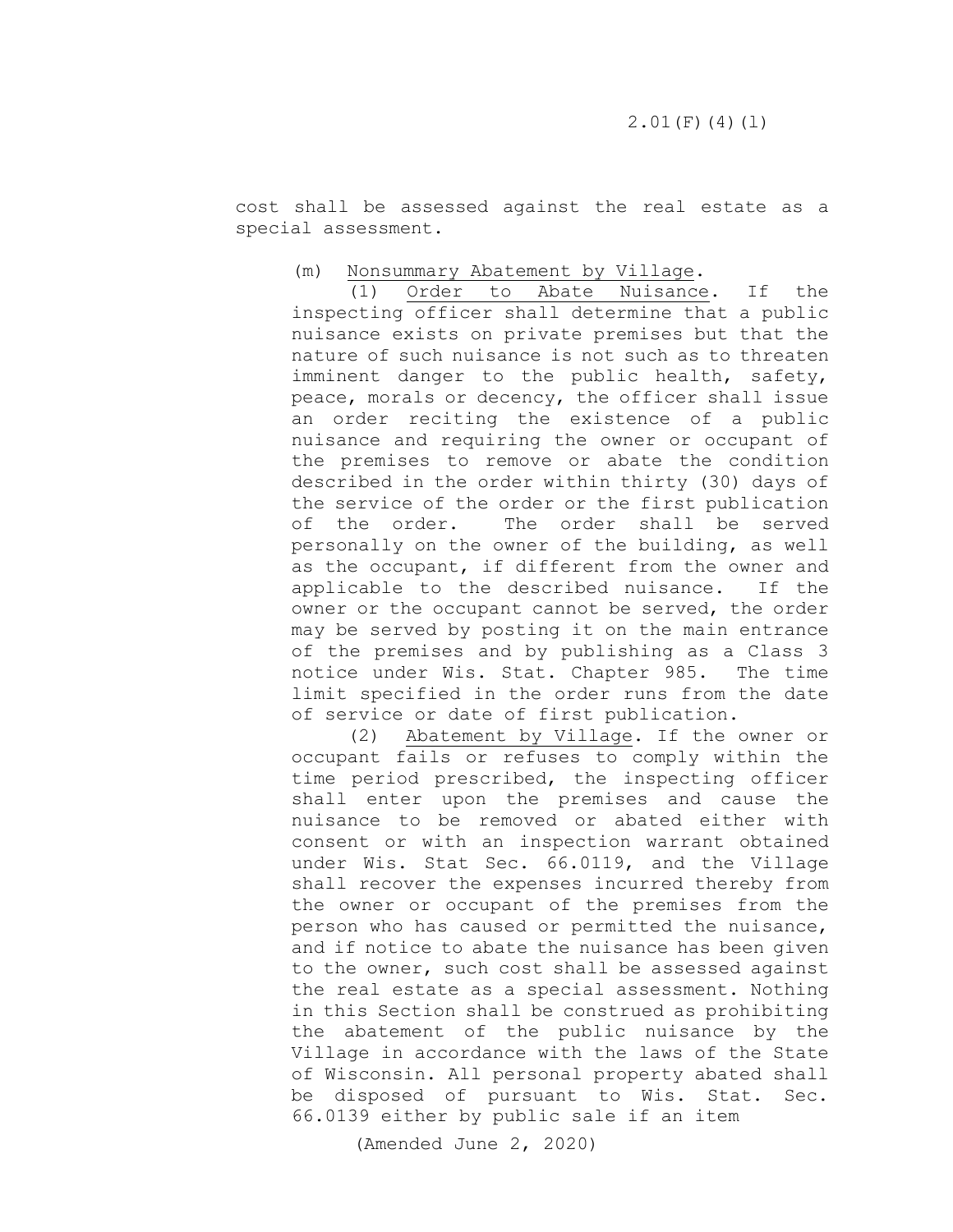cost shall be assessed against the real estate as a special assessment.

(m) Nonsummary Abatement by Village.

(1) Order to Abate Nuisance. If the inspecting officer shall determine that a public nuisance exists on private premises but that the nature of such nuisance is not such as to threaten imminent danger to the public health, safety, peace, morals or decency, the officer shall issue an order reciting the existence of a public nuisance and requiring the owner or occupant of the premises to remove or abate the condition described in the order within thirty (30) days of the service of the order or the first publication of the order. The order shall be served personally on the owner of the building, as well as the occupant, if different from the owner and applicable to the described nuisance. If the owner or the occupant cannot be served, the order may be served by posting it on the main entrance of the premises and by publishing as a Class 3 notice under Wis. Stat. Chapter 985. The time limit specified in the order runs from the date of service or date of first publication.

(2) Abatement by Village. If the owner or occupant fails or refuses to comply within the time period prescribed, the inspecting officer shall enter upon the premises and cause the nuisance to be removed or abated either with consent or with an inspection warrant obtained under Wis. Stat Sec. 66.0119, and the Village shall recover the expenses incurred thereby from the owner or occupant of the premises from the person who has caused or permitted the nuisance, and if notice to abate the nuisance has been given to the owner, such cost shall be assessed against the real estate as a special assessment. Nothing in this Section shall be construed as prohibiting the abatement of the public nuisance by the Village in accordance with the laws of the State of Wisconsin. All personal property abated shall be disposed of pursuant to Wis. Stat. Sec. 66.0139 either by public sale if an item

(Amended June 2, 2020)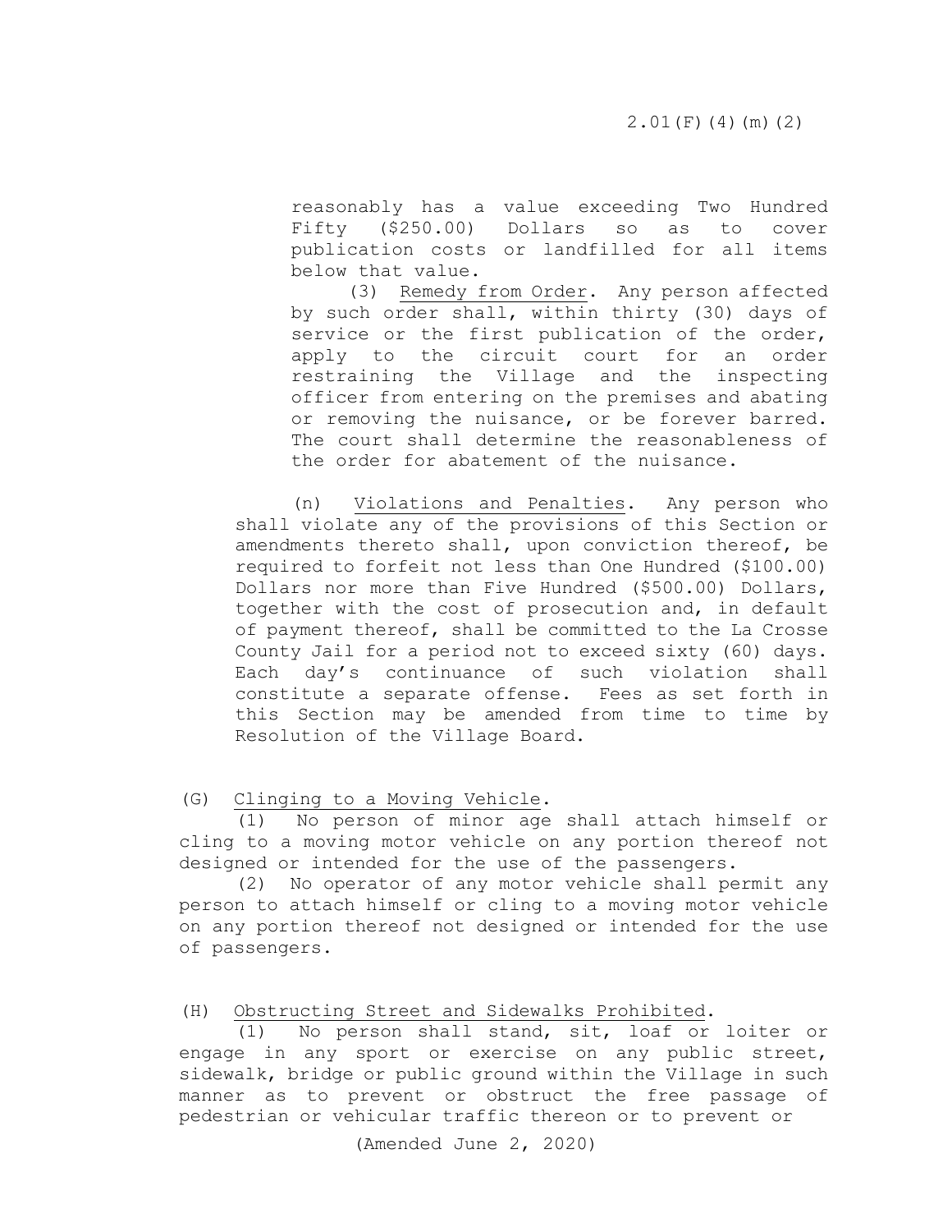reasonably has a value exceeding Two Hundred Fifty ($250.00) Dollars so as to cover publication costs or landfilled for all items below that value.

(3) Remedy from Order. Any person affected by such order shall, within thirty (30) days of service or the first publication of the order, apply to the circuit court for an order restraining the Village and the inspecting officer from entering on the premises and abating or removing the nuisance, or be forever barred. The court shall determine the reasonableness of the order for abatement of the nuisance.

(n) Violations and Penalties. Any person who shall violate any of the provisions of this Section or amendments thereto shall, upon conviction thereof, be required to forfeit not less than One Hundred ($100.00) Dollars nor more than Five Hundred ($500.00) Dollars, together with the cost of prosecution and, in default of payment thereof, shall be committed to the La Crosse County Jail for a period not to exceed sixty (60) days. Each day's continuance of such violation shall constitute a separate offense. Fees as set forth in this Section may be amended from time to time by Resolution of the Village Board.

(G) Clinging to a Moving Vehicle.

(1) No person of minor age shall attach himself or cling to a moving motor vehicle on any portion thereof not designed or intended for the use of the passengers.

(2) No operator of any motor vehicle shall permit any person to attach himself or cling to a moving motor vehicle on any portion thereof not designed or intended for the use of passengers.

(H) Obstructing Street and Sidewalks Prohibited.

(1) No person shall stand, sit, loaf or loiter or engage in any sport or exercise on any public street, sidewalk, bridge or public ground within the Village in such manner as to prevent or obstruct the free passage of pedestrian or vehicular traffic thereon or to prevent or

(Amended June 2, 2020)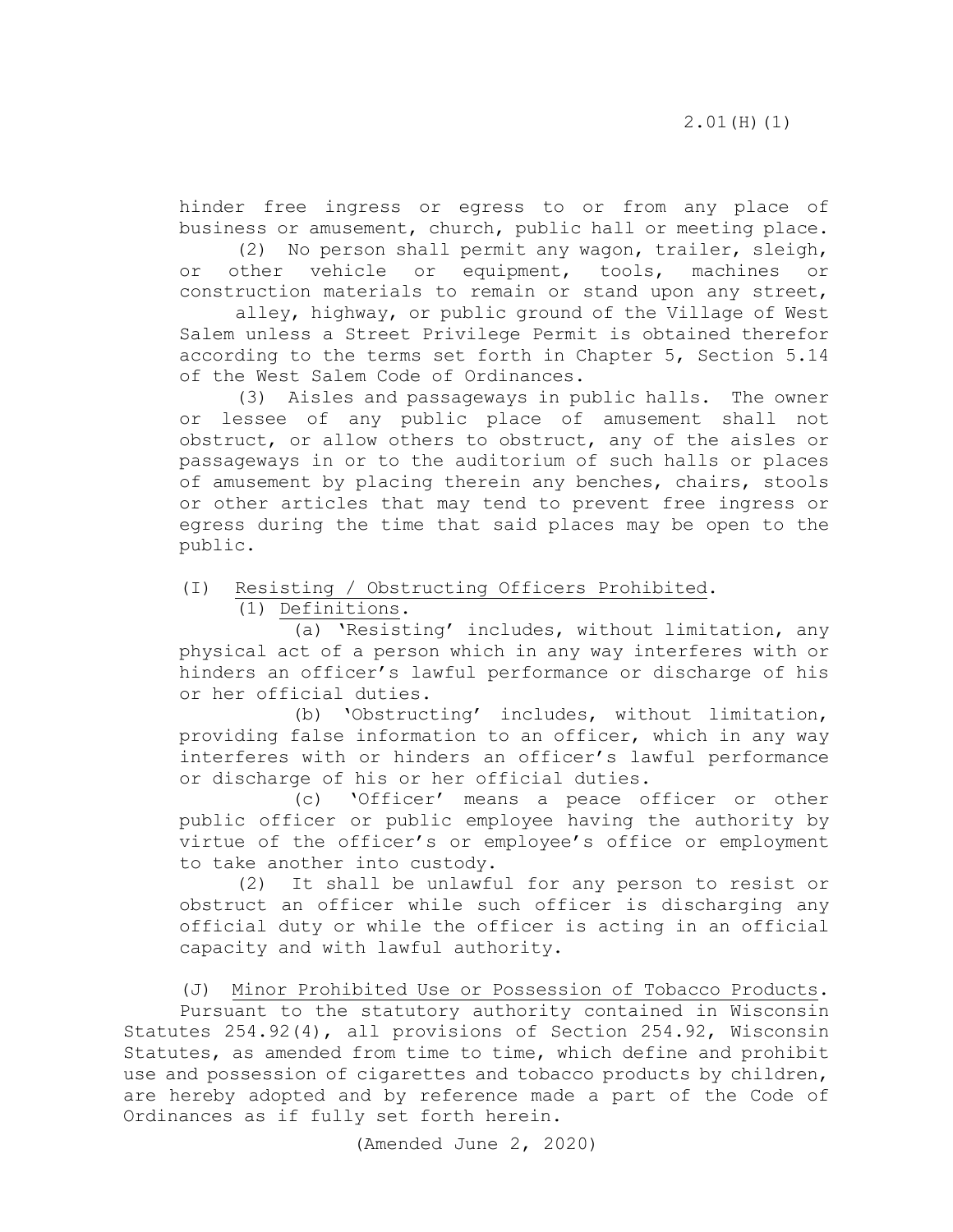hinder free ingress or egress to or from any place of business or amusement, church, public hall or meeting place.

(2) No person shall permit any wagon, trailer, sleigh, or other vehicle or equipment, tools, machines or construction materials to remain or stand upon any street, alley, highway, or public ground of the Village of West Salem unless a Street Privilege Permit is obtained therefor according to the terms set forth in Chapter 5, Section 5.14 of the West Salem Code of Ordinances.

(3) Aisles and passageways in public halls. The owner or lessee of any public place of amusement shall not obstruct, or allow others to obstruct, any of the aisles or passageways in or to the auditorium of such halls or places of amusement by placing therein any benches, chairs, stools or other articles that may tend to prevent free ingress or egress during the time that said places may be open to the public.

(I) Resisting / Obstructing Officers Prohibited.

(1) Definitions.

(a) 'Resisting' includes, without limitation, any physical act of a person which in any way interferes with or hinders an officer's lawful performance or discharge of his or her official duties.

(b) 'Obstructing' includes, without limitation, providing false information to an officer, which in any way interferes with or hinders an officer's lawful performance or discharge of his or her official duties.

(c) 'Officer' means a peace officer or other public officer or public employee having the authority by virtue of the officer's or employee's office or employment to take another into custody.

(2) It shall be unlawful for any person to resist or obstruct an officer while such officer is discharging any official duty or while the officer is acting in an official capacity and with lawful authority.

(J) Minor Prohibited Use or Possession of Tobacco Products. Pursuant to the statutory authority contained in Wisconsin Statutes 254.92(4), all provisions of Section 254.92, Wisconsin Statutes, as amended from time to time, which define and prohibit use and possession of cigarettes and tobacco products by children, are hereby adopted and by reference made a part of the Code of Ordinances as if fully set forth herein.

(Amended June 2, 2020)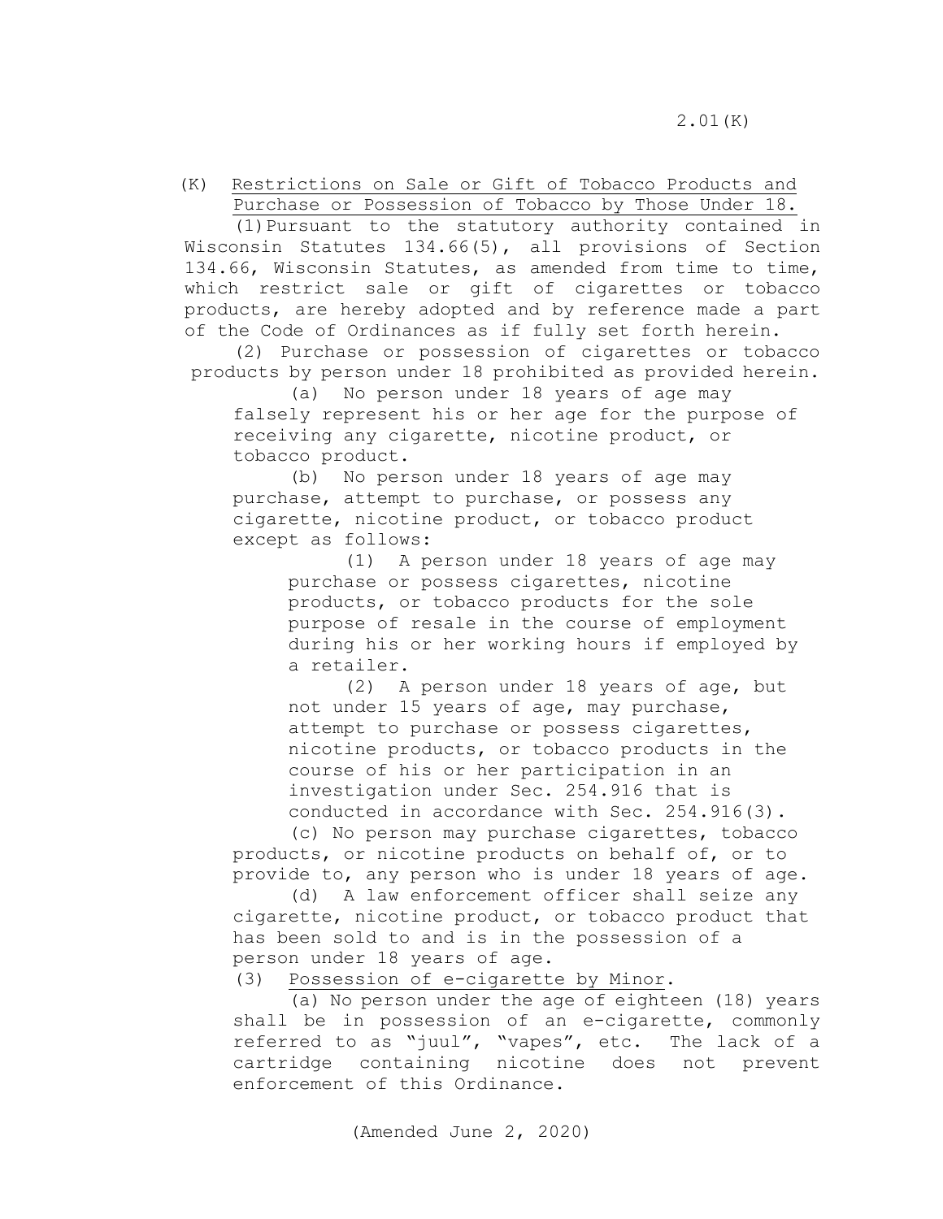(K) Restrictions on Sale or Gift of Tobacco Products and Purchase or Possession of Tobacco by Those Under 18.

(1) Pursuant to the statutory authority contained in Wisconsin Statutes 134.66(5), all provisions of Section 134.66, Wisconsin Statutes, as amended from time to time, which restrict sale or gift of cigarettes or tobacco products, are hereby adopted and by reference made a part of the Code of Ordinances as if fully set forth herein.

(2) Purchase or possession of cigarettes or tobacco products by person under 18 prohibited as provided herein.

(a) No person under 18 years of age may falsely represent his or her age for the purpose of receiving any cigarette, nicotine product, or tobacco product.

(b) No person under 18 years of age may purchase, attempt to purchase, or possess any cigarette, nicotine product, or tobacco product except as follows:

(1) A person under 18 years of age may purchase or possess cigarettes, nicotine products, or tobacco products for the sole purpose of resale in the course of employment during his or her working hours if employed by a retailer.

(2) A person under 18 years of age, but not under 15 years of age, may purchase, attempt to purchase or possess cigarettes, nicotine products, or tobacco products in the course of his or her participation in an investigation under Sec. 254.916 that is conducted in accordance with Sec. 254.916(3).

(c) No person may purchase cigarettes, tobacco products, or nicotine products on behalf of, or to provide to, any person who is under 18 years of age.

(d) A law enforcement officer shall seize any cigarette, nicotine product, or tobacco product that has been sold to and is in the possession of a person under 18 years of age.

(3) Possession of e-cigarette by Minor.

(a) No person under the age of eighteen (18) years shall be in possession of an e-cigarette, commonly referred to as "juul", "vapes", etc. The lack of a cartridge containing nicotine does not prevent enforcement of this Ordinance.

(Amended June 2, 2020)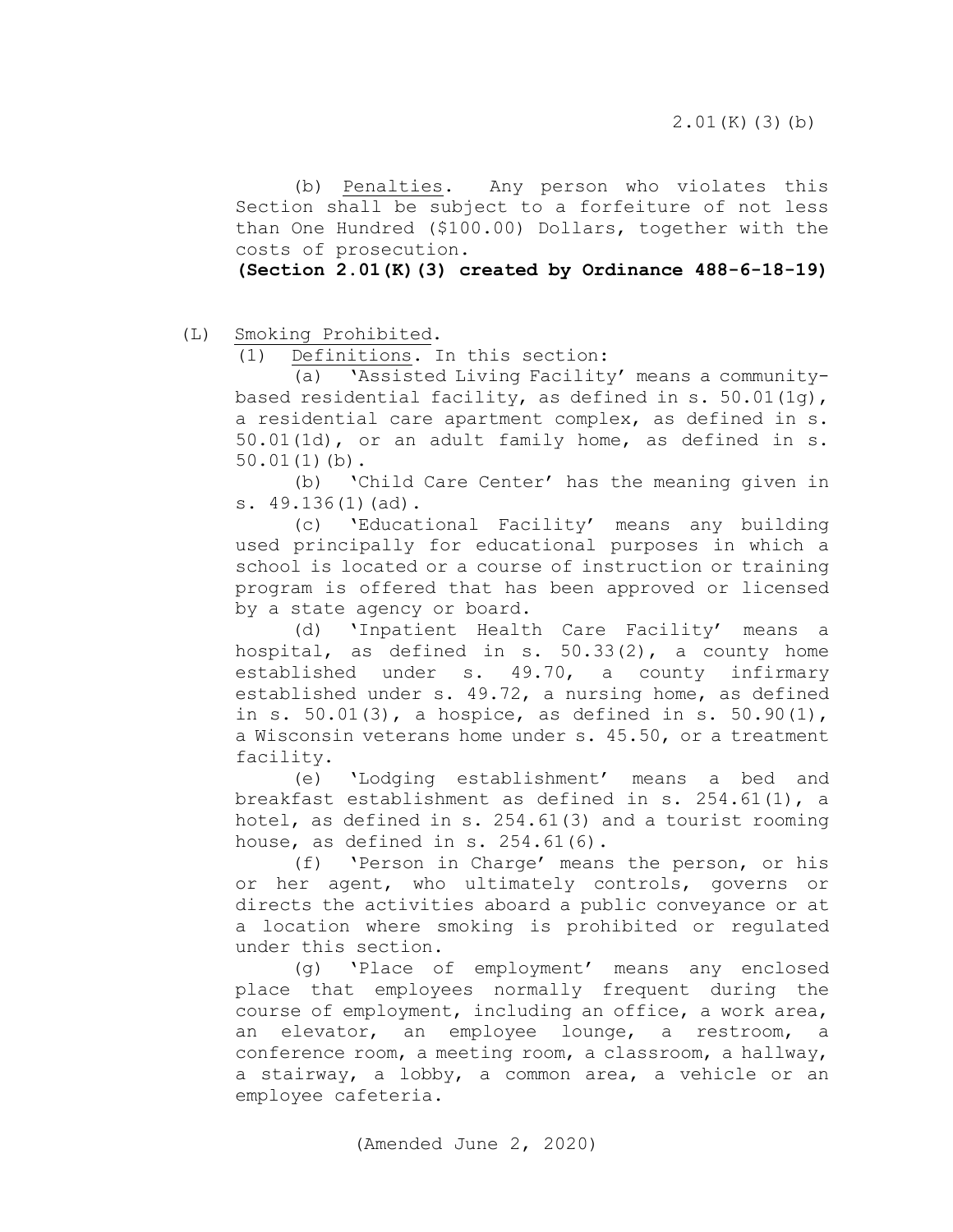(b) Penalties. Any person who violates this Section shall be subject to a forfeiture of not less than One Hundred ($100.00) Dollars, together with the costs of prosecution.

**(Section 2.01(K)(3) created by Ordinance 488-6-18-19)**

(L) Smoking Prohibited.

(1) Definitions. In this section:

(a) 'Assisted Living Facility' means a community-based residential facility, as defined in s. 50.01(1g), a residential care apartment complex, as defined in s. 50.01(1d), or an adult family home, as defined in s. 50.01(1)(b).

(b) 'Child Care Center' has the meaning given in s. 49.136(1)(ad).

(c) 'Educational Facility' means any building used principally for educational purposes in which a school is located or a course of instruction or training program is offered that has been approved or licensed by a state agency or board.

(d) 'Inpatient Health Care Facility' means a hospital, as defined in s. 50.33(2), a county home established under s. 49.70, a county infirmary established under s. 49.72, a nursing home, as defined in s. 50.01(3), a hospice, as defined in s. 50.90(1), a Wisconsin veterans home under s. 45.50, or a treatment facility.

(e) 'Lodging establishment' means a bed and breakfast establishment as defined in s. 254.61(1), a hotel, as defined in s. 254.61(3) and a tourist rooming house, as defined in s. 254.61(6).

(f) 'Person in Charge' means the person, or his or her agent, who ultimately controls, governs or directs the activities aboard a public conveyance or at a location where smoking is prohibited or regulated under this section.

(g) 'Place of employment' means any enclosed place that employees normally frequent during the course of employment, including an office, a work area, an elevator, an employee lounge, a restroom, a conference room, a meeting room, a classroom, a hallway, a stairway, a lobby, a common area, a vehicle or an employee cafeteria.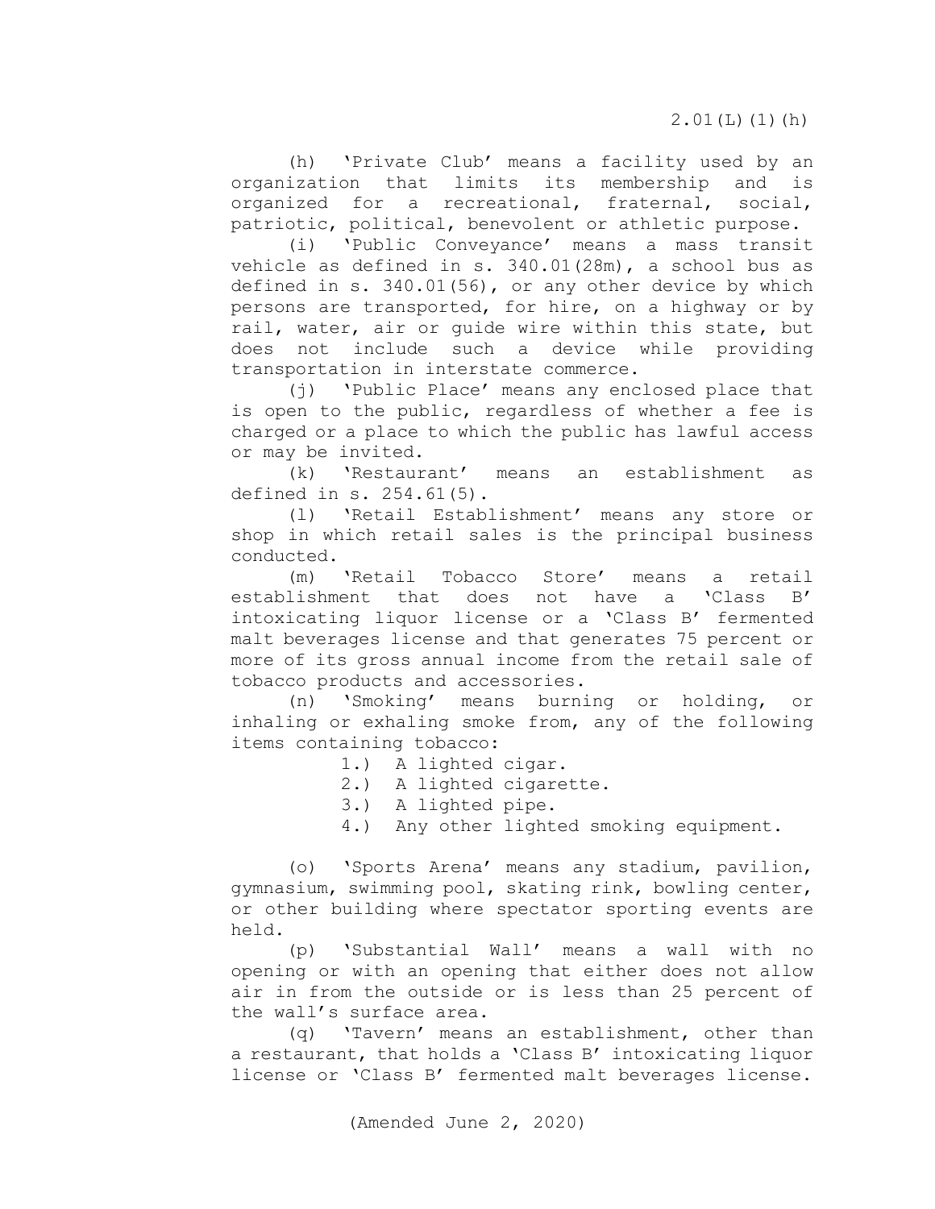(h) 'Private Club' means a facility used by an organization that limits its membership and is organized for a recreational, fraternal, social, patriotic, political, benevolent or athletic purpose.

(i) 'Public Conveyance' means a mass transit vehicle as defined in s. 340.01(28m), a school bus as defined in s. 340.01(56), or any other device by which persons are transported, for hire, on a highway or by rail, water, air or guide wire within this state, but does not include such a device while providing transportation in interstate commerce.

(j) 'Public Place' means any enclosed place that is open to the public, regardless of whether a fee is charged or a place to which the public has lawful access or may be invited.

(k) 'Restaurant' means an establishment as defined in s. 254.61(5).

(l) 'Retail Establishment' means any store or shop in which retail sales is the principal business conducted.

(m) 'Retail Tobacco Store' means a retail establishment that does not have a 'Class B' intoxicating liquor license or a 'Class B' fermented malt beverages license and that generates 75 percent or more of its gross annual income from the retail sale of tobacco products and accessories.

(n) 'Smoking' means burning or holding, or inhaling or exhaling smoke from, any of the following items containing tobacco:

1.) A lighted cigar.
2.) A lighted cigarette.
3.) A lighted pipe.
4.) Any other lighted smoking equipment.

(o) 'Sports Arena' means any stadium, pavilion, gymnasium, swimming pool, skating rink, bowling center, or other building where spectator sporting events are held.

(p) 'Substantial Wall' means a wall with no opening or with an opening that either does not allow air in from the outside or is less than 25 percent of the wall's surface area.

(q) 'Tavern' means an establishment, other than a restaurant, that holds a 'Class B' intoxicating liquor license or 'Class B' fermented malt beverages license.

(Amended June 2, 2020)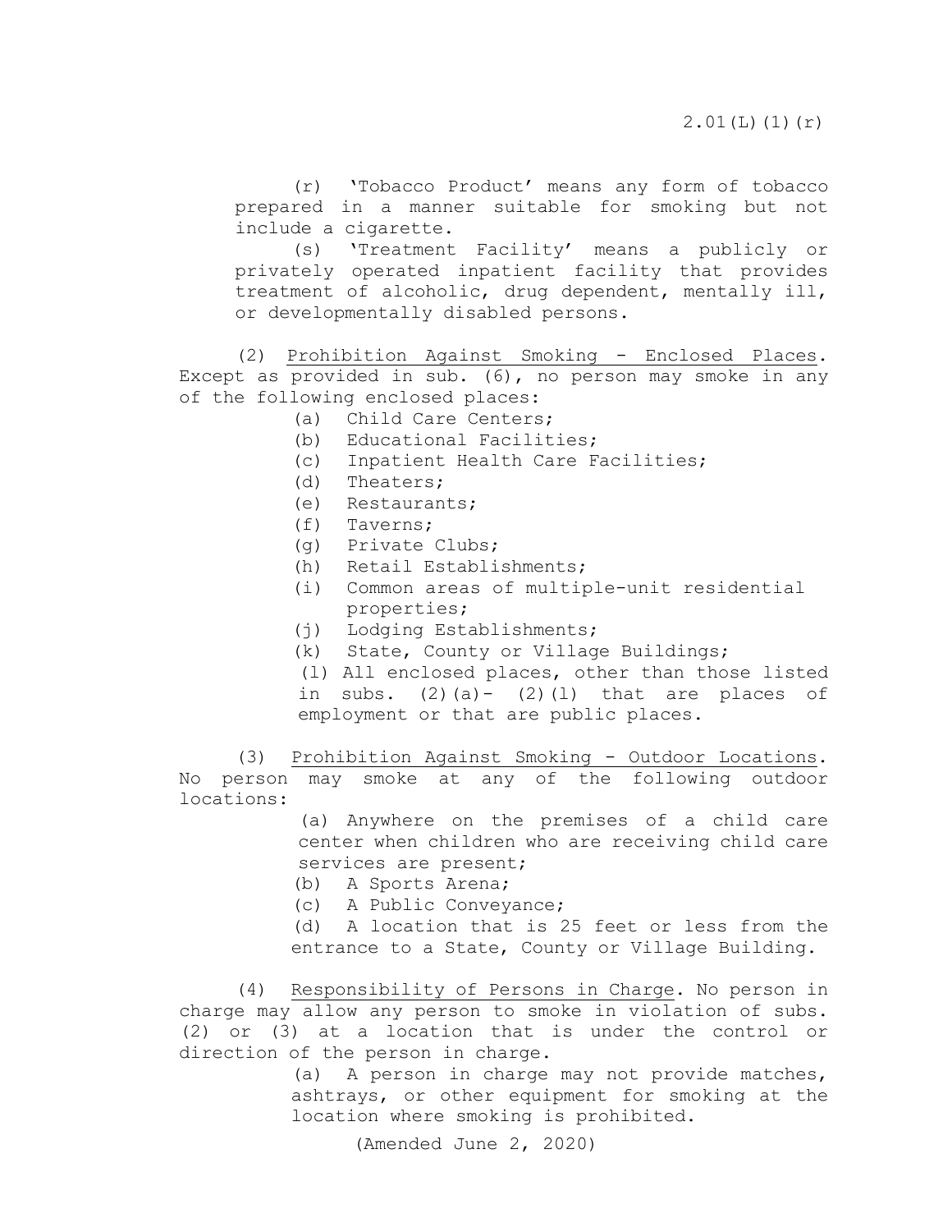(r) 'Tobacco Product' means any form of tobacco prepared in a manner suitable for smoking but not include a cigarette.

(s) 'Treatment Facility' means a publicly or privately operated inpatient facility that provides treatment of alcoholic, drug dependent, mentally ill, or developmentally disabled persons.

(2) Prohibition Against Smoking - Enclosed Places. Except as provided in sub. (6), no person may smoke in any of the following enclosed places:

(a) Child Care Centers;
(b) Educational Facilities;
(c) Inpatient Health Care Facilities;
(d) Theaters;
(e) Restaurants;
(f) Taverns;
(g) Private Clubs;
(h) Retail Establishments;
(i) Common areas of multiple-unit residential properties;
(j) Lodging Establishments;
(k) State, County or Village Buildings;
(l) All enclosed places, other than those listed in subs. (2)(a)- (2)(l) that are places of employment or that are public places.

(3) Prohibition Against Smoking - Outdoor Locations. No person may smoke at any of the following outdoor locations:

(a) Anywhere on the premises of a child care center when children who are receiving child care services are present;
(b) A Sports Arena;
(c) A Public Conveyance;
(d) A location that is 25 feet or less from the entrance to a State, County or Village Building.

(4) Responsibility of Persons in Charge. No person in charge may allow any person to smoke in violation of subs. (2) or (3) at a location that is under the control or direction of the person in charge.

(a) A person in charge may not provide matches, ashtrays, or other equipment for smoking at the location where smoking is prohibited.

(Amended June 2, 2020)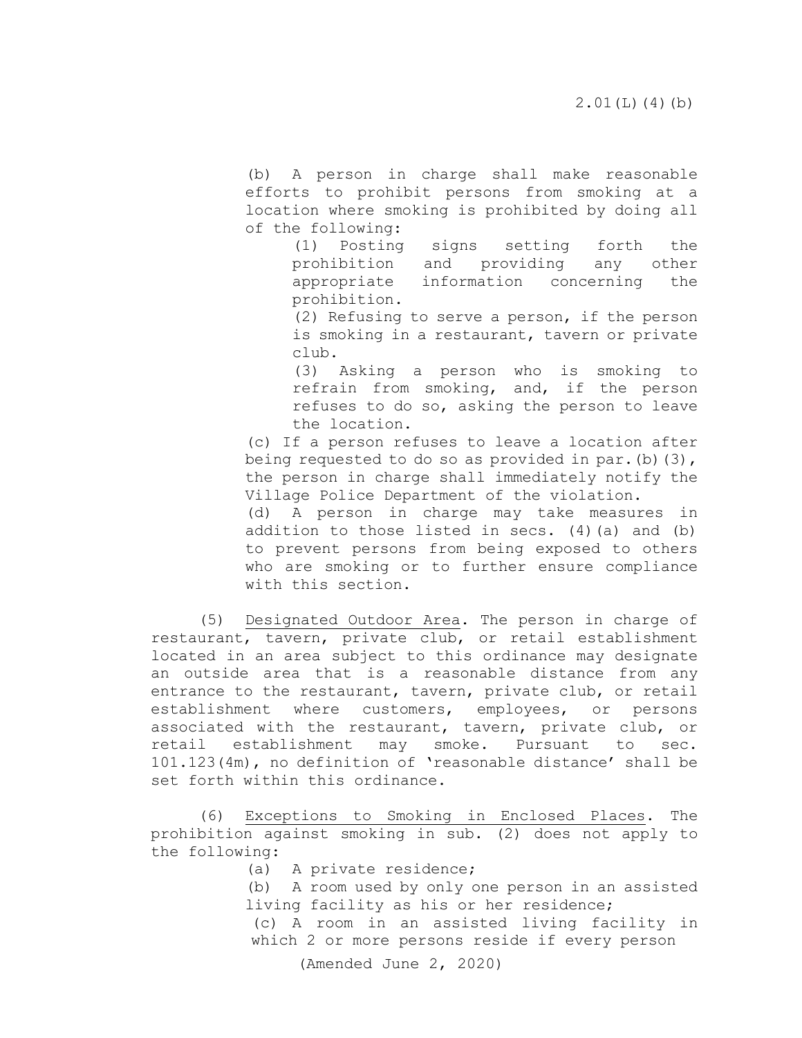(b) A person in charge shall make reasonable efforts to prohibit persons from smoking at a location where smoking is prohibited by doing all of the following:

(1) Posting signs setting forth the prohibition and providing any other appropriate information concerning the prohibition.

(2) Refusing to serve a person, if the person is smoking in a restaurant, tavern or private club.

(3) Asking a person who is smoking to refrain from smoking, and, if the person refuses to do so, asking the person to leave the location.

(c) If a person refuses to leave a location after being requested to do so as provided in par.(b)(3), the person in charge shall immediately notify the Village Police Department of the violation.

(d) A person in charge may take measures in addition to those listed in secs. (4)(a) and (b) to prevent persons from being exposed to others who are smoking or to further ensure compliance with this section.

(5) Designated Outdoor Area. The person in charge of restaurant, tavern, private club, or retail establishment located in an area subject to this ordinance may designate an outside area that is a reasonable distance from any entrance to the restaurant, tavern, private club, or retail establishment where customers, employees, or persons associated with the restaurant, tavern, private club, or retail establishment may smoke. Pursuant to sec. 101.123(4m), no definition of 'reasonable distance' shall be set forth within this ordinance.

(6) Exceptions to Smoking in Enclosed Places. The prohibition against smoking in sub. (2) does not apply to the following:

(a) A private residence;

(b) A room used by only one person in an assisted living facility as his or her residence;

(c) A room in an assisted living facility in which 2 or more persons reside if every person

(Amended June 2, 2020)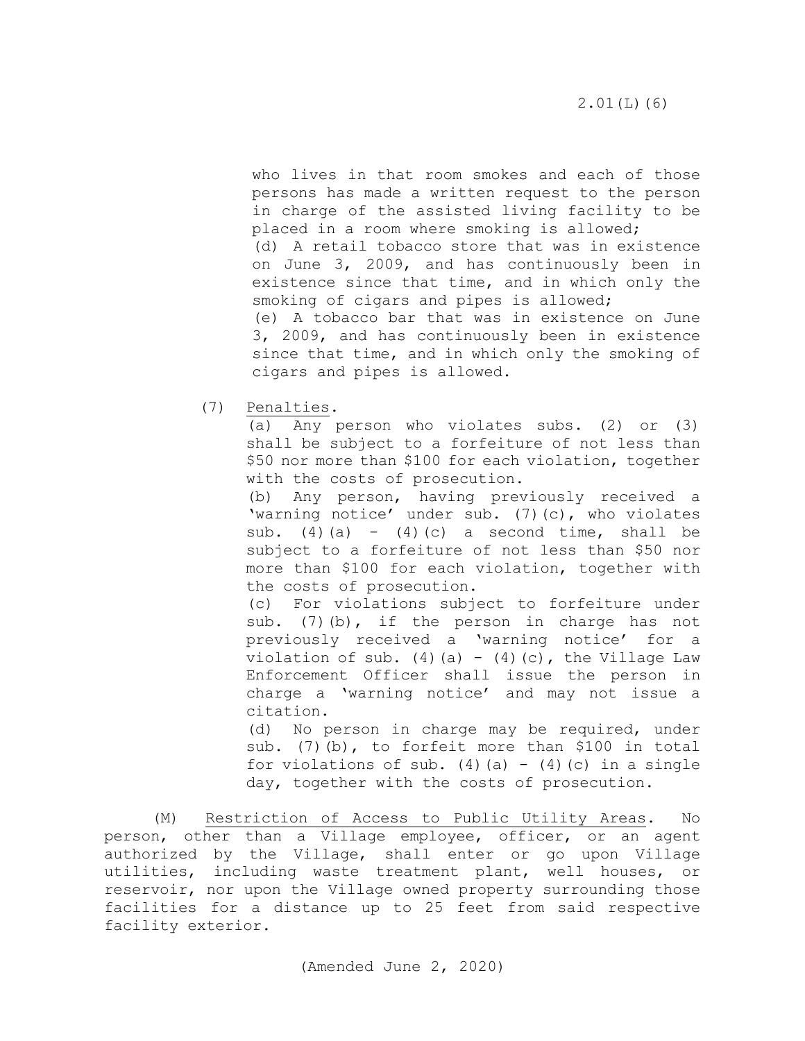who lives in that room smokes and each of those persons has made a written request to the person in charge of the assisted living facility to be placed in a room where smoking is allowed;

(d) A retail tobacco store that was in existence on June 3, 2009, and has continuously been in existence since that time, and in which only the smoking of cigars and pipes is allowed;

(e) A tobacco bar that was in existence on June 3, 2009, and has continuously been in existence since that time, and in which only the smoking of cigars and pipes is allowed.

(7) Penalties.

(a) Any person who violates subs. (2) or (3) shall be subject to a forfeiture of not less than $50 nor more than $100 for each violation, together with the costs of prosecution.

(b) Any person, having previously received a 'warning notice' under sub. (7)(c), who violates sub. (4)(a) - (4)(c) a second time, shall be subject to a forfeiture of not less than $50 nor more than $100 for each violation, together with the costs of prosecution.

(c) For violations subject to forfeiture under sub. (7)(b), if the person in charge has not previously received a 'warning notice' for a violation of sub. (4)(a) - (4)(c), the Village Law Enforcement Officer shall issue the person in charge a 'warning notice' and may not issue a citation.

(d) No person in charge may be required, under sub. (7)(b), to forfeit more than $100 in total for violations of sub. (4)(a) - (4)(c) in a single day, together with the costs of prosecution.

(M) Restriction of Access to Public Utility Areas. No person, other than a Village employee, officer, or an agent authorized by the Village, shall enter or go upon Village utilities, including waste treatment plant, well houses, or reservoir, nor upon the Village owned property surrounding those facilities for a distance up to 25 feet from said respective facility exterior.

(Amended June 2, 2020)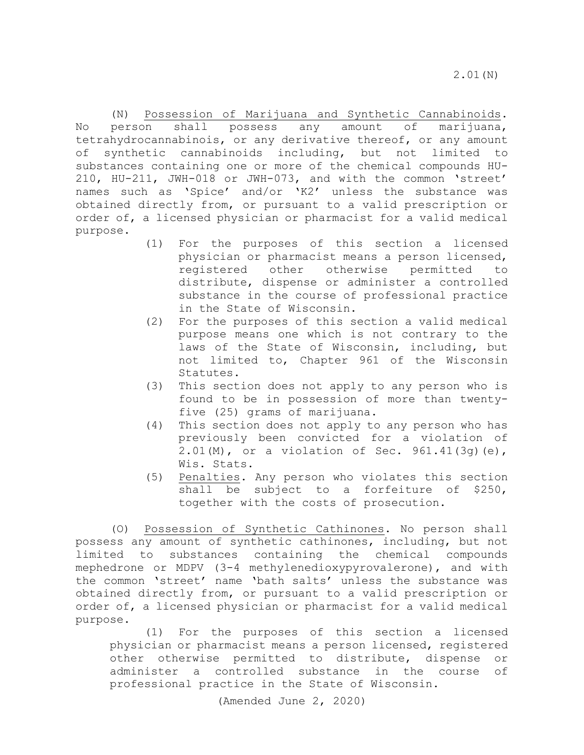(N) Possession of Marijuana and Synthetic Cannabinoids. No person shall possess any amount of marijuana, tetrahydrocannabinois, or any derivative thereof, or any amount of synthetic cannabinoids including, but not limited to substances containing one or more of the chemical compounds HU-210, HU-211, JWH-018 or JWH-073, and with the common 'street' names such as 'Spice' and/or 'K2' unless the substance was obtained directly from, or pursuant to a valid prescription or order of, a licensed physician or pharmacist for a valid medical purpose.

(1) For the purposes of this section a licensed physician or pharmacist means a person licensed, registered other otherwise permitted to distribute, dispense or administer a controlled substance in the course of professional practice in the State of Wisconsin.

(2) For the purposes of this section a valid medical purpose means one which is not contrary to the laws of the State of Wisconsin, including, but not limited to, Chapter 961 of the Wisconsin Statutes.

(3) This section does not apply to any person who is found to be in possession of more than twenty-five (25) grams of marijuana.

(4) This section does not apply to any person who has previously been convicted for a violation of 2.01(M), or a violation of Sec. 961.41(3g)(e), Wis. Stats.

(5) Penalties. Any person who violates this section shall be subject to a forfeiture of $250, together with the costs of prosecution.

(O) Possession of Synthetic Cathinones. No person shall possess any amount of synthetic cathinones, including, but not limited to substances containing the chemical compounds mephedrone or MDPV (3-4 methylenedioxypyrovalerone), and with the common 'street' name 'bath salts' unless the substance was obtained directly from, or pursuant to a valid prescription or order of, a licensed physician or pharmacist for a valid medical purpose.

(1) For the purposes of this section a licensed physician or pharmacist means a person licensed, registered other otherwise permitted to distribute, dispense or administer a controlled substance in the course of professional practice in the State of Wisconsin.

(Amended June 2, 2020)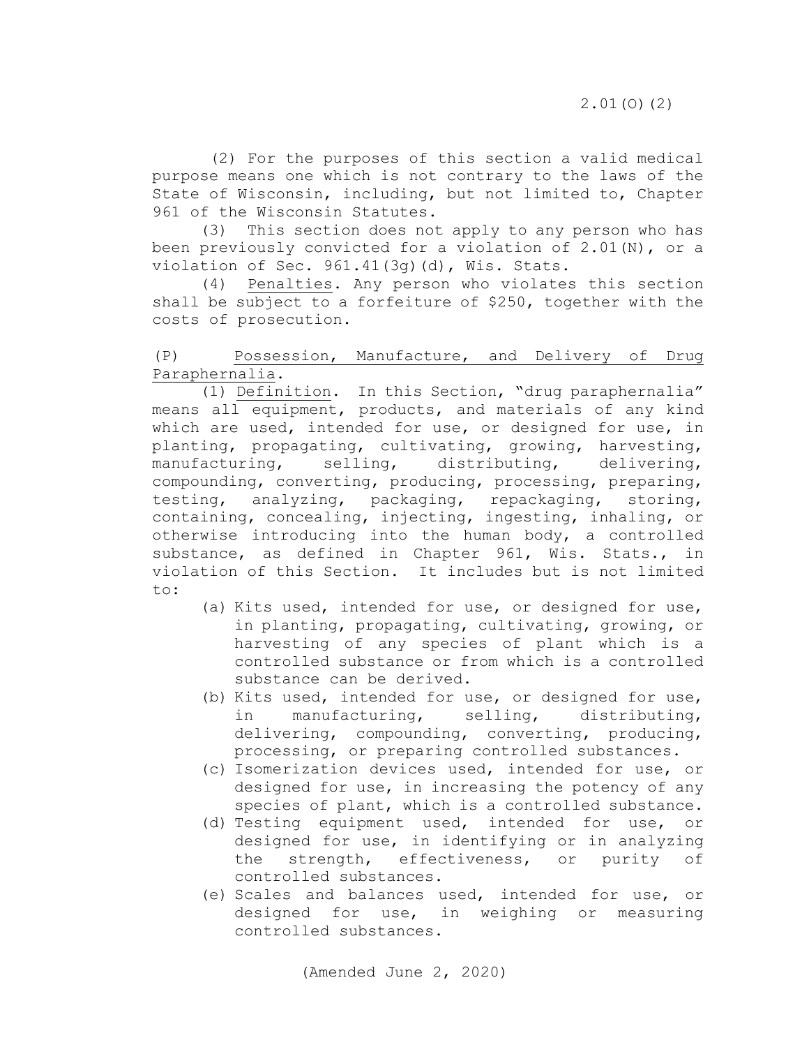(2) For the purposes of this section a valid medical purpose means one which is not contrary to the laws of the State of Wisconsin, including, but not limited to, Chapter 961 of the Wisconsin Statutes.

(3) This section does not apply to any person who has been previously convicted for a violation of 2.01(N), or a violation of Sec. 961.41(3g)(d), Wis. Stats.

(4) Penalties. Any person who violates this section shall be subject to a forfeiture of $250, together with the costs of prosecution.

(P) Possession, Manufacture, and Delivery of Drug Paraphernalia.

(1) Definition. In this Section, "drug paraphernalia" means all equipment, products, and materials of any kind which are used, intended for use, or designed for use, in planting, propagating, cultivating, growing, harvesting, manufacturing, selling, distributing, delivering, compounding, converting, producing, processing, preparing, testing, analyzing, packaging, repackaging, storing, containing, concealing, injecting, ingesting, inhaling, or otherwise introducing into the human body, a controlled substance, as defined in Chapter 961, Wis. Stats., in violation of this Section. It includes but is not limited to:

(a) Kits used, intended for use, or designed for use, in planting, propagating, cultivating, growing, or harvesting of any species of plant which is a controlled substance or from which is a controlled substance can be derived.

(b) Kits used, intended for use, or designed for use, in manufacturing, selling, distributing, delivering, compounding, converting, producing, processing, or preparing controlled substances.

(c) Isomerization devices used, intended for use, or designed for use, in increasing the potency of any species of plant, which is a controlled substance.

(d) Testing equipment used, intended for use, or designed for use, in identifying or in analyzing the strength, effectiveness, or purity of controlled substances.

(e) Scales and balances used, intended for use, or designed for use, in weighing or measuring controlled substances.

(Amended June 2, 2020)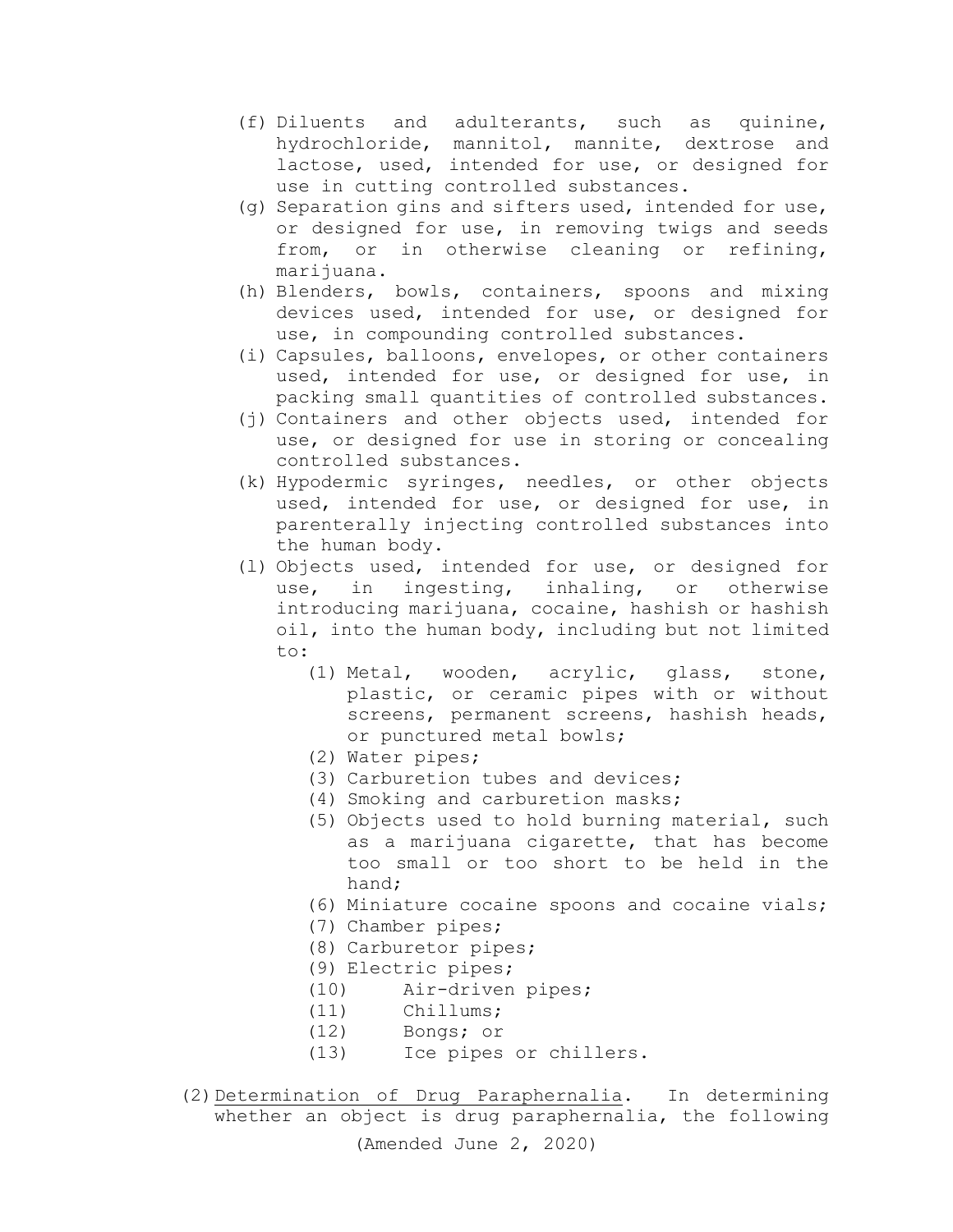(f) Diluents and adulterants, such as quinine, hydrochloride, mannitol, mannite, dextrose and lactose, used, intended for use, or designed for use in cutting controlled substances.

(g) Separation gins and sifters used, intended for use, or designed for use, in removing twigs and seeds from, or in otherwise cleaning or refining, marijuana.

(h) Blenders, bowls, containers, spoons and mixing devices used, intended for use, or designed for use, in compounding controlled substances.

(i) Capsules, balloons, envelopes, or other containers used, intended for use, or designed for use, in packing small quantities of controlled substances.

(j) Containers and other objects used, intended for use, or designed for use in storing or concealing controlled substances.

(k) Hypodermic syringes, needles, or other objects used, intended for use, or designed for use, in parenterally injecting controlled substances into the human body.

(l) Objects used, intended for use, or designed for use, in ingesting, inhaling, or otherwise introducing marijuana, cocaine, hashish or hashish oil, into the human body, including but not limited to:

   (1) Metal, wooden, acrylic, glass, stone, plastic, or ceramic pipes with or without screens, permanent screens, hashish heads, or punctured metal bowls;
   (2) Water pipes;
   (3) Carburetion tubes and devices;
   (4) Smoking and carburetion masks;
   (5) Objects used to hold burning material, such as a marijuana cigarette, that has become too small or too short to be held in the hand;
   (6) Miniature cocaine spoons and cocaine vials;
   (7) Chamber pipes;
   (8) Carburetor pipes;
   (9) Electric pipes;
   (10) Air-driven pipes;
   (11) Chillums;
   (12) Bongs; or
   (13) Ice pipes or chillers.

(2) Determination of Drug Paraphernalia. In determining whether an object is drug paraphernalia, the following

(Amended June 2, 2020)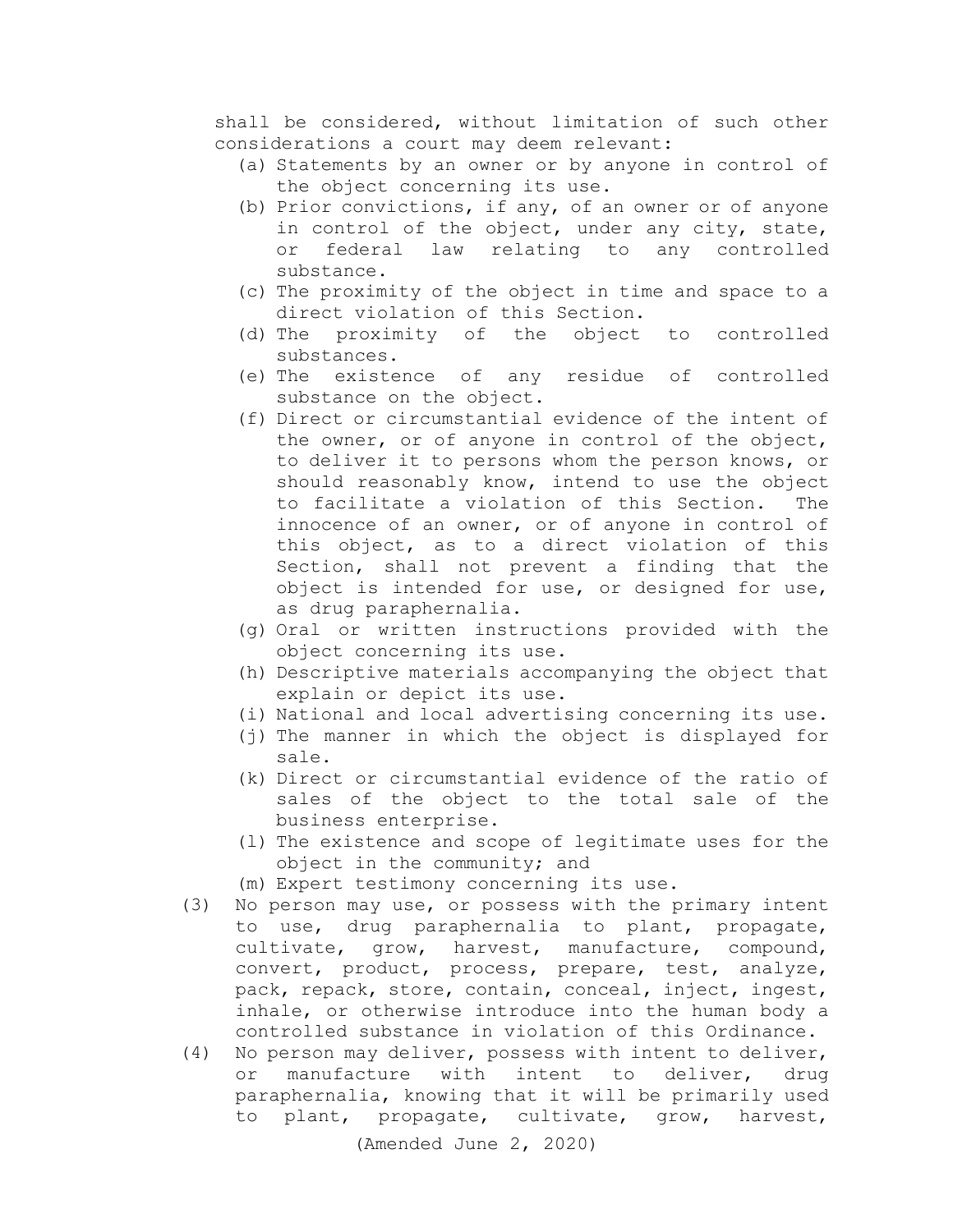shall be considered, without limitation of such other considerations a court may deem relevant:

- (a) Statements by an owner or by anyone in control of the object concerning its use.
- (b) Prior convictions, if any, of an owner or of anyone in control of the object, under any city, state, or federal law relating to any controlled substance.
- (c) The proximity of the object in time and space to a direct violation of this Section.
- (d) The proximity of the object to controlled substances.
- (e) The existence of any residue of controlled substance on the object.
- (f) Direct or circumstantial evidence of the intent of the owner, or of anyone in control of the object, to deliver it to persons whom the person knows, or should reasonably know, intend to use the object to facilitate a violation of this Section. The innocence of an owner, or of anyone in control of this object, as to a direct violation of this Section, shall not prevent a finding that the object is intended for use, or designed for use, as drug paraphernalia.
- (g) Oral or written instructions provided with the object concerning its use.
- (h) Descriptive materials accompanying the object that explain or depict its use.
- (i) National and local advertising concerning its use.
- (j) The manner in which the object is displayed for sale.
- (k) Direct or circumstantial evidence of the ratio of sales of the object to the total sale of the business enterprise.
- (l) The existence and scope of legitimate uses for the object in the community; and
- (m) Expert testimony concerning its use.

(3) No person may use, or possess with the primary intent to use, drug paraphernalia to plant, propagate, cultivate, grow, harvest, manufacture, compound, convert, product, process, prepare, test, analyze, pack, repack, store, contain, conceal, inject, ingest, inhale, or otherwise introduce into the human body a controlled substance in violation of this Ordinance.

(4) No person may deliver, possess with intent to deliver, or manufacture with intent to deliver, drug paraphernalia, knowing that it will be primarily used to plant, propagate, cultivate, grow, harvest,

(Amended June 2, 2020)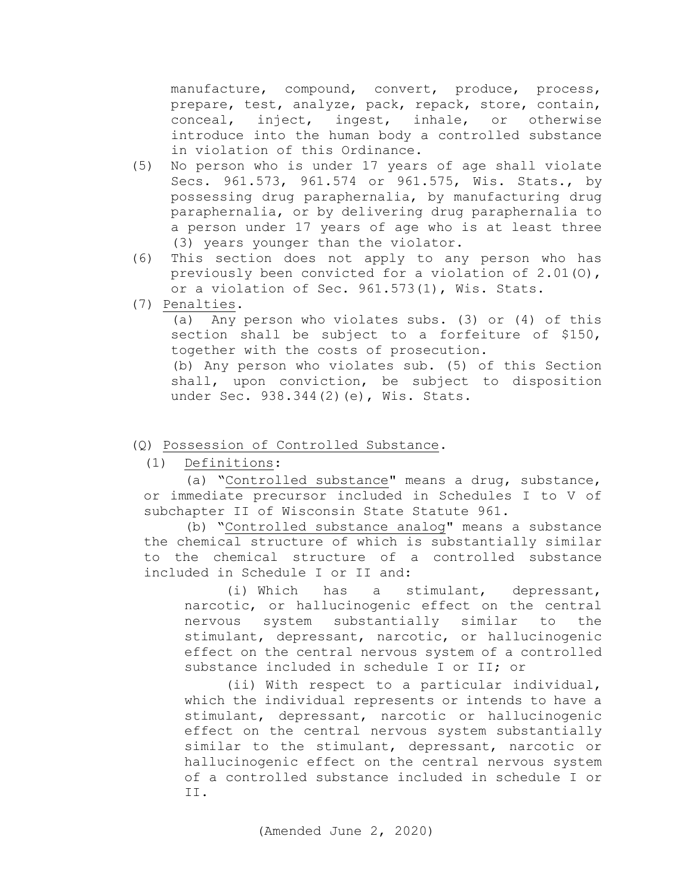manufacture, compound, convert, produce, process, prepare, test, analyze, pack, repack, store, contain, conceal, inject, ingest, inhale, or otherwise introduce into the human body a controlled substance in violation of this Ordinance.

(5) No person who is under 17 years of age shall violate Secs. 961.573, 961.574 or 961.575, Wis. Stats., by possessing drug paraphernalia, by manufacturing drug paraphernalia, or by delivering drug paraphernalia to a person under 17 years of age who is at least three (3) years younger than the violator.

(6) This section does not apply to any person who has previously been convicted for a violation of 2.01(O), or a violation of Sec. 961.573(1), Wis. Stats.

(7) Penalties.

(a) Any person who violates subs. (3) or (4) of this section shall be subject to a forfeiture of $150, together with the costs of prosecution.

(b) Any person who violates sub. (5) of this Section shall, upon conviction, be subject to disposition under Sec. 938.344(2)(e), Wis. Stats.

(Q) Possession of Controlled Substance.

(1) Definitions:

(a) "Controlled substance" means a drug, substance, or immediate precursor included in Schedules I to V of subchapter II of Wisconsin State Statute 961.

(b) "Controlled substance analog" means a substance the chemical structure of which is substantially similar to the chemical structure of a controlled substance included in Schedule I or II and:

(i) Which has a stimulant, depressant, narcotic, or hallucinogenic effect on the central nervous system substantially similar to the stimulant, depressant, narcotic, or hallucinogenic effect on the central nervous system of a controlled substance included in schedule I or II; or

(ii) With respect to a particular individual, which the individual represents or intends to have a stimulant, depressant, narcotic or hallucinogenic effect on the central nervous system substantially similar to the stimulant, depressant, narcotic or hallucinogenic effect on the central nervous system of a controlled substance included in schedule I or II.

(Amended June 2, 2020)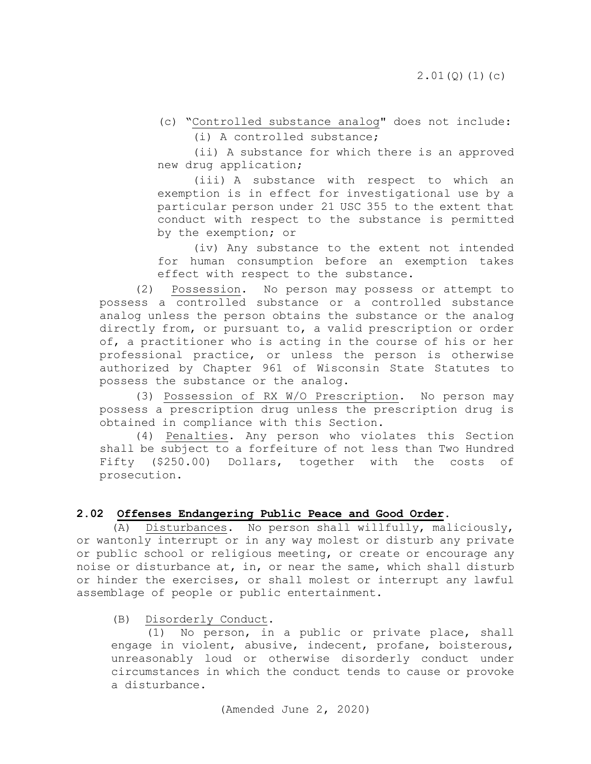(c) "Controlled substance analog" does not include:

(i) A controlled substance;

(ii) A substance for which there is an approved new drug application;

(iii) A substance with respect to which an exemption is in effect for investigational use by a particular person under 21 USC 355 to the extent that conduct with respect to the substance is permitted by the exemption; or

(iv) Any substance to the extent not intended for human consumption before an exemption takes effect with respect to the substance.

(2) Possession. No person may possess or attempt to possess a controlled substance or a controlled substance analog unless the person obtains the substance or the analog directly from, or pursuant to, a valid prescription or order of, a practitioner who is acting in the course of his or her professional practice, or unless the person is otherwise authorized by Chapter 961 of Wisconsin State Statutes to possess the substance or the analog.

(3) Possession of RX W/O Prescription. No person may possess a prescription drug unless the prescription drug is obtained in compliance with this Section.

(4) Penalties. Any person who violates this Section shall be subject to a forfeiture of not less than Two Hundred Fifty ($250.00) Dollars, together with the costs of prosecution.

## 2.02 Offenses Endangering Public Peace and Good Order.

(A) Disturbances. No person shall willfully, maliciously, or wantonly interrupt or in any way molest or disturb any private or public school or religious meeting, or create or encourage any noise or disturbance at, in, or near the same, which shall disturb or hinder the exercises, or shall molest or interrupt any lawful assemblage of people or public entertainment.

(B) Disorderly Conduct.

(1) No person, in a public or private place, shall engage in violent, abusive, indecent, profane, boisterous, unreasonably loud or otherwise disorderly conduct under circumstances in which the conduct tends to cause or provoke a disturbance.

(Amended June 2, 2020)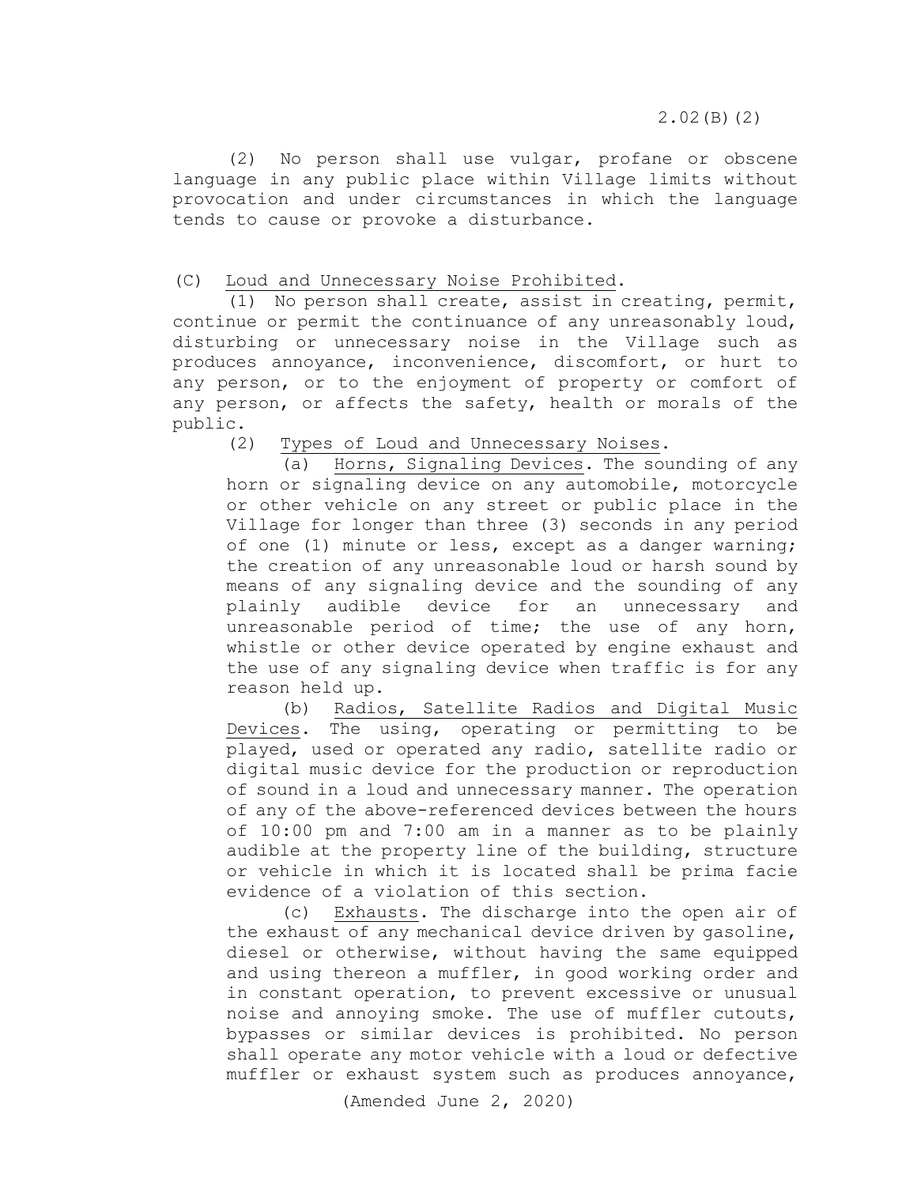(2) No person shall use vulgar, profane or obscene language in any public place within Village limits without provocation and under circumstances in which the language tends to cause or provoke a disturbance.

(C) Loud and Unnecessary Noise Prohibited.

(1) No person shall create, assist in creating, permit, continue or permit the continuance of any unreasonably loud, disturbing or unnecessary noise in the Village such as produces annoyance, inconvenience, discomfort, or hurt to any person, or to the enjoyment of property or comfort of any person, or affects the safety, health or morals of the public.

(2) Types of Loud and Unnecessary Noises.

(a) Horns, Signaling Devices. The sounding of any horn or signaling device on any automobile, motorcycle or other vehicle on any street or public place in the Village for longer than three (3) seconds in any period of one (1) minute or less, except as a danger warning; the creation of any unreasonable loud or harsh sound by means of any signaling device and the sounding of any plainly audible device for an unnecessary and unreasonable period of time; the use of any horn, whistle or other device operated by engine exhaust and the use of any signaling device when traffic is for any reason held up.

(b) Radios, Satellite Radios and Digital Music Devices. The using, operating or permitting to be played, used or operated any radio, satellite radio or digital music device for the production or reproduction of sound in a loud and unnecessary manner. The operation of any of the above-referenced devices between the hours of 10:00 pm and 7:00 am in a manner as to be plainly audible at the property line of the building, structure or vehicle in which it is located shall be prima facie evidence of a violation of this section.

(c) Exhausts. The discharge into the open air of the exhaust of any mechanical device driven by gasoline, diesel or otherwise, without having the same equipped and using thereon a muffler, in good working order and in constant operation, to prevent excessive or unusual noise and annoying smoke. The use of muffler cutouts, bypasses or similar devices is prohibited. No person shall operate any motor vehicle with a loud or defective muffler or exhaust system such as produces annoyance,

(Amended June 2, 2020)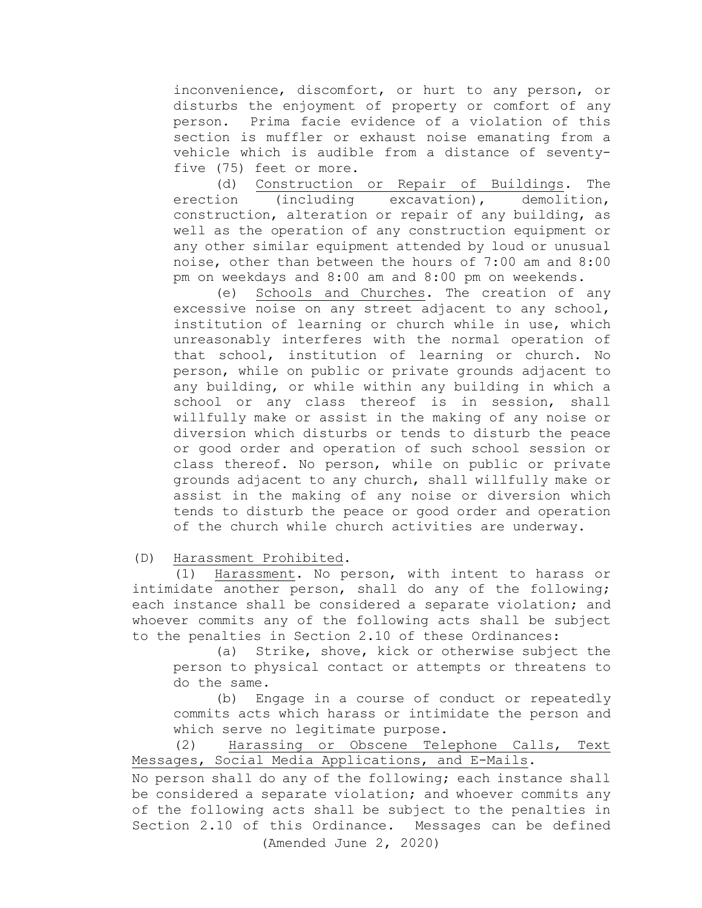inconvenience, discomfort, or hurt to any person, or disturbs the enjoyment of property or comfort of any person. Prima facie evidence of a violation of this section is muffler or exhaust noise emanating from a vehicle which is audible from a distance of seventy-five (75) feet or more.

(d) Construction or Repair of Buildings. The erection (including excavation), demolition, construction, alteration or repair of any building, as well as the operation of any construction equipment or any other similar equipment attended by loud or unusual noise, other than between the hours of 7:00 am and 8:00 pm on weekdays and 8:00 am and 8:00 pm on weekends.

(e) Schools and Churches. The creation of any excessive noise on any street adjacent to any school, institution of learning or church while in use, which unreasonably interferes with the normal operation of that school, institution of learning or church. No person, while on public or private grounds adjacent to any building, or while within any building in which a school or any class thereof is in session, shall willfully make or assist in the making of any noise or diversion which disturbs or tends to disturb the peace or good order and operation of such school session or class thereof. No person, while on public or private grounds adjacent to any church, shall willfully make or assist in the making of any noise or diversion which tends to disturb the peace or good order and operation of the church while church activities are underway.

(D) Harassment Prohibited.

(1) Harassment. No person, with intent to harass or intimidate another person, shall do any of the following; each instance shall be considered a separate violation; and whoever commits any of the following acts shall be subject to the penalties in Section 2.10 of these Ordinances:

(a) Strike, shove, kick or otherwise subject the person to physical contact or attempts or threatens to do the same.

(b) Engage in a course of conduct or repeatedly commits acts which harass or intimidate the person and which serve no legitimate purpose.

(2) Harassing or Obscene Telephone Calls, Text Messages, Social Media Applications, and E-Mails.

No person shall do any of the following; each instance shall be considered a separate violation; and whoever commits any of the following acts shall be subject to the penalties in Section 2.10 of this Ordinance. Messages can be defined

(Amended June 2, 2020)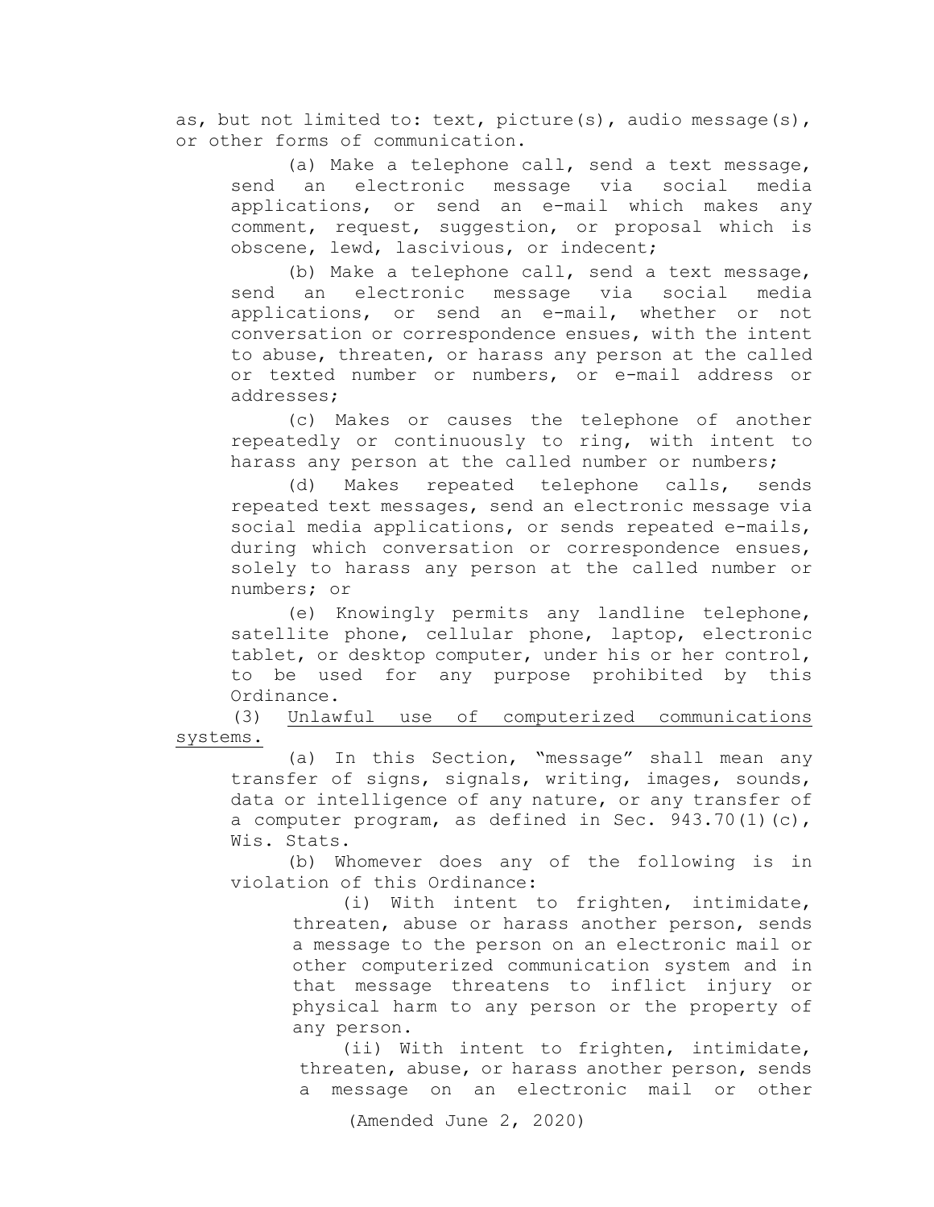as, but not limited to: text, picture(s), audio message(s), or other forms of communication.

(a) Make a telephone call, send a text message, send an electronic message via social media applications, or send an e-mail which makes any comment, request, suggestion, or proposal which is obscene, lewd, lascivious, or indecent;

(b) Make a telephone call, send a text message, send an electronic message via social media applications, or send an e-mail, whether or not conversation or correspondence ensues, with the intent to abuse, threaten, or harass any person at the called or texted number or numbers, or e-mail address or addresses;

(c) Makes or causes the telephone of another repeatedly or continuously to ring, with intent to harass any person at the called number or numbers;

(d) Makes repeated telephone calls, sends repeated text messages, send an electronic message via social media applications, or sends repeated e-mails, during which conversation or correspondence ensues, solely to harass any person at the called number or numbers; or

(e) Knowingly permits any landline telephone, satellite phone, cellular phone, laptop, electronic tablet, or desktop computer, under his or her control, to be used for any purpose prohibited by this Ordinance.

(3) Unlawful use of computerized communications systems.

(a) In this Section, "message" shall mean any transfer of signs, signals, writing, images, sounds, data or intelligence of any nature, or any transfer of a computer program, as defined in Sec. 943.70(1)(c), Wis. Stats.

(b) Whomever does any of the following is in violation of this Ordinance:

(i) With intent to frighten, intimidate, threaten, abuse or harass another person, sends a message to the person on an electronic mail or other computerized communication system and in that message threatens to inflict injury or physical harm to any person or the property of any person.

(ii) With intent to frighten, intimidate, threaten, abuse, or harass another person, sends a message on an electronic mail or other

(Amended June 2, 2020)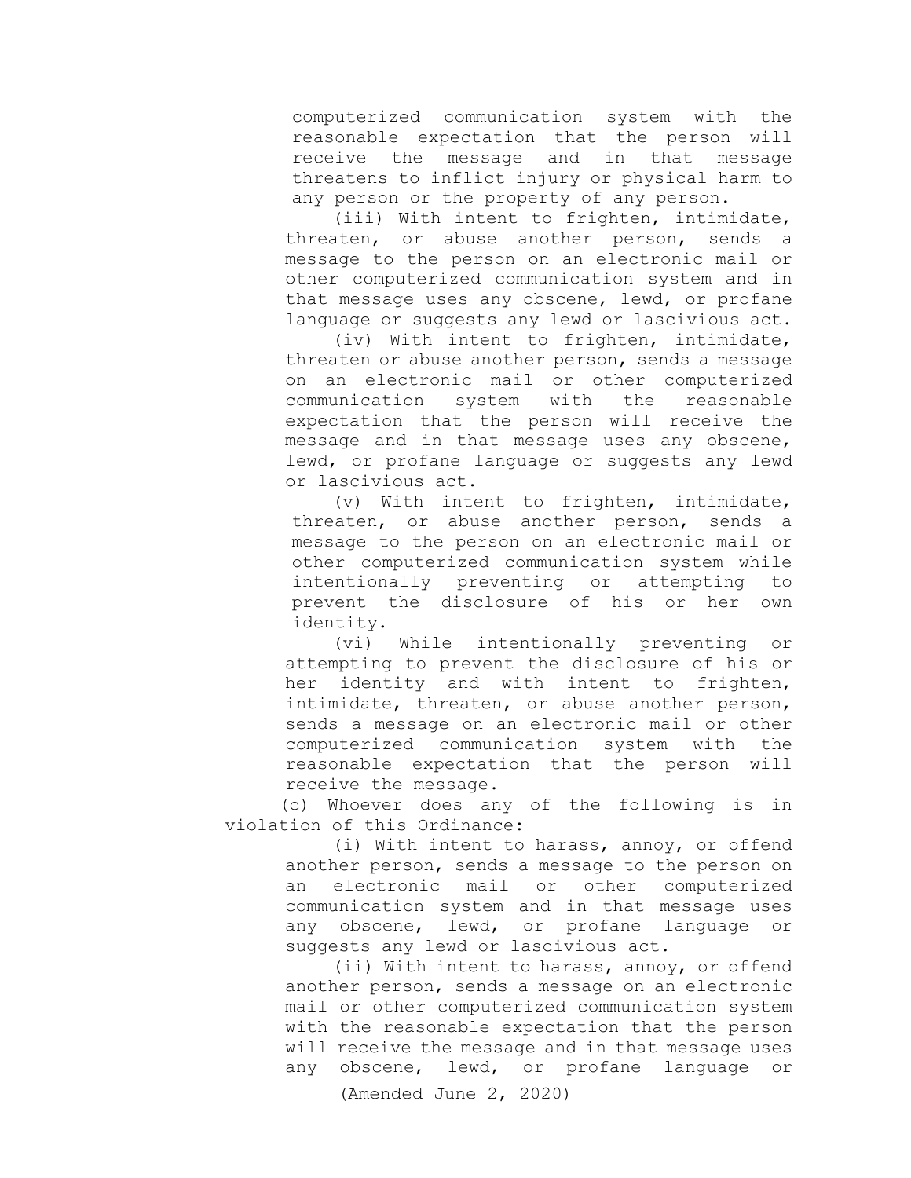computerized communication system with the reasonable expectation that the person will receive the message and in that message threatens to inflict injury or physical harm to any person or the property of any person.

(iii) With intent to frighten, intimidate, threaten, or abuse another person, sends a message to the person on an electronic mail or other computerized communication system and in that message uses any obscene, lewd, or profane language or suggests any lewd or lascivious act.

(iv) With intent to frighten, intimidate, threaten or abuse another person, sends a message on an electronic mail or other computerized communication system with the reasonable expectation that the person will receive the message and in that message uses any obscene, lewd, or profane language or suggests any lewd or lascivious act.

(v) With intent to frighten, intimidate, threaten, or abuse another person, sends a message to the person on an electronic mail or other computerized communication system while intentionally preventing or attempting to prevent the disclosure of his or her own identity.

(vi) While intentionally preventing or attempting to prevent the disclosure of his or her identity and with intent to frighten, intimidate, threaten, or abuse another person, sends a message on an electronic mail or other computerized communication system with the reasonable expectation that the person will receive the message.

(c) Whoever does any of the following is in violation of this Ordinance:

(i) With intent to harass, annoy, or offend another person, sends a message to the person on an electronic mail or other computerized communication system and in that message uses any obscene, lewd, or profane language or suggests any lewd or lascivious act.

(ii) With intent to harass, annoy, or offend another person, sends a message on an electronic mail or other computerized communication system with the reasonable expectation that the person will receive the message and in that message uses any obscene, lewd, or profane language or

(Amended June 2, 2020)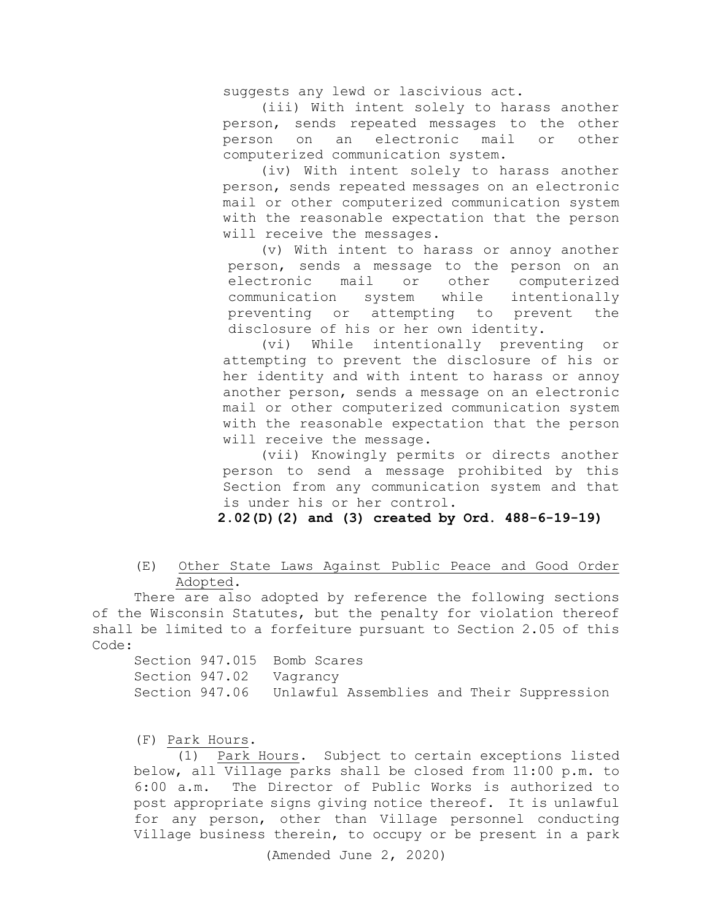suggests any lewd or lascivious act.

(iii) With intent solely to harass another person, sends repeated messages to the other person on an electronic mail or other computerized communication system.

(iv) With intent solely to harass another person, sends repeated messages on an electronic mail or other computerized communication system with the reasonable expectation that the person will receive the messages.

(v) With intent to harass or annoy another person, sends a message to the person on an electronic mail or other computerized communication system while intentionally preventing or attempting to prevent the disclosure of his or her own identity.

(vi) While intentionally preventing or attempting to prevent the disclosure of his or her identity and with intent to harass or annoy another person, sends a message on an electronic mail or other computerized communication system with the reasonable expectation that the person will receive the message.

(vii) Knowingly permits or directs another person to send a message prohibited by this Section from any communication system and that is under his or her control.

**2.02(D)(2) and (3) created by Ord. 488-6-19-19)**

(E) Other State Laws Against Public Peace and Good Order Adopted.

There are also adopted by reference the following sections of the Wisconsin Statutes, but the penalty for violation thereof shall be limited to a forfeiture pursuant to Section 2.05 of this Code:

Section 947.015 Bomb Scares
Section 947.02 Vagrancy
Section 947.06 Unlawful Assemblies and Their Suppression

(F) Park Hours.

(1) Park Hours. Subject to certain exceptions listed below, all Village parks shall be closed from 11:00 p.m. to 6:00 a.m. The Director of Public Works is authorized to post appropriate signs giving notice thereof. It is unlawful for any person, other than Village personnel conducting Village business therein, to occupy or be present in a park

(Amended June 2, 2020)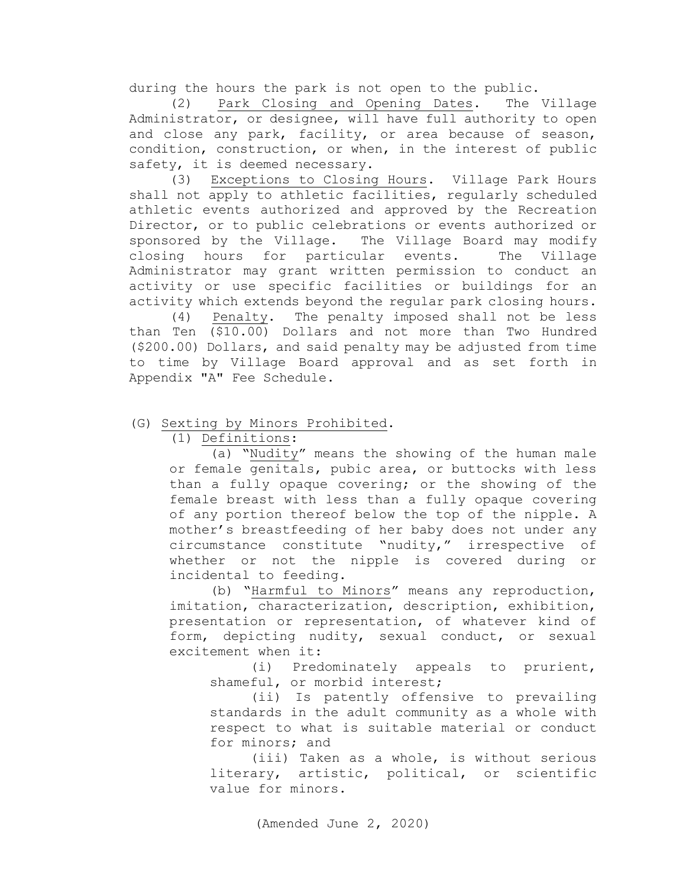during the hours the park is not open to the public.

(2) Park Closing and Opening Dates. The Village Administrator, or designee, will have full authority to open and close any park, facility, or area because of season, condition, construction, or when, in the interest of public safety, it is deemed necessary.

(3) Exceptions to Closing Hours. Village Park Hours shall not apply to athletic facilities, regularly scheduled athletic events authorized and approved by the Recreation Director, or to public celebrations or events authorized or sponsored by the Village. The Village Board may modify closing hours for particular events. The Village Administrator may grant written permission to conduct an activity or use specific facilities or buildings for an activity which extends beyond the regular park closing hours.

(4) Penalty. The penalty imposed shall not be less than Ten ($10.00) Dollars and not more than Two Hundred ($200.00) Dollars, and said penalty may be adjusted from time to time by Village Board approval and as set forth in Appendix "A" Fee Schedule.

(G) Sexting by Minors Prohibited.

(1) Definitions:

(a) "Nudity" means the showing of the human male or female genitals, pubic area, or buttocks with less than a fully opaque covering; or the showing of the female breast with less than a fully opaque covering of any portion thereof below the top of the nipple. A mother's breastfeeding of her baby does not under any circumstance constitute "nudity," irrespective of whether or not the nipple is covered during or incidental to feeding.

(b) "Harmful to Minors" means any reproduction, imitation, characterization, description, exhibition, presentation or representation, of whatever kind of form, depicting nudity, sexual conduct, or sexual excitement when it:

(i) Predominately appeals to prurient, shameful, or morbid interest;

(ii) Is patently offensive to prevailing standards in the adult community as a whole with respect to what is suitable material or conduct for minors; and

(iii) Taken as a whole, is without serious literary, artistic, political, or scientific value for minors.

(Amended June 2, 2020)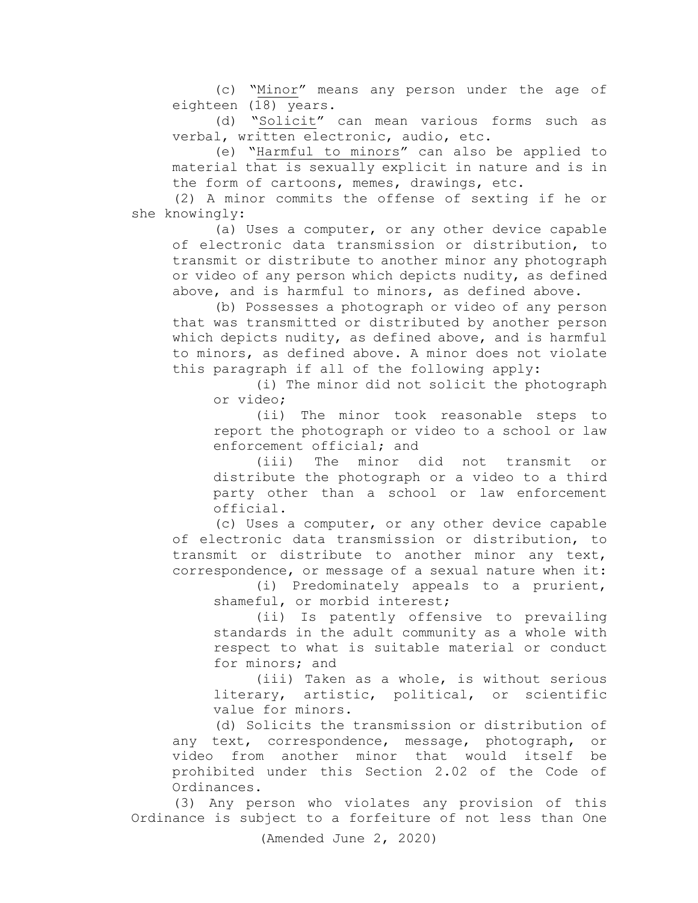(c) "<u>Minor</u>" means any person under the age of eighteen (18) years.

(d) "<u>Solicit</u>" can mean various forms such as verbal, written electronic, audio, etc.

(e) "<u>Harmful to minors</u>" can also be applied to material that is sexually explicit in nature and is in the form of cartoons, memes, drawings, etc.

(2) A minor commits the offense of sexting if he or she knowingly:

(a) Uses a computer, or any other device capable of electronic data transmission or distribution, to transmit or distribute to another minor any photograph or video of any person which depicts nudity, as defined above, and is harmful to minors, as defined above.

(b) Possesses a photograph or video of any person that was transmitted or distributed by another person which depicts nudity, as defined above, and is harmful to minors, as defined above. A minor does not violate this paragraph if all of the following apply:

(i) The minor did not solicit the photograph or video;

(ii) The minor took reasonable steps to report the photograph or video to a school or law enforcement official; and

(iii) The minor did not transmit or distribute the photograph or a video to a third party other than a school or law enforcement official.

(c) Uses a computer, or any other device capable of electronic data transmission or distribution, to transmit or distribute to another minor any text, correspondence, or message of a sexual nature when it:

(i) Predominately appeals to a prurient, shameful, or morbid interest;

(ii) Is patently offensive to prevailing standards in the adult community as a whole with respect to what is suitable material or conduct for minors; and

(iii) Taken as a whole, is without serious literary, artistic, political, or scientific value for minors.

(d) Solicits the transmission or distribution of any text, correspondence, message, photograph, or video from another minor that would itself be prohibited under this Section 2.02 of the Code of Ordinances.

(3) Any person who violates any provision of this Ordinance is subject to a forfeiture of not less than One

(Amended June 2, 2020)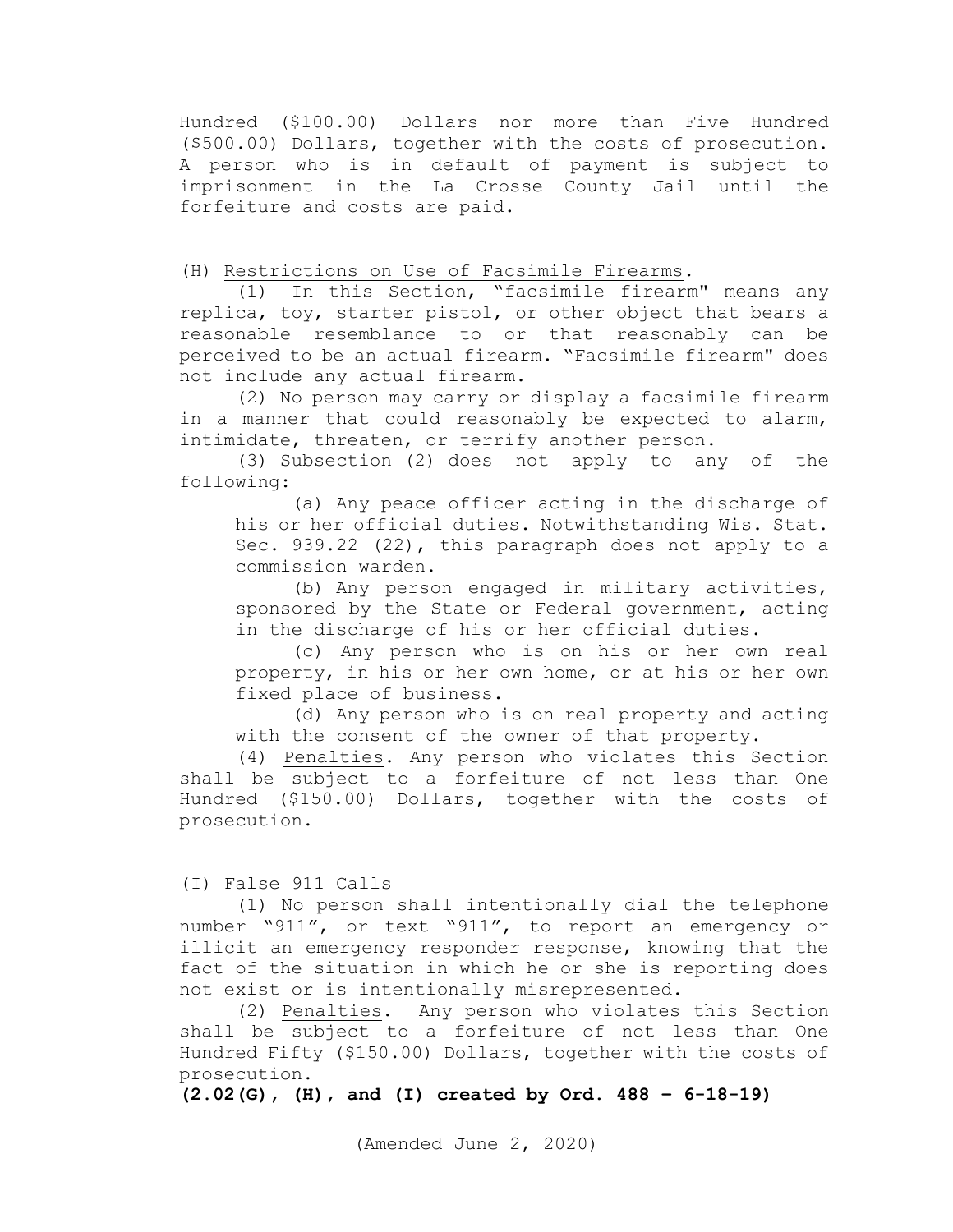Hundred ($100.00) Dollars nor more than Five Hundred ($500.00) Dollars, together with the costs of prosecution. A person who is in default of payment is subject to imprisonment in the La Crosse County Jail until the forfeiture and costs are paid.

(H) Restrictions on Use of Facsimile Firearms.

(1) In this Section, "facsimile firearm" means any replica, toy, starter pistol, or other object that bears a reasonable resemblance to or that reasonably can be perceived to be an actual firearm. "Facsimile firearm" does not include any actual firearm.

(2) No person may carry or display a facsimile firearm in a manner that could reasonably be expected to alarm, intimidate, threaten, or terrify another person.

(3) Subsection (2) does not apply to any of the following:

(a) Any peace officer acting in the discharge of his or her official duties. Notwithstanding Wis. Stat. Sec. 939.22 (22), this paragraph does not apply to a commission warden.

(b) Any person engaged in military activities, sponsored by the State or Federal government, acting in the discharge of his or her official duties.

(c) Any person who is on his or her own real property, in his or her own home, or at his or her own fixed place of business.

(d) Any person who is on real property and acting with the consent of the owner of that property.

(4) Penalties. Any person who violates this Section shall be subject to a forfeiture of not less than One Hundred ($150.00) Dollars, together with the costs of prosecution.

(I) False 911 Calls

(1) No person shall intentionally dial the telephone number "911", or text "911", to report an emergency or illicit an emergency responder response, knowing that the fact of the situation in which he or she is reporting does not exist or is intentionally misrepresented.

(2) Penalties. Any person who violates this Section shall be subject to a forfeiture of not less than One Hundred Fifty ($150.00) Dollars, together with the costs of prosecution.

**(2.02(G), (H), and (I) created by Ord. 488 – 6-18-19)**

(Amended June 2, 2020)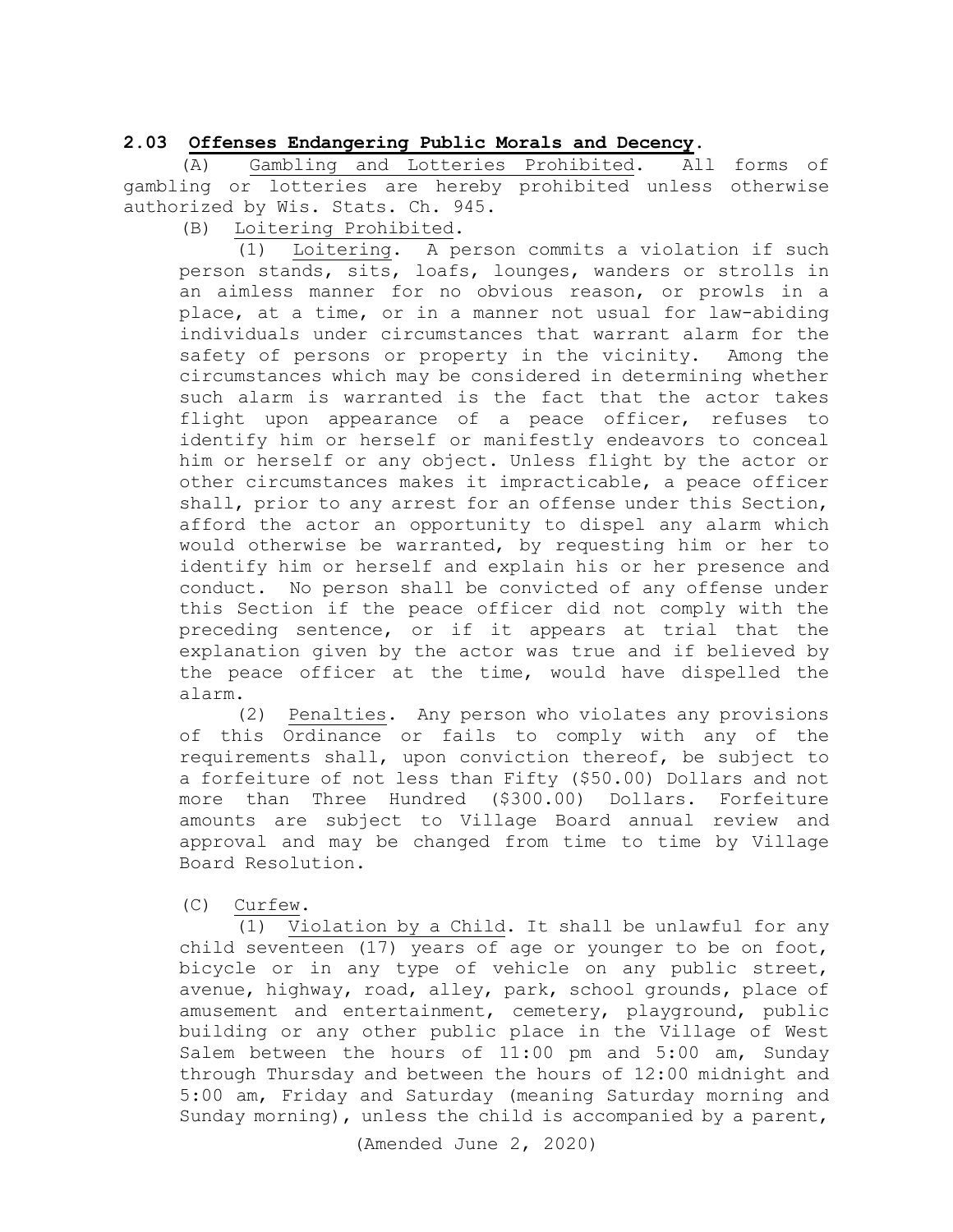## 2.03 Offenses Endangering Public Morals and Decency.

(A) Gambling and Lotteries Prohibited. All forms of gambling or lotteries are hereby prohibited unless otherwise authorized by Wis. Stats. Ch. 945.

(B) Loitering Prohibited.

(1) Loitering. A person commits a violation if such person stands, sits, loafs, lounges, wanders or strolls in an aimless manner for no obvious reason, or prowls in a place, at a time, or in a manner not usual for law-abiding individuals under circumstances that warrant alarm for the safety of persons or property in the vicinity. Among the circumstances which may be considered in determining whether such alarm is warranted is the fact that the actor takes flight upon appearance of a peace officer, refuses to identify him or herself or manifestly endeavors to conceal him or herself or any object. Unless flight by the actor or other circumstances makes it impracticable, a peace officer shall, prior to any arrest for an offense under this Section, afford the actor an opportunity to dispel any alarm which would otherwise be warranted, by requesting him or her to identify him or herself and explain his or her presence and conduct. No person shall be convicted of any offense under this Section if the peace officer did not comply with the preceding sentence, or if it appears at trial that the explanation given by the actor was true and if believed by the peace officer at the time, would have dispelled the alarm.

(2) Penalties. Any person who violates any provisions of this Ordinance or fails to comply with any of the requirements shall, upon conviction thereof, be subject to a forfeiture of not less than Fifty ($50.00) Dollars and not more than Three Hundred ($300.00) Dollars. Forfeiture amounts are subject to Village Board annual review and approval and may be changed from time to time by Village Board Resolution.

(C) Curfew.

(1) Violation by a Child. It shall be unlawful for any child seventeen (17) years of age or younger to be on foot, bicycle or in any type of vehicle on any public street, avenue, highway, road, alley, park, school grounds, place of amusement and entertainment, cemetery, playground, public building or any other public place in the Village of West Salem between the hours of 11:00 pm and 5:00 am, Sunday through Thursday and between the hours of 12:00 midnight and 5:00 am, Friday and Saturday (meaning Saturday morning and Sunday morning), unless the child is accompanied by a parent,

(Amended June 2, 2020)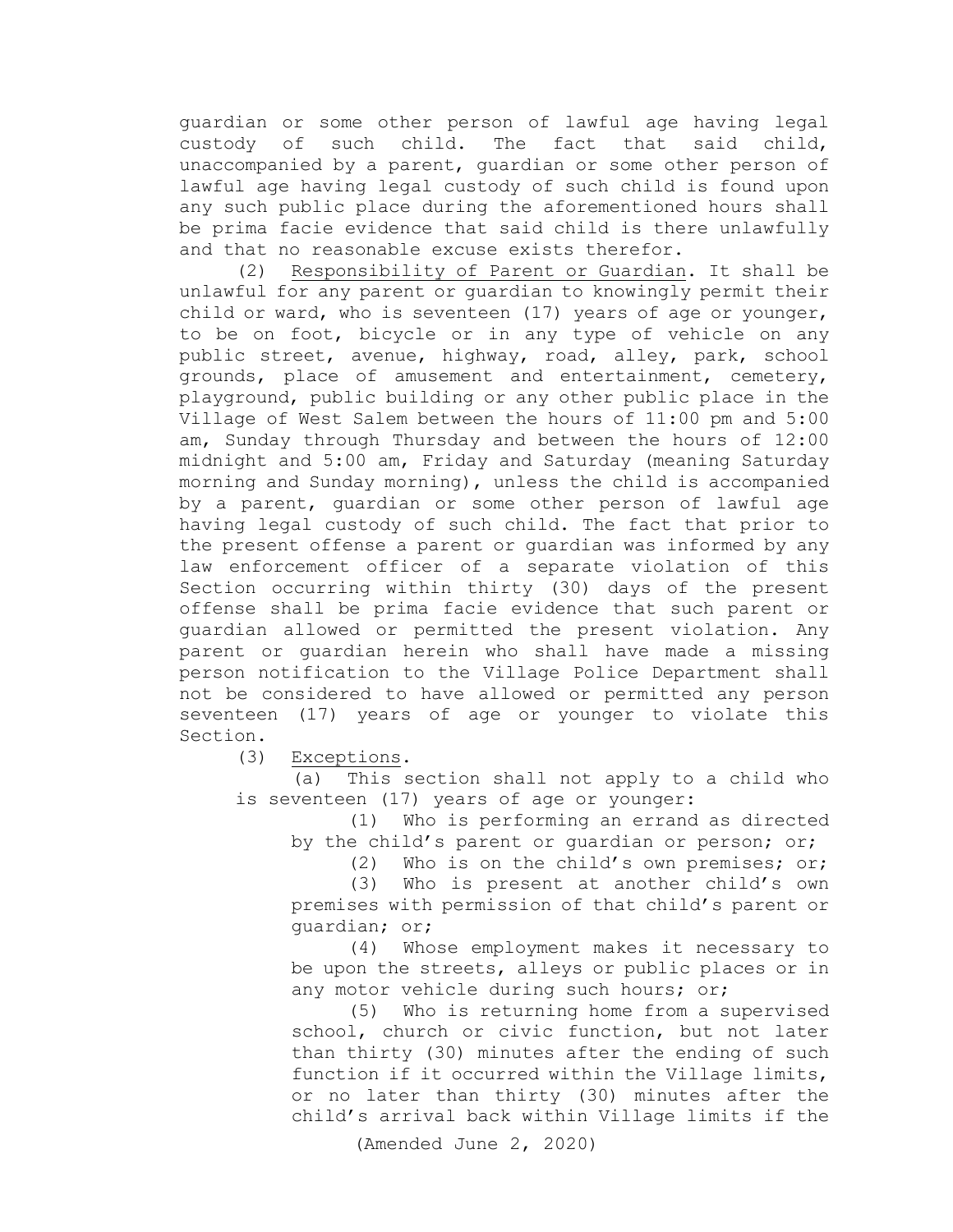guardian or some other person of lawful age having legal custody of such child. The fact that said child, unaccompanied by a parent, guardian or some other person of lawful age having legal custody of such child is found upon any such public place during the aforementioned hours shall be prima facie evidence that said child is there unlawfully and that no reasonable excuse exists therefor.

(2) Responsibility of Parent or Guardian. It shall be unlawful for any parent or guardian to knowingly permit their child or ward, who is seventeen (17) years of age or younger, to be on foot, bicycle or in any type of vehicle on any public street, avenue, highway, road, alley, park, school grounds, place of amusement and entertainment, cemetery, playground, public building or any other public place in the Village of West Salem between the hours of 11:00 pm and 5:00 am, Sunday through Thursday and between the hours of 12:00 midnight and 5:00 am, Friday and Saturday (meaning Saturday morning and Sunday morning), unless the child is accompanied by a parent, guardian or some other person of lawful age having legal custody of such child. The fact that prior to the present offense a parent or guardian was informed by any law enforcement officer of a separate violation of this Section occurring within thirty (30) days of the present offense shall be prima facie evidence that such parent or guardian allowed or permitted the present violation. Any parent or guardian herein who shall have made a missing person notification to the Village Police Department shall not be considered to have allowed or permitted any person seventeen (17) years of age or younger to violate this Section.

(3) Exceptions.

(a) This section shall not apply to a child who is seventeen (17) years of age or younger:

(1) Who is performing an errand as directed by the child's parent or guardian or person; or;

(2) Who is on the child's own premises; or;

(3) Who is present at another child's own premises with permission of that child's parent or guardian; or;

(4) Whose employment makes it necessary to be upon the streets, alleys or public places or in any motor vehicle during such hours; or;

(5) Who is returning home from a supervised school, church or civic function, but not later than thirty (30) minutes after the ending of such function if it occurred within the Village limits, or no later than thirty (30) minutes after the child's arrival back within Village limits if the

(Amended June 2, 2020)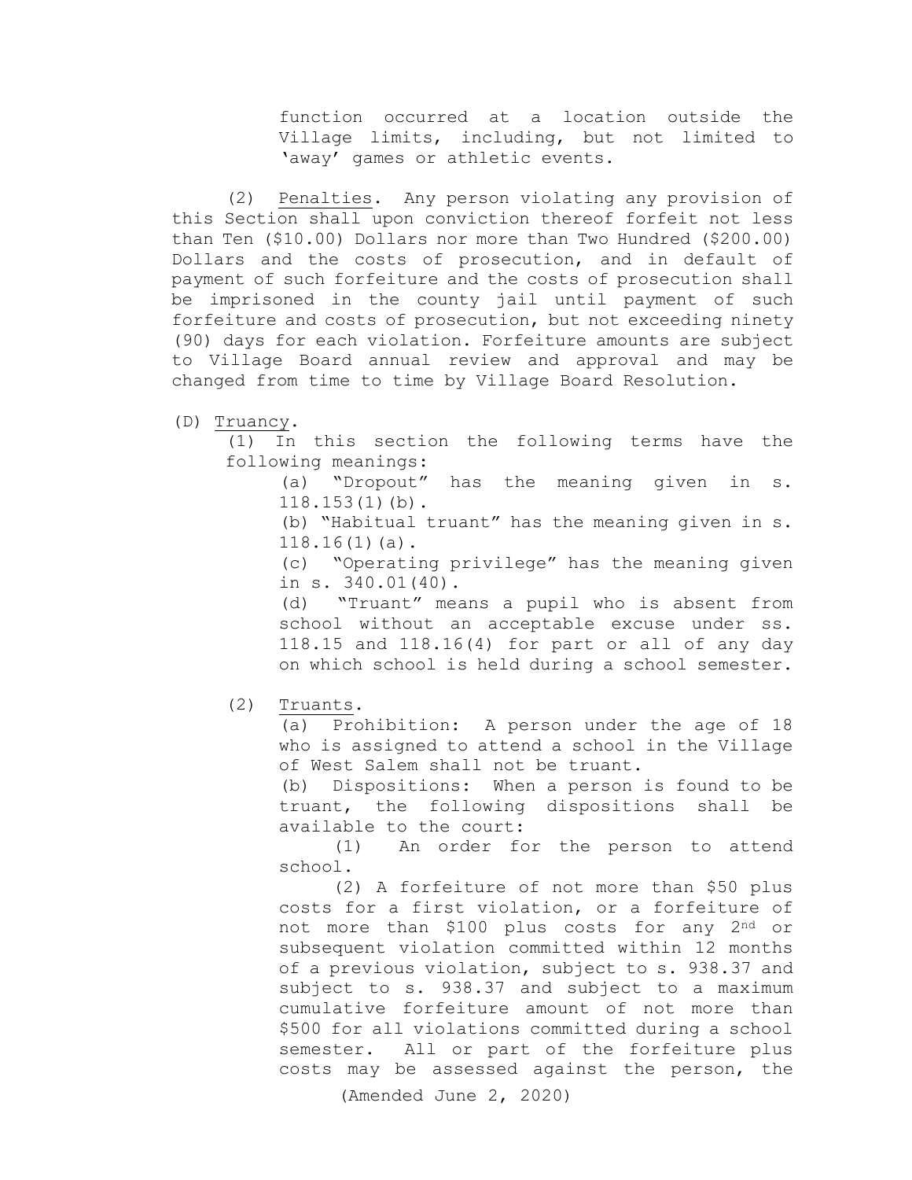function occurred at a location outside the Village limits, including, but not limited to 'away' games or athletic events.

(2) Penalties. Any person violating any provision of this Section shall upon conviction thereof forfeit not less than Ten ($10.00) Dollars nor more than Two Hundred ($200.00) Dollars and the costs of prosecution, and in default of payment of such forfeiture and the costs of prosecution shall be imprisoned in the county jail until payment of such forfeiture and costs of prosecution, but not exceeding ninety (90) days for each violation. Forfeiture amounts are subject to Village Board annual review and approval and may be changed from time to time by Village Board Resolution.

(D) Truancy.

(1) In this section the following terms have the following meanings:

(a) "Dropout" has the meaning given in s. 118.153(1)(b).

(b) "Habitual truant" has the meaning given in s. 118.16(1)(a).

(c) "Operating privilege" has the meaning given in s. 340.01(40).

(d) "Truant" means a pupil who is absent from school without an acceptable excuse under ss. 118.15 and 118.16(4) for part or all of any day on which school is held during a school semester.

(2) Truants.

(a) Prohibition: A person under the age of 18 who is assigned to attend a school in the Village of West Salem shall not be truant.

(b) Dispositions: When a person is found to be truant, the following dispositions shall be available to the court:

(1) An order for the person to attend school.

(2) A forfeiture of not more than $50 plus costs for a first violation, or a forfeiture of not more than $100 plus costs for any 2nd or subsequent violation committed within 12 months of a previous violation, subject to s. 938.37 and subject to s. 938.37 and subject to a maximum cumulative forfeiture amount of not more than $500 for all violations committed during a school semester. All or part of the forfeiture plus costs may be assessed against the person, the

(Amended June 2, 2020)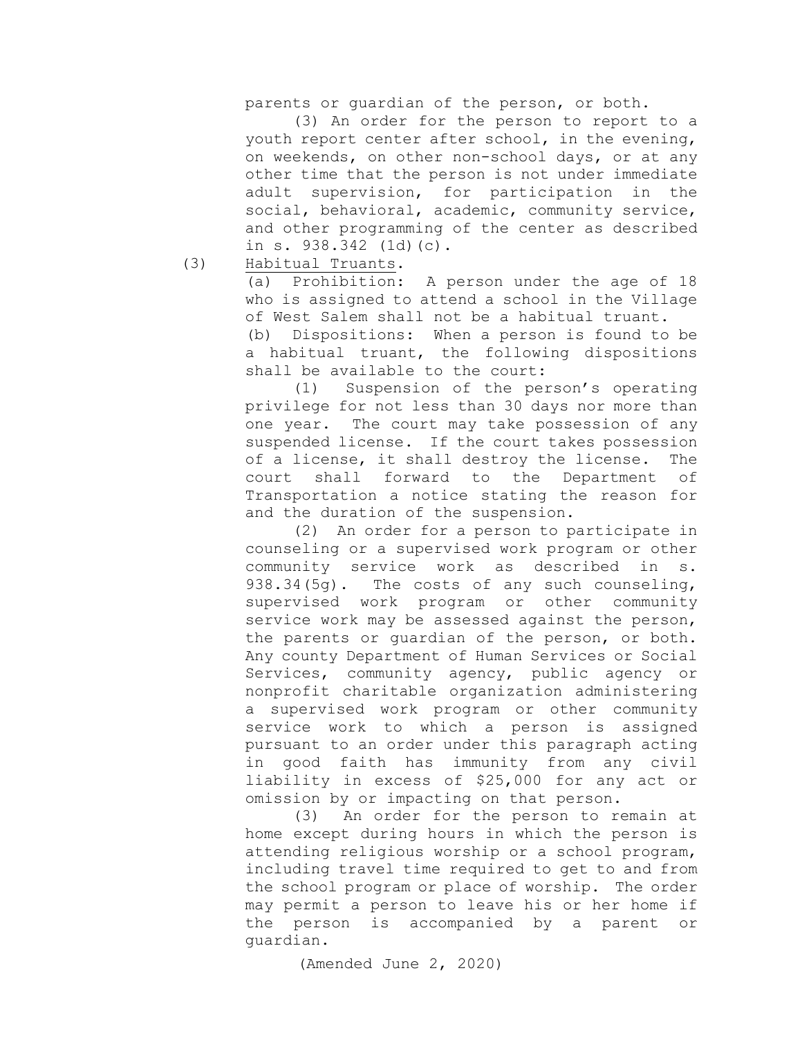parents or guardian of the person, or both.

(3) An order for the person to report to a youth report center after school, in the evening, on weekends, on other non-school days, or at any other time that the person is not under immediate adult supervision, for participation in the social, behavioral, academic, community service, and other programming of the center as described in s. 938.342 (1d)(c).

(3) Habitual Truants.

(a) Prohibition: A person under the age of 18 who is assigned to attend a school in the Village of West Salem shall not be a habitual truant.

(b) Dispositions: When a person is found to be a habitual truant, the following dispositions shall be available to the court:

(1) Suspension of the person's operating privilege for not less than 30 days nor more than one year. The court may take possession of any suspended license. If the court takes possession of a license, it shall destroy the license. The court shall forward to the Department of Transportation a notice stating the reason for and the duration of the suspension.

(2) An order for a person to participate in counseling or a supervised work program or other community service work as described in s. 938.34(5g). The costs of any such counseling, supervised work program or other community service work may be assessed against the person, the parents or guardian of the person, or both. Any county Department of Human Services or Social Services, community agency, public agency or nonprofit charitable organization administering a supervised work program or other community service work to which a person is assigned pursuant to an order under this paragraph acting in good faith has immunity from any civil liability in excess of $25,000 for any act or omission by or impacting on that person.

(3) An order for the person to remain at home except during hours in which the person is attending religious worship or a school program, including travel time required to get to and from the school program or place of worship. The order may permit a person to leave his or her home if the person is accompanied by a parent or guardian.

(Amended June 2, 2020)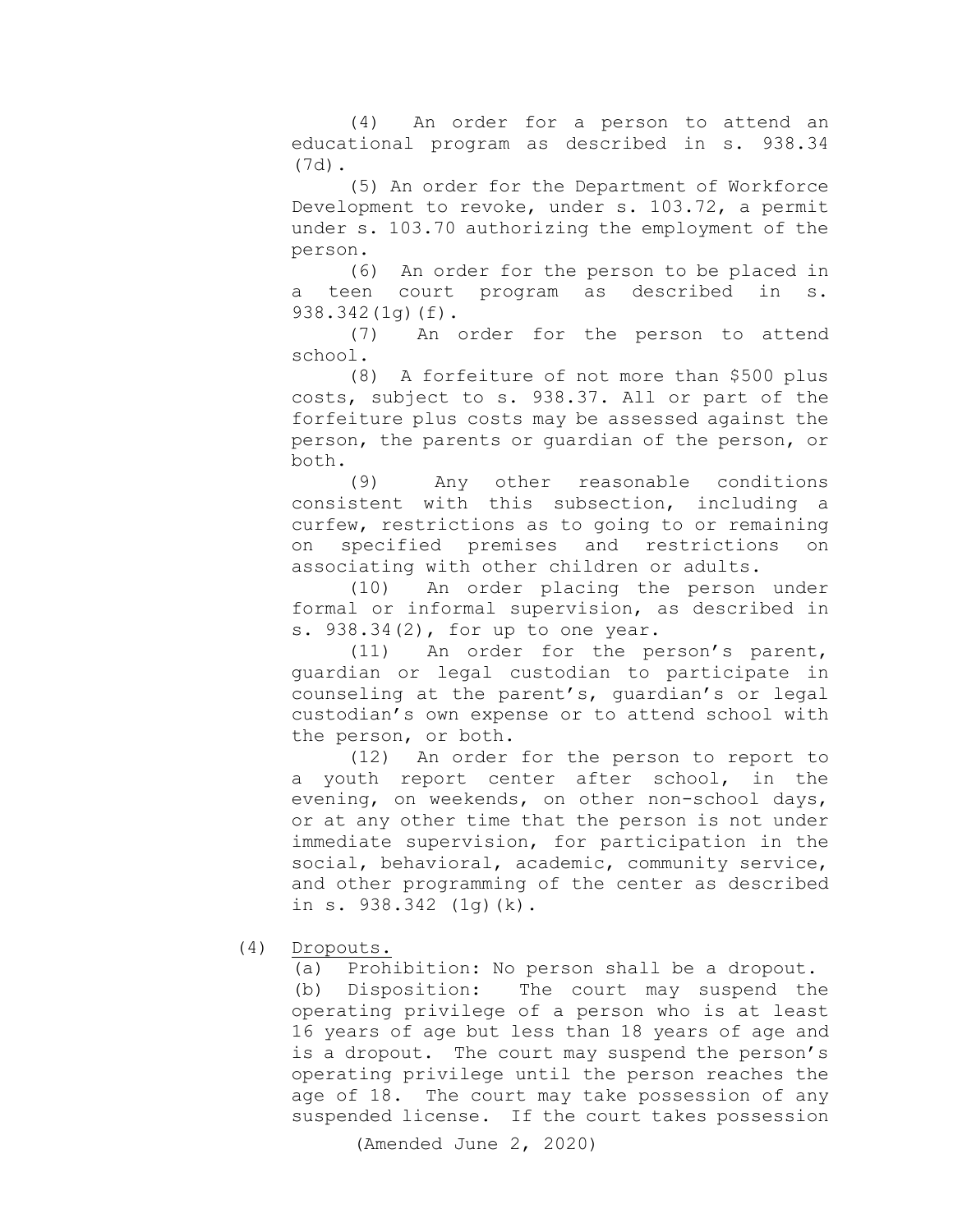(4) An order for a person to attend an educational program as described in s. 938.34 (7d).

(5) An order for the Department of Workforce Development to revoke, under s. 103.72, a permit under s. 103.70 authorizing the employment of the person.

(6) An order for the person to be placed in a teen court program as described in s. 938.342(1g)(f).

(7) An order for the person to attend school.

(8) A forfeiture of not more than $500 plus costs, subject to s. 938.37. All or part of the forfeiture plus costs may be assessed against the person, the parents or guardian of the person, or both.

(9) Any other reasonable conditions consistent with this subsection, including a curfew, restrictions as to going to or remaining on specified premises and restrictions on associating with other children or adults.

(10) An order placing the person under formal or informal supervision, as described in s. 938.34(2), for up to one year.

(11) An order for the person's parent, guardian or legal custodian to participate in counseling at the parent's, guardian's or legal custodian's own expense or to attend school with the person, or both.

(12) An order for the person to report to a youth report center after school, in the evening, on weekends, on other non-school days, or at any other time that the person is not under immediate supervision, for participation in the social, behavioral, academic, community service, and other programming of the center as described in s. 938.342 (1g)(k).

(4) Dropouts.

(a) Prohibition: No person shall be a dropout.

(b) Disposition: The court may suspend the operating privilege of a person who is at least 16 years of age but less than 18 years of age and is a dropout. The court may suspend the person's operating privilege until the person reaches the age of 18. The court may take possession of any suspended license. If the court takes possession

(Amended June 2, 2020)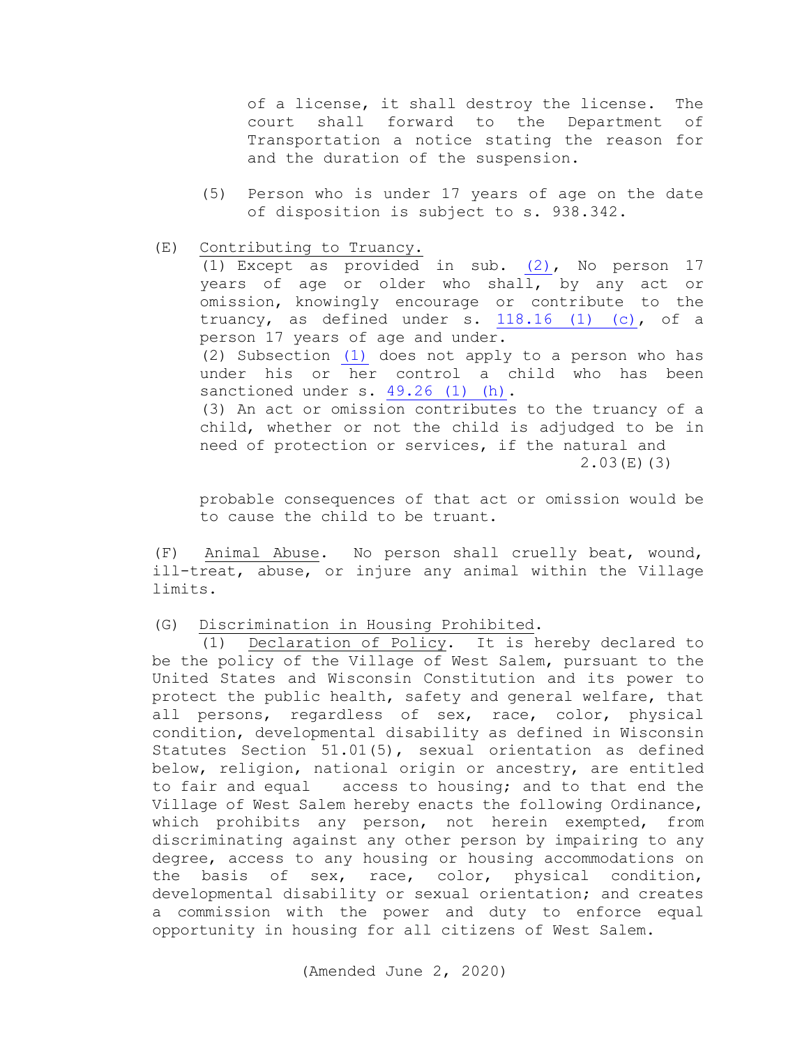of a license, it shall destroy the license. The court shall forward to the Department of Transportation a notice stating the reason for and the duration of the suspension.

(5) Person who is under 17 years of age on the date of disposition is subject to s. 938.342.

(E) Contributing to Truancy.
(1) Except as provided in sub. (2), No person 17 years of age or older who shall, by any act or omission, knowingly encourage or contribute to the truancy, as defined under s. 118.16 (1) (c), of a person 17 years of age and under.
(2) Subsection (1) does not apply to a person who has under his or her control a child who has been sanctioned under s. 49.26 (1) (h).
(3) An act or omission contributes to the truancy of a child, whether or not the child is adjudged to be in need of protection or services, if the natural and probable consequences of that act or omission would be to cause the child to be truant.

(F) Animal Abuse. No person shall cruelly beat, wound, ill-treat, abuse, or injure any animal within the Village limits.

(G) Discrimination in Housing Prohibited.
(1) Declaration of Policy. It is hereby declared to be the policy of the Village of West Salem, pursuant to the United States and Wisconsin Constitution and its power to protect the public health, safety and general welfare, that all persons, regardless of sex, race, color, physical condition, developmental disability as defined in Wisconsin Statutes Section 51.01(5), sexual orientation as defined below, religion, national origin or ancestry, are entitled to fair and equal access to housing; and to that end the Village of West Salem hereby enacts the following Ordinance, which prohibits any person, not herein exempted, from discriminating against any other person by impairing to any degree, access to any housing or housing accommodations on the basis of sex, race, color, physical condition, developmental disability or sexual orientation; and creates a commission with the power and duty to enforce equal opportunity in housing for all citizens of West Salem.

(Amended June 2, 2020)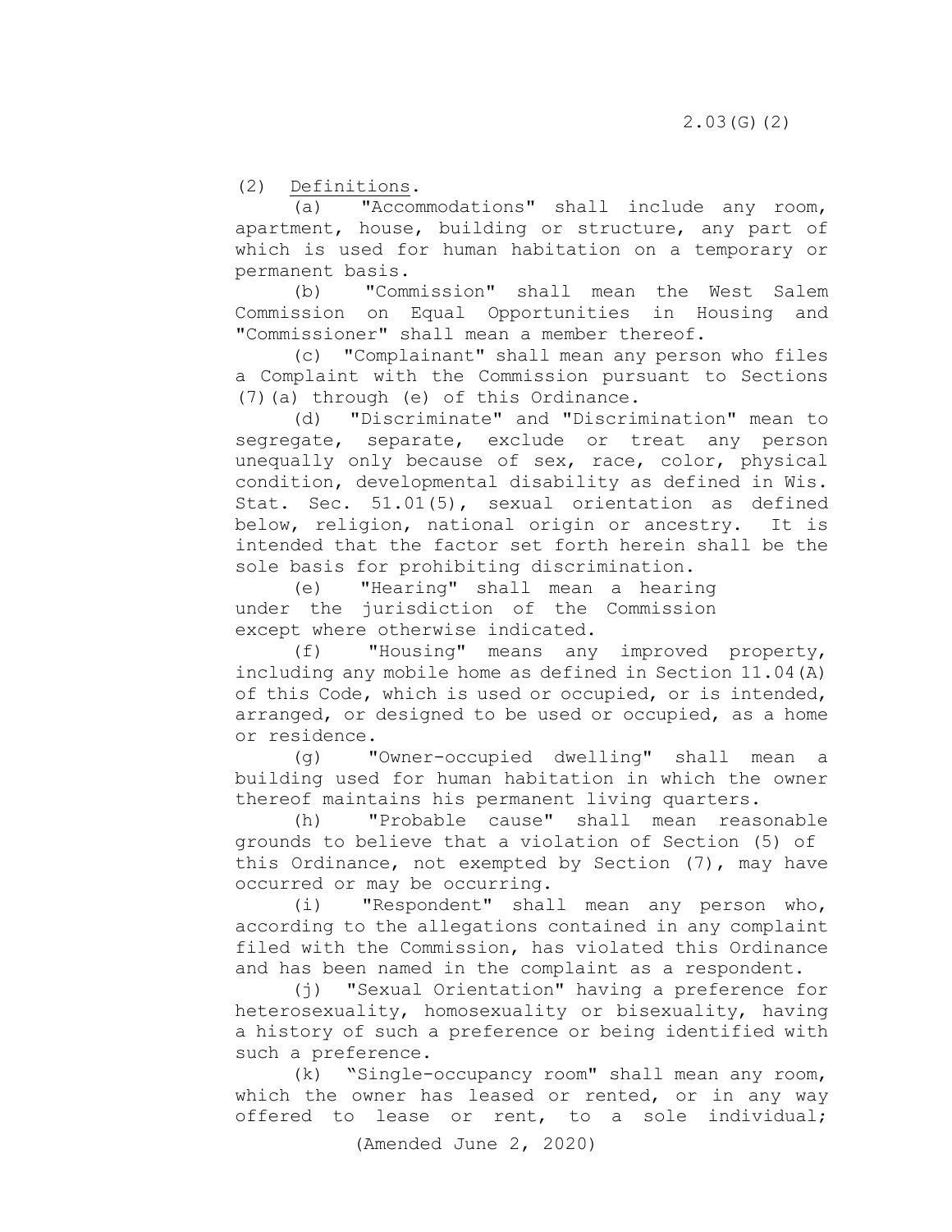(2) Definitions.

(a) "Accommodations" shall include any room, apartment, house, building or structure, any part of which is used for human habitation on a temporary or permanent basis.

(b) "Commission" shall mean the West Salem Commission on Equal Opportunities in Housing and "Commissioner" shall mean a member thereof.

(c) "Complainant" shall mean any person who files a Complaint with the Commission pursuant to Sections (7)(a) through (e) of this Ordinance.

(d) "Discriminate" and "Discrimination" mean to segregate, separate, exclude or treat any person unequally only because of sex, race, color, physical condition, developmental disability as defined in Wis. Stat. Sec. 51.01(5), sexual orientation as defined below, religion, national origin or ancestry. It is intended that the factor set forth herein shall be the sole basis for prohibiting discrimination.

(e) "Hearing" shall mean a hearing under the jurisdiction of the Commission except where otherwise indicated.

(f) "Housing" means any improved property, including any mobile home as defined in Section 11.04(A) of this Code, which is used or occupied, or is intended, arranged, or designed to be used or occupied, as a home or residence.

(g) "Owner-occupied dwelling" shall mean a building used for human habitation in which the owner thereof maintains his permanent living quarters.

(h) "Probable cause" shall mean reasonable grounds to believe that a violation of Section (5) of this Ordinance, not exempted by Section (7), may have occurred or may be occurring.

(i) "Respondent" shall mean any person who, according to the allegations contained in any complaint filed with the Commission, has violated this Ordinance and has been named in the complaint as a respondent.

(j) "Sexual Orientation" having a preference for heterosexuality, homosexuality or bisexuality, having a history of such a preference or being identified with such a preference.

(k) "Single-occupancy room" shall mean any room, which the owner has leased or rented, or in any way offered to lease or rent, to a sole individual;

(Amended June 2, 2020)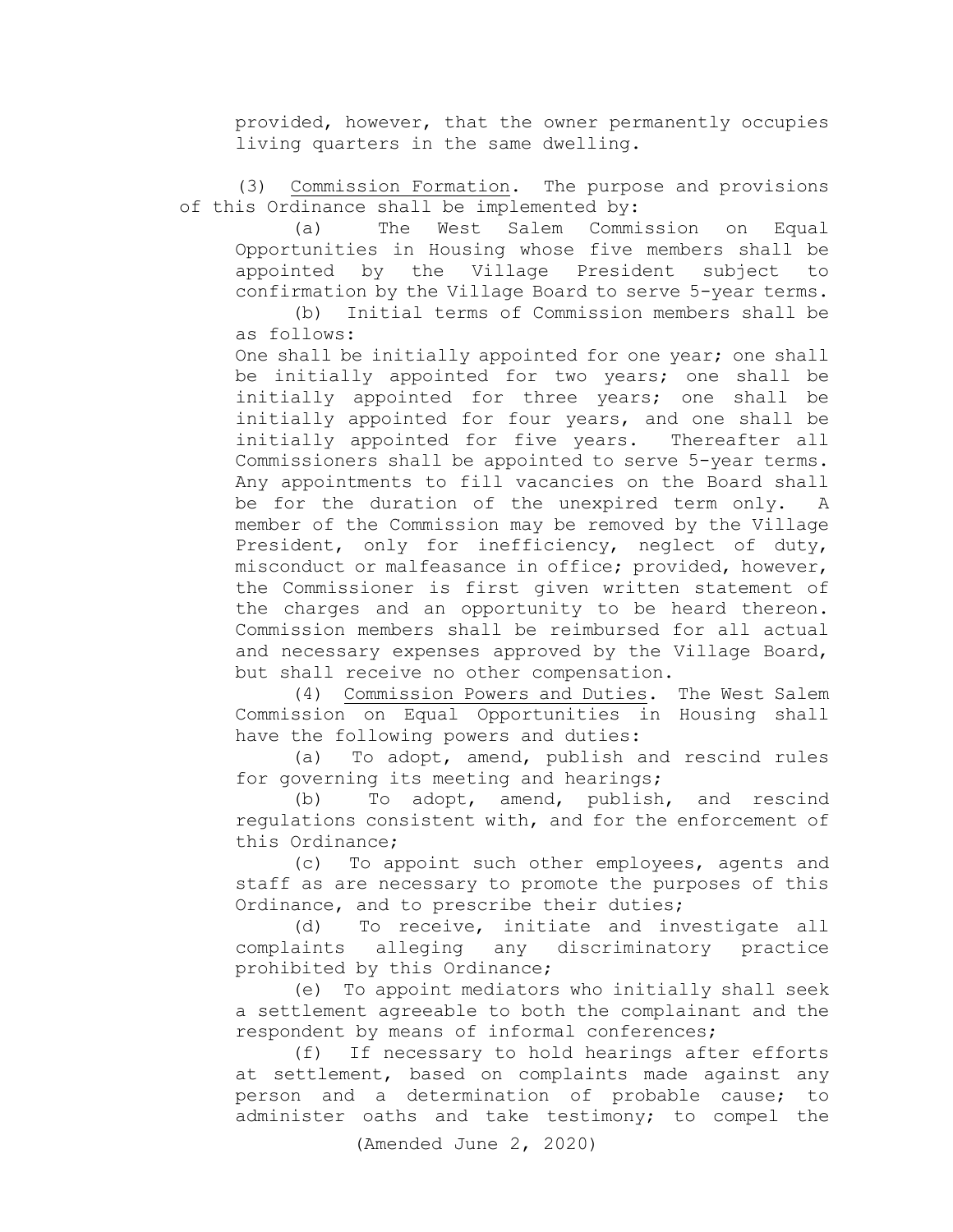provided, however, that the owner permanently occupies living quarters in the same dwelling.

(3) Commission Formation. The purpose and provisions of this Ordinance shall be implemented by:

(a) The West Salem Commission on Equal Opportunities in Housing whose five members shall be appointed by the Village President subject to confirmation by the Village Board to serve 5-year terms.

(b) Initial terms of Commission members shall be as follows:

One shall be initially appointed for one year; one shall be initially appointed for two years; one shall be initially appointed for three years; one shall be initially appointed for four years, and one shall be initially appointed for five years. Thereafter all Commissioners shall be appointed to serve 5-year terms. Any appointments to fill vacancies on the Board shall be for the duration of the unexpired term only. A member of the Commission may be removed by the Village President, only for inefficiency, neglect of duty, misconduct or malfeasance in office; provided, however, the Commissioner is first given written statement of the charges and an opportunity to be heard thereon. Commission members shall be reimbursed for all actual and necessary expenses approved by the Village Board, but shall receive no other compensation.

(4) Commission Powers and Duties. The West Salem Commission on Equal Opportunities in Housing shall have the following powers and duties:

(a) To adopt, amend, publish and rescind rules for governing its meeting and hearings;

(b) To adopt, amend, publish, and rescind regulations consistent with, and for the enforcement of this Ordinance;

(c) To appoint such other employees, agents and staff as are necessary to promote the purposes of this Ordinance, and to prescribe their duties;

(d) To receive, initiate and investigate all complaints alleging any discriminatory practice prohibited by this Ordinance;

(e) To appoint mediators who initially shall seek a settlement agreeable to both the complainant and the respondent by means of informal conferences;

(f) If necessary to hold hearings after efforts at settlement, based on complaints made against any person and a determination of probable cause; to administer oaths and take testimony; to compel the

(Amended June 2, 2020)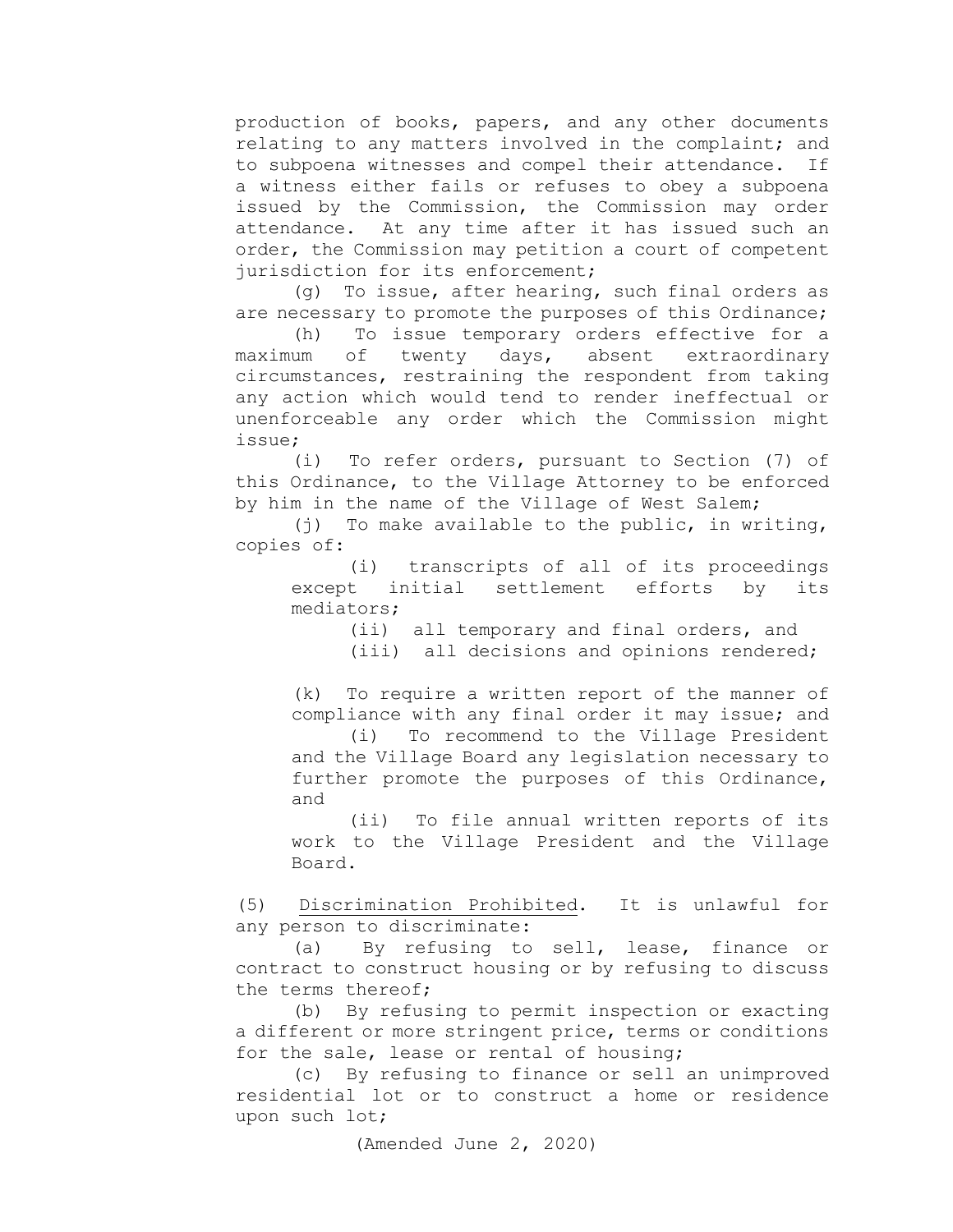production of books, papers, and any other documents relating to any matters involved in the complaint; and to subpoena witnesses and compel their attendance. If a witness either fails or refuses to obey a subpoena issued by the Commission, the Commission may order attendance. At any time after it has issued such an order, the Commission may petition a court of competent jurisdiction for its enforcement;

(g) To issue, after hearing, such final orders as are necessary to promote the purposes of this Ordinance;

(h) To issue temporary orders effective for a maximum of twenty days, absent extraordinary circumstances, restraining the respondent from taking any action which would tend to render ineffectual or unenforceable any order which the Commission might issue;

(i) To refer orders, pursuant to Section (7) of this Ordinance, to the Village Attorney to be enforced by him in the name of the Village of West Salem;

(j) To make available to the public, in writing, copies of:

(i) transcripts of all of its proceedings except initial settlement efforts by its mediators;

(ii) all temporary and final orders, and

(iii) all decisions and opinions rendered;

(k) To require a written report of the manner of compliance with any final order it may issue; and

(i) To recommend to the Village President and the Village Board any legislation necessary to further promote the purposes of this Ordinance, and

(ii) To file annual written reports of its work to the Village President and the Village Board.

(5) Discrimination Prohibited. It is unlawful for any person to discriminate:

(a) By refusing to sell, lease, finance or contract to construct housing or by refusing to discuss the terms thereof;

(b) By refusing to permit inspection or exacting a different or more stringent price, terms or conditions for the sale, lease or rental of housing;

(c) By refusing to finance or sell an unimproved residential lot or to construct a home or residence upon such lot;

(Amended June 2, 2020)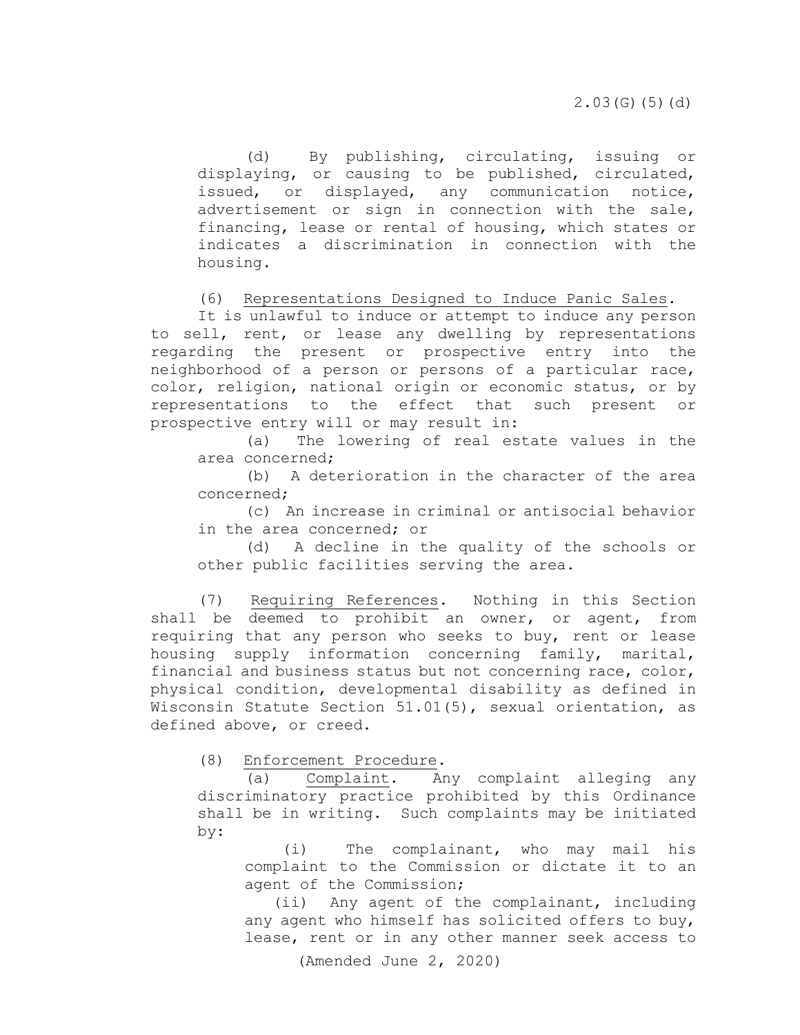(d) By publishing, circulating, issuing or displaying, or causing to be published, circulated, issued, or displayed, any communication notice, advertisement or sign in connection with the sale, financing, lease or rental of housing, which states or indicates a discrimination in connection with the housing.

(6) Representations Designed to Induce Panic Sales. It is unlawful to induce or attempt to induce any person to sell, rent, or lease any dwelling by representations regarding the present or prospective entry into the neighborhood of a person or persons of a particular race, color, religion, national origin or economic status, or by representations to the effect that such present or prospective entry will or may result in:

(a) The lowering of real estate values in the area concerned;

(b) A deterioration in the character of the area concerned;

(c) An increase in criminal or antisocial behavior in the area concerned; or

(d) A decline in the quality of the schools or other public facilities serving the area.

(7) Requiring References. Nothing in this Section shall be deemed to prohibit an owner, or agent, from requiring that any person who seeks to buy, rent or lease housing supply information concerning family, marital, financial and business status but not concerning race, color, physical condition, developmental disability as defined in Wisconsin Statute Section 51.01(5), sexual orientation, as defined above, or creed.

(8) Enforcement Procedure.

(a) Complaint. Any complaint alleging any discriminatory practice prohibited by this Ordinance shall be in writing. Such complaints may be initiated by:

(i) The complainant, who may mail his complaint to the Commission or dictate it to an agent of the Commission;

(ii) Any agent of the complainant, including any agent who himself has solicited offers to buy, lease, rent or in any other manner seek access to

(Amended June 2, 2020)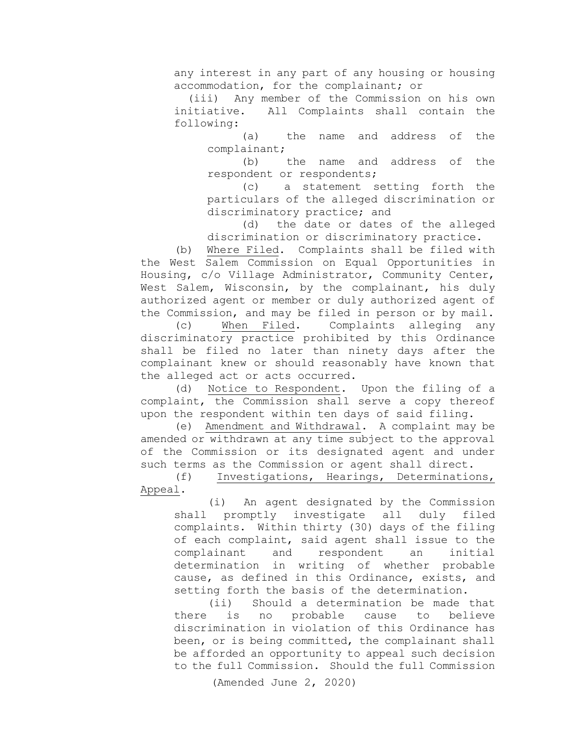any interest in any part of any housing or housing accommodation, for the complainant; or

(iii) Any member of the Commission on his own initiative. All Complaints shall contain the following:

(a) the name and address of the complainant;

(b) the name and address of the respondent or respondents;

(c) a statement setting forth the particulars of the alleged discrimination or discriminatory practice; and

(d) the date or dates of the alleged discrimination or discriminatory practice.

(b) Where Filed. Complaints shall be filed with the West Salem Commission on Equal Opportunities in Housing, c/o Village Administrator, Community Center, West Salem, Wisconsin, by the complainant, his duly authorized agent or member or duly authorized agent of the Commission, and may be filed in person or by mail.

(c) When Filed. Complaints alleging any discriminatory practice prohibited by this Ordinance shall be filed no later than ninety days after the complainant knew or should reasonably have known that the alleged act or acts occurred.

(d) Notice to Respondent. Upon the filing of a complaint, the Commission shall serve a copy thereof upon the respondent within ten days of said filing.

(e) Amendment and Withdrawal. A complaint may be amended or withdrawn at any time subject to the approval of the Commission or its designated agent and under such terms as the Commission or agent shall direct.

(f) Investigations, Hearings, Determinations, Appeal.

(i) An agent designated by the Commission shall promptly investigate all duly filed complaints. Within thirty (30) days of the filing of each complaint, said agent shall issue to the complainant and respondent an initial determination in writing of whether probable cause, as defined in this Ordinance, exists, and setting forth the basis of the determination.

(ii) Should a determination be made that there is no probable cause to believe discrimination in violation of this Ordinance has been, or is being committed, the complainant shall be afforded an opportunity to appeal such decision to the full Commission. Should the full Commission

(Amended June 2, 2020)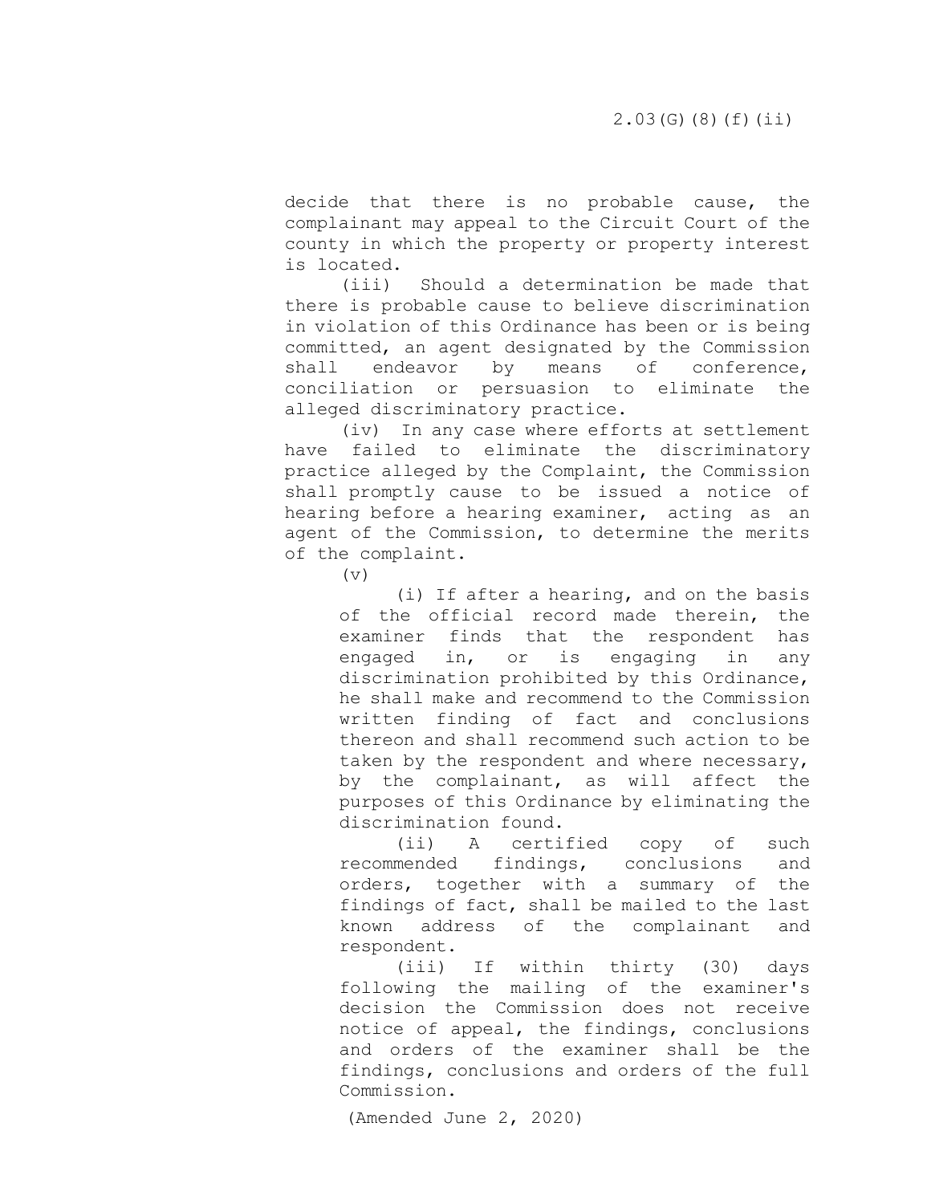decide that there is no probable cause, the complainant may appeal to the Circuit Court of the county in which the property or property interest is located.

(iii) Should a determination be made that there is probable cause to believe discrimination in violation of this Ordinance has been or is being committed, an agent designated by the Commission shall endeavor by means of conference, conciliation or persuasion to eliminate the alleged discriminatory practice.

(iv) In any case where efforts at settlement have failed to eliminate the discriminatory practice alleged by the Complaint, the Commission shall promptly cause to be issued a notice of hearing before a hearing examiner, acting as an agent of the Commission, to determine the merits of the complaint.

(v)

> (i) If after a hearing, and on the basis of the official record made therein, the examiner finds that the respondent has engaged in, or is engaging in any discrimination prohibited by this Ordinance, he shall make and recommend to the Commission written finding of fact and conclusions thereon and shall recommend such action to be taken by the respondent and where necessary, by the complainant, as will affect the purposes of this Ordinance by eliminating the discrimination found.
>
> (ii) A certified copy of such recommended findings, conclusions and orders, together with a summary of the findings of fact, shall be mailed to the last known address of the complainant and respondent.
>
> (iii) If within thirty (30) days following the mailing of the examiner's decision the Commission does not receive notice of appeal, the findings, conclusions and orders of the examiner shall be the findings, conclusions and orders of the full Commission.

(Amended June 2, 2020)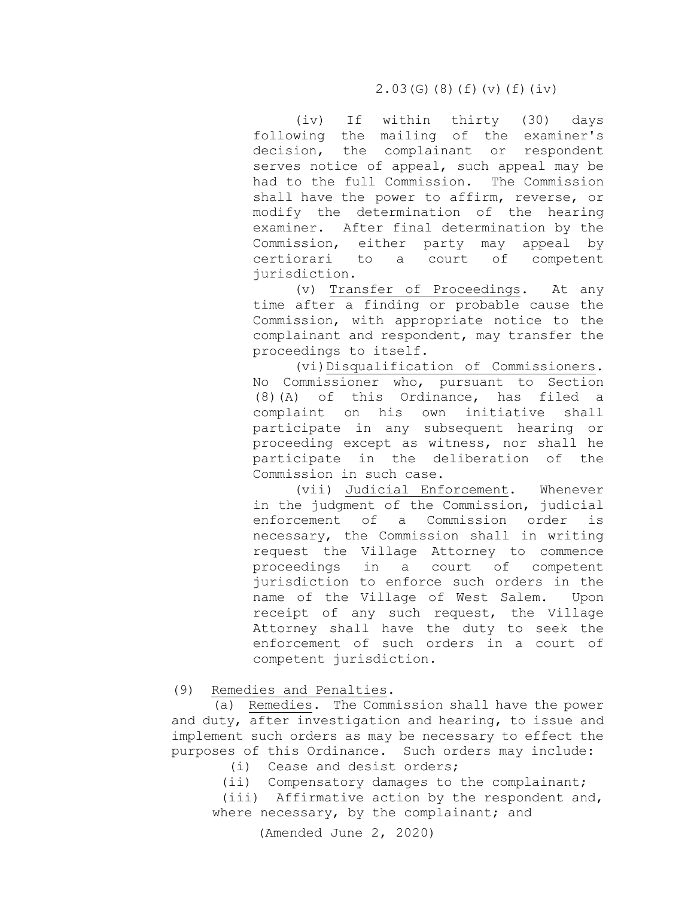(iv) If within thirty (30) days following the mailing of the examiner's decision, the complainant or respondent serves notice of appeal, such appeal may be had to the full Commission. The Commission shall have the power to affirm, reverse, or modify the determination of the hearing examiner. After final determination by the Commission, either party may appeal by certiorari to a court of competent jurisdiction.

(v) Transfer of Proceedings. At any time after a finding or probable cause the Commission, with appropriate notice to the complainant and respondent, may transfer the proceedings to itself.

(vi) Disqualification of Commissioners. No Commissioner who, pursuant to Section (8)(A) of this Ordinance, has filed a complaint on his own initiative shall participate in any subsequent hearing or proceeding except as witness, nor shall he participate in the deliberation of the Commission in such case.

(vii) Judicial Enforcement. Whenever in the judgment of the Commission, judicial enforcement of a Commission order is necessary, the Commission shall in writing request the Village Attorney to commence proceedings in a court of competent jurisdiction to enforce such orders in the name of the Village of West Salem. Upon receipt of any such request, the Village Attorney shall have the duty to seek the enforcement of such orders in a court of competent jurisdiction.

(9) Remedies and Penalties.

(a) Remedies. The Commission shall have the power and duty, after investigation and hearing, to issue and implement such orders as may be necessary to effect the purposes of this Ordinance. Such orders may include:

(i) Cease and desist orders;

(ii) Compensatory damages to the complainant;

(iii) Affirmative action by the respondent and, where necessary, by the complainant; and

(Amended June 2, 2020)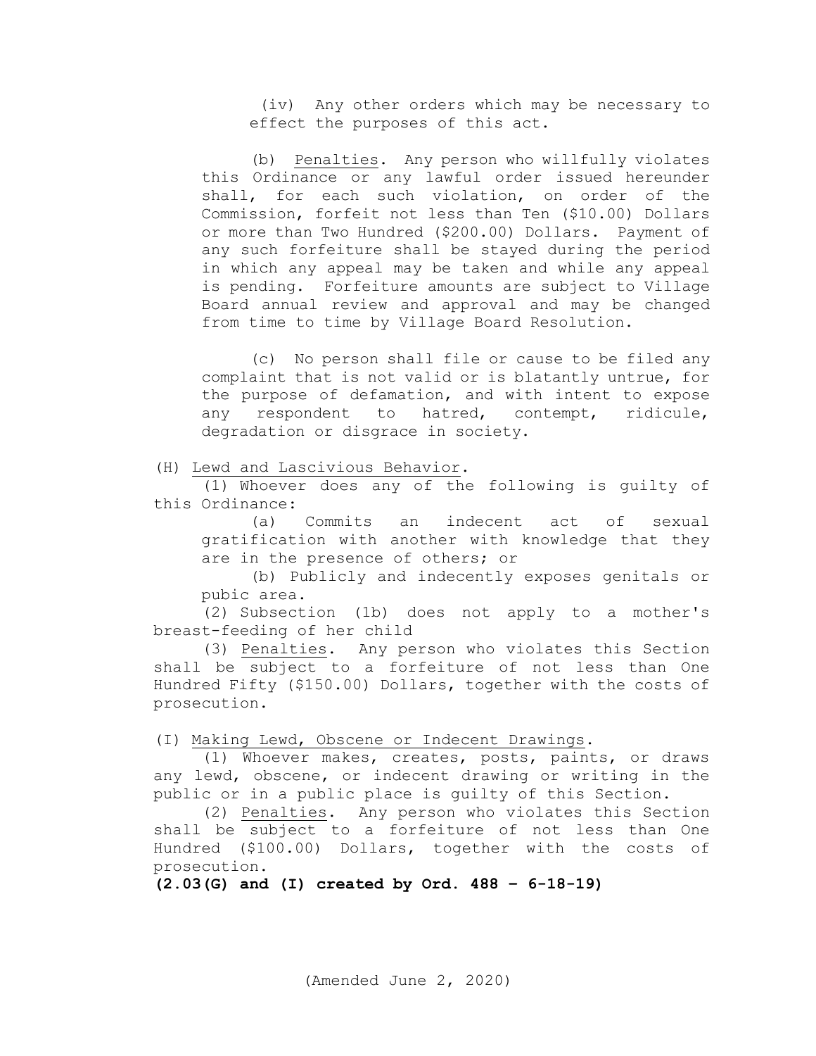(iv) Any other orders which may be necessary to effect the purposes of this act.

(b) Penalties. Any person who willfully violates this Ordinance or any lawful order issued hereunder shall, for each such violation, on order of the Commission, forfeit not less than Ten ($10.00) Dollars or more than Two Hundred ($200.00) Dollars. Payment of any such forfeiture shall be stayed during the period in which any appeal may be taken and while any appeal is pending. Forfeiture amounts are subject to Village Board annual review and approval and may be changed from time to time by Village Board Resolution.

(c) No person shall file or cause to be filed any complaint that is not valid or is blatantly untrue, for the purpose of defamation, and with intent to expose any respondent to hatred, contempt, ridicule, degradation or disgrace in society.

(H) Lewd and Lascivious Behavior.

(1) Whoever does any of the following is guilty of this Ordinance:

(a) Commits an indecent act of sexual gratification with another with knowledge that they are in the presence of others; or

(b) Publicly and indecently exposes genitals or pubic area.

(2) Subsection (1b) does not apply to a mother's breast-feeding of her child

(3) Penalties. Any person who violates this Section shall be subject to a forfeiture of not less than One Hundred Fifty ($150.00) Dollars, together with the costs of prosecution.

(I) Making Lewd, Obscene or Indecent Drawings.

(1) Whoever makes, creates, posts, paints, or draws any lewd, obscene, or indecent drawing or writing in the public or in a public place is guilty of this Section.

(2) Penalties. Any person who violates this Section shall be subject to a forfeiture of not less than One Hundred ($100.00) Dollars, together with the costs of prosecution.

**(2.03(G) and (I) created by Ord. 488 – 6-18-19)**

(Amended June 2, 2020)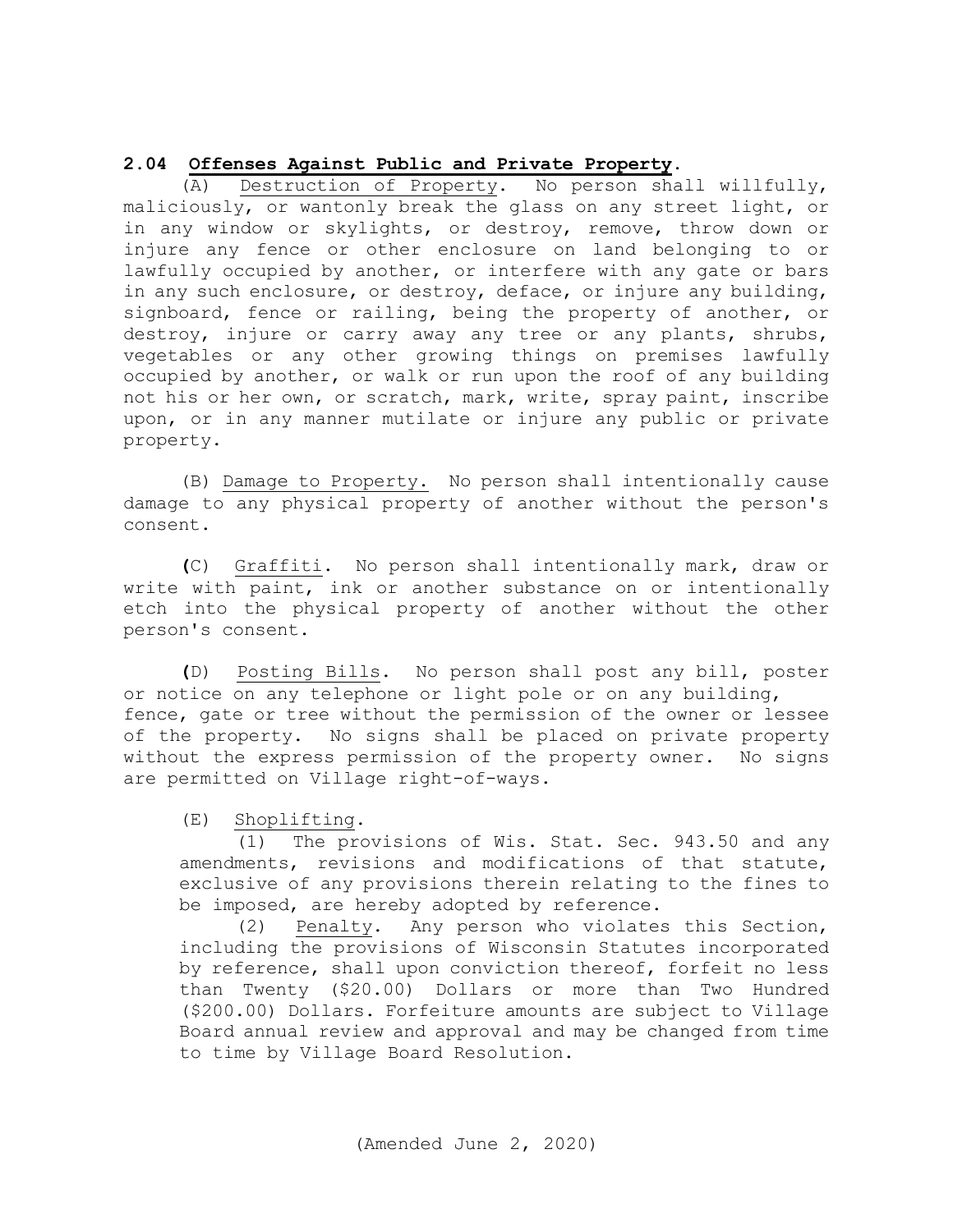## 2.04 **Offenses Against Public and Private Property.**

(A) Destruction of Property. No person shall willfully, maliciously, or wantonly break the glass on any street light, or in any window or skylights, or destroy, remove, throw down or injure any fence or other enclosure on land belonging to or lawfully occupied by another, or interfere with any gate or bars in any such enclosure, or destroy, deface, or injure any building, signboard, fence or railing, being the property of another, or destroy, injure or carry away any tree or any plants, shrubs, vegetables or any other growing things on premises lawfully occupied by another, or walk or run upon the roof of any building not his or her own, or scratch, mark, write, spray paint, inscribe upon, or in any manner mutilate or injure any public or private property.

(B) Damage to Property. No person shall intentionally cause damage to any physical property of another without the person's consent.

(C) Graffiti. No person shall intentionally mark, draw or write with paint, ink or another substance on or intentionally etch into the physical property of another without the other person's consent.

(D) Posting Bills. No person shall post any bill, poster or notice on any telephone or light pole or on any building, fence, gate or tree without the permission of the owner or lessee of the property. No signs shall be placed on private property without the express permission of the property owner. No signs are permitted on Village right-of-ways.

(E) Shoplifting.

(1) The provisions of Wis. Stat. Sec. 943.50 and any amendments, revisions and modifications of that statute, exclusive of any provisions therein relating to the fines to be imposed, are hereby adopted by reference.

(2) Penalty. Any person who violates this Section, including the provisions of Wisconsin Statutes incorporated by reference, shall upon conviction thereof, forfeit no less than Twenty ($20.00) Dollars or more than Two Hundred ($200.00) Dollars. Forfeiture amounts are subject to Village Board annual review and approval and may be changed from time to time by Village Board Resolution.

(Amended June 2, 2020)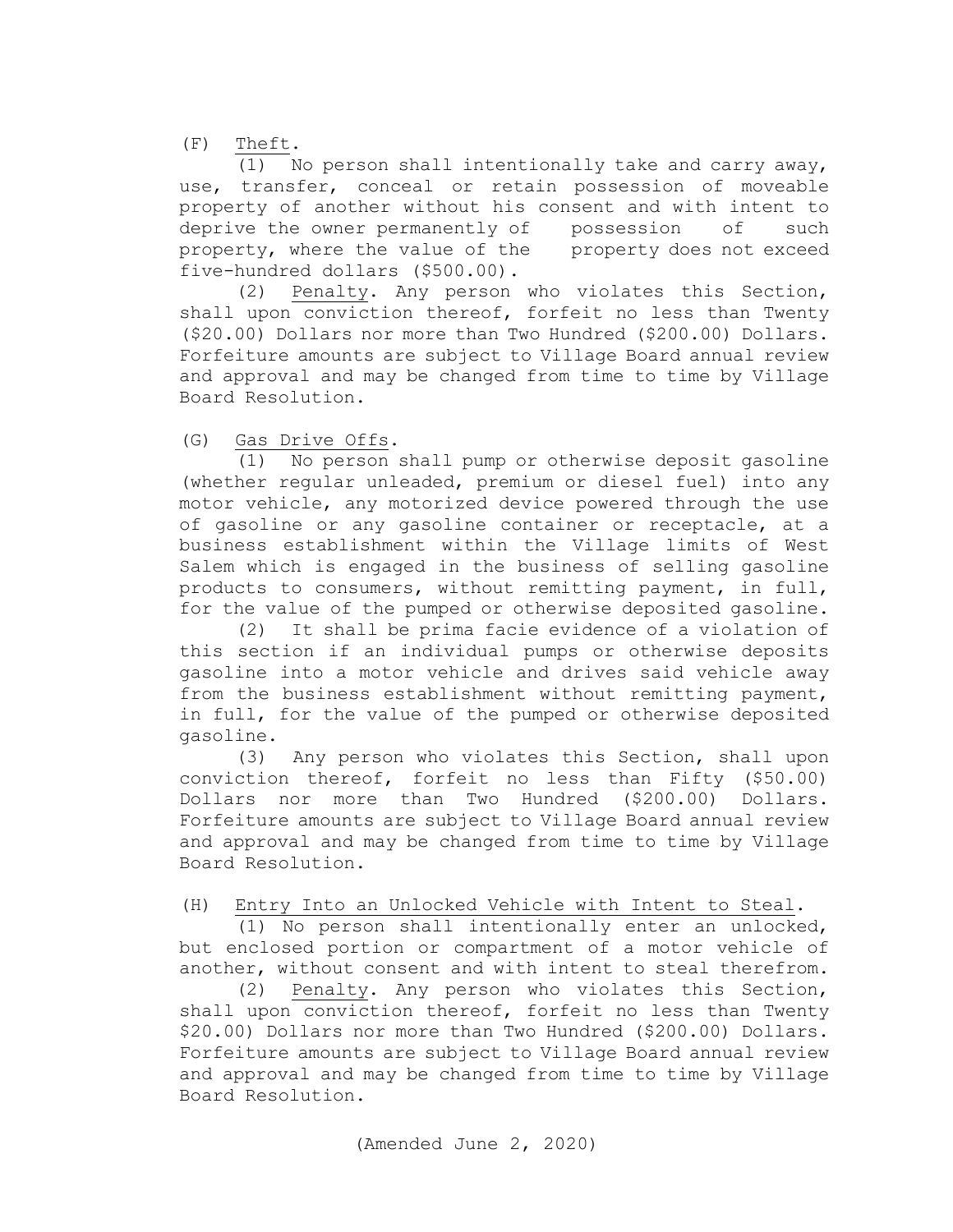(F) Theft.

(1) No person shall intentionally take and carry away, use, transfer, conceal or retain possession of moveable property of another without his consent and with intent to deprive the owner permanently of possession of such property, where the value of the property does not exceed five-hundred dollars ($500.00).

(2) Penalty. Any person who violates this Section, shall upon conviction thereof, forfeit no less than Twenty ($20.00) Dollars nor more than Two Hundred ($200.00) Dollars. Forfeiture amounts are subject to Village Board annual review and approval and may be changed from time to time by Village Board Resolution.

(G) Gas Drive Offs.

(1) No person shall pump or otherwise deposit gasoline (whether regular unleaded, premium or diesel fuel) into any motor vehicle, any motorized device powered through the use of gasoline or any gasoline container or receptacle, at a business establishment within the Village limits of West Salem which is engaged in the business of selling gasoline products to consumers, without remitting payment, in full, for the value of the pumped or otherwise deposited gasoline.

(2) It shall be prima facie evidence of a violation of this section if an individual pumps or otherwise deposits gasoline into a motor vehicle and drives said vehicle away from the business establishment without remitting payment, in full, for the value of the pumped or otherwise deposited gasoline.

(3) Any person who violates this Section, shall upon conviction thereof, forfeit no less than Fifty ($50.00) Dollars nor more than Two Hundred ($200.00) Dollars. Forfeiture amounts are subject to Village Board annual review and approval and may be changed from time to time by Village Board Resolution.

(H) Entry Into an Unlocked Vehicle with Intent to Steal.

(1) No person shall intentionally enter an unlocked, but enclosed portion or compartment of a motor vehicle of another, without consent and with intent to steal therefrom.

(2) Penalty. Any person who violates this Section, shall upon conviction thereof, forfeit no less than Twenty $20.00) Dollars nor more than Two Hundred ($200.00) Dollars. Forfeiture amounts are subject to Village Board annual review and approval and may be changed from time to time by Village Board Resolution.

(Amended June 2, 2020)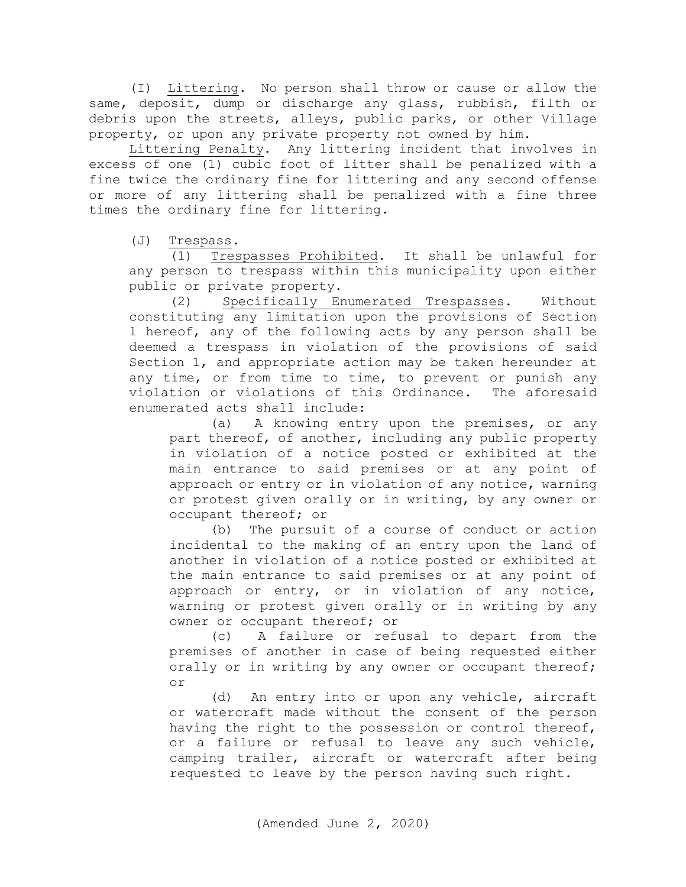(I) Littering. No person shall throw or cause or allow the same, deposit, dump or discharge any glass, rubbish, filth or debris upon the streets, alleys, public parks, or other Village property, or upon any private property not owned by him.

Littering Penalty. Any littering incident that involves in excess of one (1) cubic foot of litter shall be penalized with a fine twice the ordinary fine for littering and any second offense or more of any littering shall be penalized with a fine three times the ordinary fine for littering.

(J) Trespass.

(1) Trespasses Prohibited. It shall be unlawful for any person to trespass within this municipality upon either public or private property.

(2) Specifically Enumerated Trespasses. Without constituting any limitation upon the provisions of Section 1 hereof, any of the following acts by any person shall be deemed a trespass in violation of the provisions of said Section 1, and appropriate action may be taken hereunder at any time, or from time to time, to prevent or punish any violation or violations of this Ordinance. The aforesaid enumerated acts shall include:

(a) A knowing entry upon the premises, or any part thereof, of another, including any public property in violation of a notice posted or exhibited at the main entrance to said premises or at any point of approach or entry or in violation of any notice, warning or protest given orally or in writing, by any owner or occupant thereof; or

(b) The pursuit of a course of conduct or action incidental to the making of an entry upon the land of another in violation of a notice posted or exhibited at the main entrance to said premises or at any point of approach or entry, or in violation of any notice, warning or protest given orally or in writing by any owner or occupant thereof; or

(c) A failure or refusal to depart from the premises of another in case of being requested either orally or in writing by any owner or occupant thereof; or

(d) An entry into or upon any vehicle, aircraft or watercraft made without the consent of the person having the right to the possession or control thereof, or a failure or refusal to leave any such vehicle, camping trailer, aircraft or watercraft after being requested to leave by the person having such right.

(Amended June 2, 2020)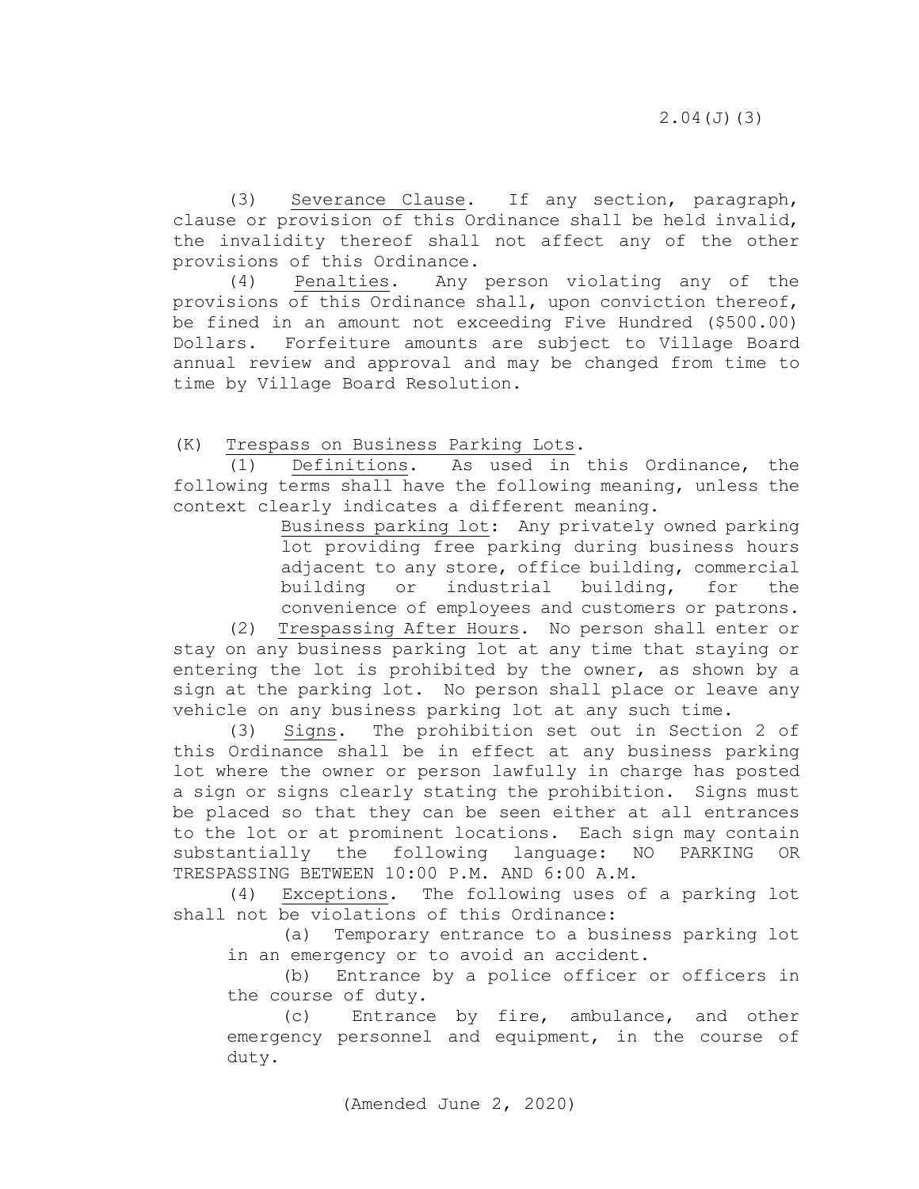(3) Severance Clause. If any section, paragraph, clause or provision of this Ordinance shall be held invalid, the invalidity thereof shall not affect any of the other provisions of this Ordinance.

(4) Penalties. Any person violating any of the provisions of this Ordinance shall, upon conviction thereof, be fined in an amount not exceeding Five Hundred ($500.00) Dollars. Forfeiture amounts are subject to Village Board annual review and approval and may be changed from time to time by Village Board Resolution.

(K) Trespass on Business Parking Lots.

(1) Definitions. As used in this Ordinance, the following terms shall have the following meaning, unless the context clearly indicates a different meaning.

Business parking lot: Any privately owned parking lot providing free parking during business hours adjacent to any store, office building, commercial building or industrial building, for the convenience of employees and customers or patrons.

(2) Trespassing After Hours. No person shall enter or stay on any business parking lot at any time that staying or entering the lot is prohibited by the owner, as shown by a sign at the parking lot. No person shall place or leave any vehicle on any business parking lot at any such time.

(3) Signs. The prohibition set out in Section 2 of this Ordinance shall be in effect at any business parking lot where the owner or person lawfully in charge has posted a sign or signs clearly stating the prohibition. Signs must be placed so that they can be seen either at all entrances to the lot or at prominent locations. Each sign may contain substantially the following language: NO PARKING OR TRESPASSING BETWEEN 10:00 P.M. AND 6:00 A.M.

(4) Exceptions. The following uses of a parking lot shall not be violations of this Ordinance:

(a) Temporary entrance to a business parking lot in an emergency or to avoid an accident.

(b) Entrance by a police officer or officers in the course of duty.

(c) Entrance by fire, ambulance, and other emergency personnel and equipment, in the course of duty.

(Amended June 2, 2020)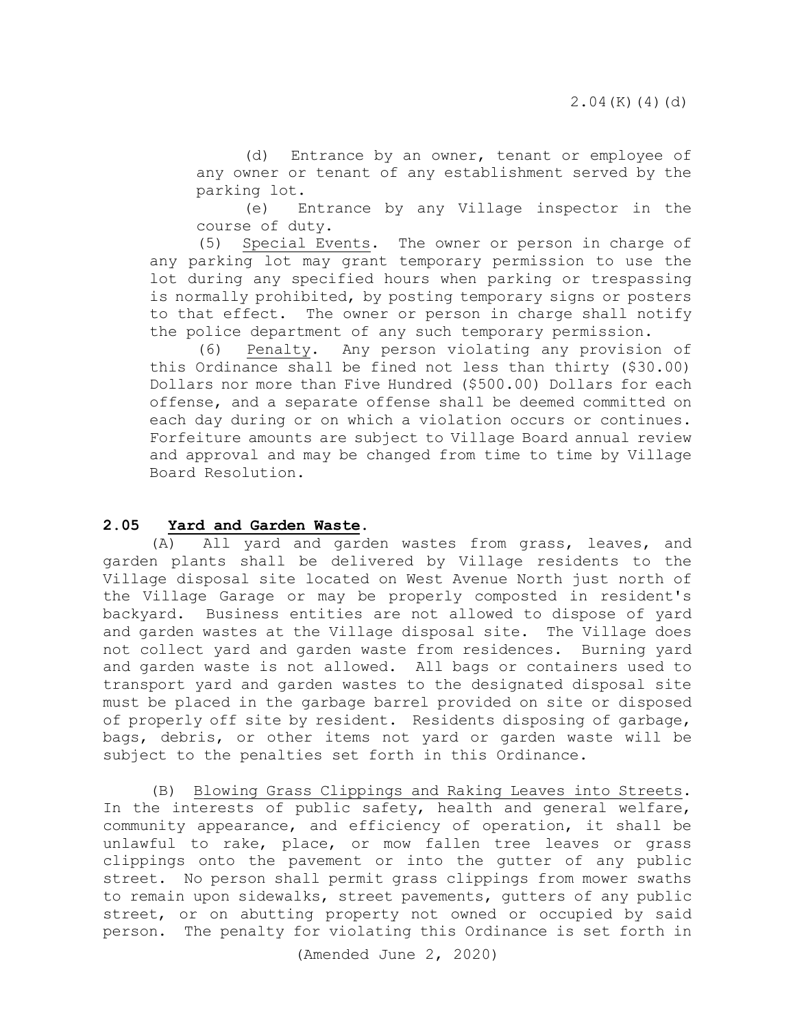(d) Entrance by an owner, tenant or employee of any owner or tenant of any establishment served by the parking lot.

(e) Entrance by any Village inspector in the course of duty.

(5) Special Events. The owner or person in charge of any parking lot may grant temporary permission to use the lot during any specified hours when parking or trespassing is normally prohibited, by posting temporary signs or posters to that effect. The owner or person in charge shall notify the police department of any such temporary permission.

(6) Penalty. Any person violating any provision of this Ordinance shall be fined not less than thirty ($30.00) Dollars nor more than Five Hundred ($500.00) Dollars for each offense, and a separate offense shall be deemed committed on each day during or on which a violation occurs or continues. Forfeiture amounts are subject to Village Board annual review and approval and may be changed from time to time by Village Board Resolution.

## 2.05 Yard and Garden Waste.

(A) All yard and garden wastes from grass, leaves, and garden plants shall be delivered by Village residents to the Village disposal site located on West Avenue North just north of the Village Garage or may be properly composted in resident's backyard. Business entities are not allowed to dispose of yard and garden wastes at the Village disposal site. The Village does not collect yard and garden waste from residences. Burning yard and garden waste is not allowed. All bags or containers used to transport yard and garden wastes to the designated disposal site must be placed in the garbage barrel provided on site or disposed of properly off site by resident. Residents disposing of garbage, bags, debris, or other items not yard or garden waste will be subject to the penalties set forth in this Ordinance.

(B) Blowing Grass Clippings and Raking Leaves into Streets. In the interests of public safety, health and general welfare, community appearance, and efficiency of operation, it shall be unlawful to rake, place, or mow fallen tree leaves or grass clippings onto the pavement or into the gutter of any public street. No person shall permit grass clippings from mower swaths to remain upon sidewalks, street pavements, gutters of any public street, or on abutting property not owned or occupied by said person. The penalty for violating this Ordinance is set forth in

(Amended June 2, 2020)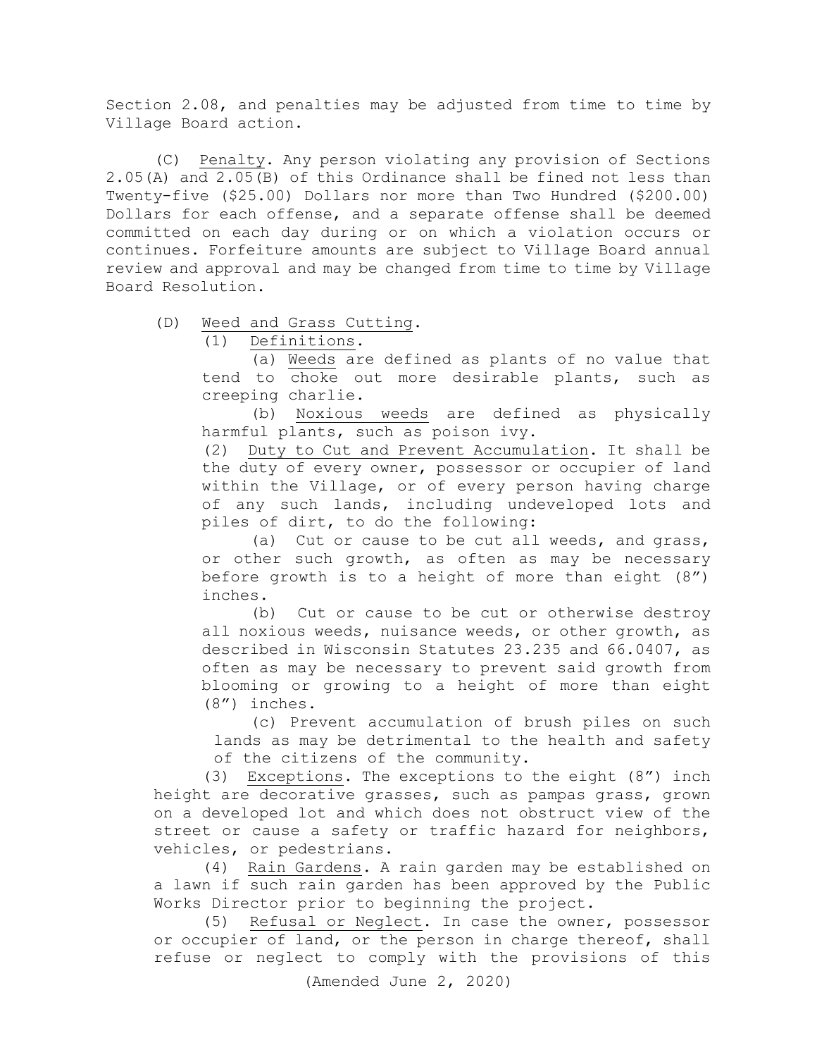Section 2.08, and penalties may be adjusted from time to time by Village Board action.

(C) Penalty. Any person violating any provision of Sections 2.05(A) and 2.05(B) of this Ordinance shall be fined not less than Twenty-five ($25.00) Dollars nor more than Two Hundred ($200.00) Dollars for each offense, and a separate offense shall be deemed committed on each day during or on which a violation occurs or continues. Forfeiture amounts are subject to Village Board annual review and approval and may be changed from time to time by Village Board Resolution.

(D) Weed and Grass Cutting.

(1) Definitions.

(a) Weeds are defined as plants of no value that tend to choke out more desirable plants, such as creeping charlie.

(b) Noxious weeds are defined as physically harmful plants, such as poison ivy.

(2) Duty to Cut and Prevent Accumulation. It shall be the duty of every owner, possessor or occupier of land within the Village, or of every person having charge of any such lands, including undeveloped lots and piles of dirt, to do the following:

(a) Cut or cause to be cut all weeds, and grass, or other such growth, as often as may be necessary before growth is to a height of more than eight (8") inches.

(b) Cut or cause to be cut or otherwise destroy all noxious weeds, nuisance weeds, or other growth, as described in Wisconsin Statutes 23.235 and 66.0407, as often as may be necessary to prevent said growth from blooming or growing to a height of more than eight (8") inches.

(c) Prevent accumulation of brush piles on such lands as may be detrimental to the health and safety of the citizens of the community.

(3) Exceptions. The exceptions to the eight (8") inch height are decorative grasses, such as pampas grass, grown on a developed lot and which does not obstruct view of the street or cause a safety or traffic hazard for neighbors, vehicles, or pedestrians.

(4) Rain Gardens. A rain garden may be established on a lawn if such rain garden has been approved by the Public Works Director prior to beginning the project.

(5) Refusal or Neglect. In case the owner, possessor or occupier of land, or the person in charge thereof, shall refuse or neglect to comply with the provisions of this

(Amended June 2, 2020)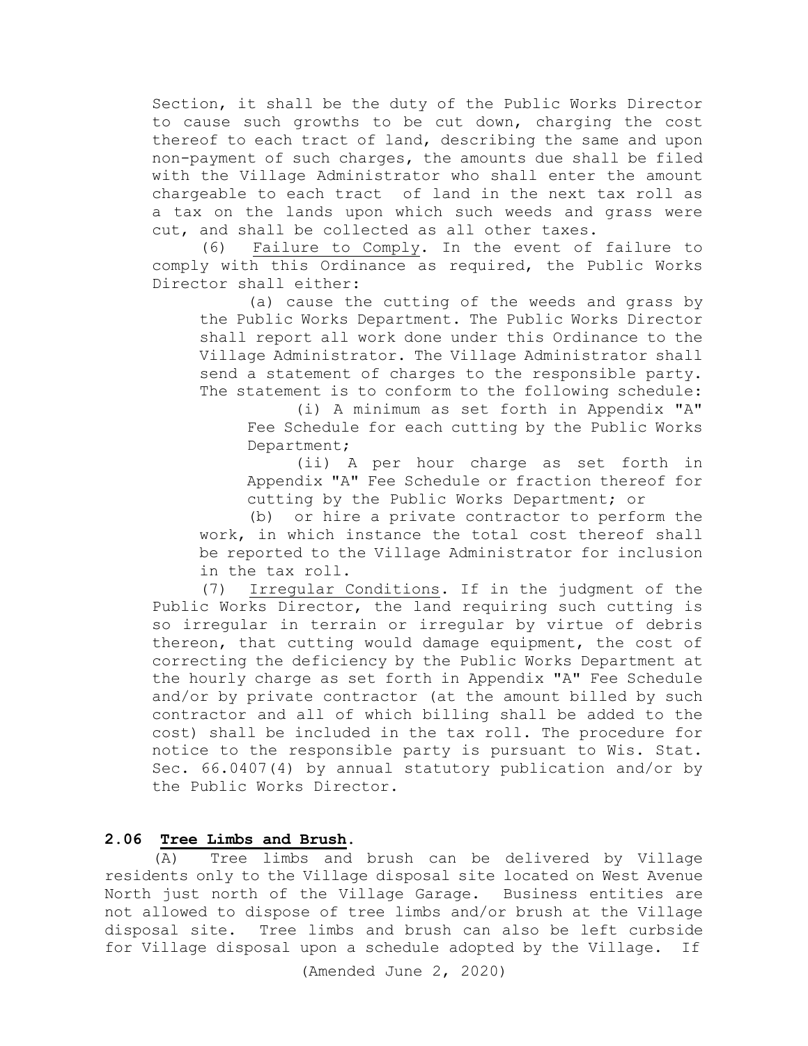Section, it shall be the duty of the Public Works Director to cause such growths to be cut down, charging the cost thereof to each tract of land, describing the same and upon non-payment of such charges, the amounts due shall be filed with the Village Administrator who shall enter the amount chargeable to each tract of land in the next tax roll as a tax on the lands upon which such weeds and grass were cut, and shall be collected as all other taxes.

(6) Failure to Comply. In the event of failure to comply with this Ordinance as required, the Public Works Director shall either:

(a) cause the cutting of the weeds and grass by the Public Works Department. The Public Works Director shall report all work done under this Ordinance to the Village Administrator. The Village Administrator shall send a statement of charges to the responsible party. The statement is to conform to the following schedule:

(i) A minimum as set forth in Appendix "A" Fee Schedule for each cutting by the Public Works Department;

(ii) A per hour charge as set forth in Appendix "A" Fee Schedule or fraction thereof for cutting by the Public Works Department; or

(b) or hire a private contractor to perform the work, in which instance the total cost thereof shall be reported to the Village Administrator for inclusion in the tax roll.

(7) Irregular Conditions. If in the judgment of the Public Works Director, the land requiring such cutting is so irregular in terrain or irregular by virtue of debris thereon, that cutting would damage equipment, the cost of correcting the deficiency by the Public Works Department at the hourly charge as set forth in Appendix "A" Fee Schedule and/or by private contractor (at the amount billed by such contractor and all of which billing shall be added to the cost) shall be included in the tax roll. The procedure for notice to the responsible party is pursuant to Wis. Stat. Sec. 66.0407(4) by annual statutory publication and/or by the Public Works Director.

## 2.06 Tree Limbs and Brush.

(A) Tree limbs and brush can be delivered by Village residents only to the Village disposal site located on West Avenue North just north of the Village Garage. Business entities are not allowed to dispose of tree limbs and/or brush at the Village disposal site. Tree limbs and brush can also be left curbside for Village disposal upon a schedule adopted by the Village. If

(Amended June 2, 2020)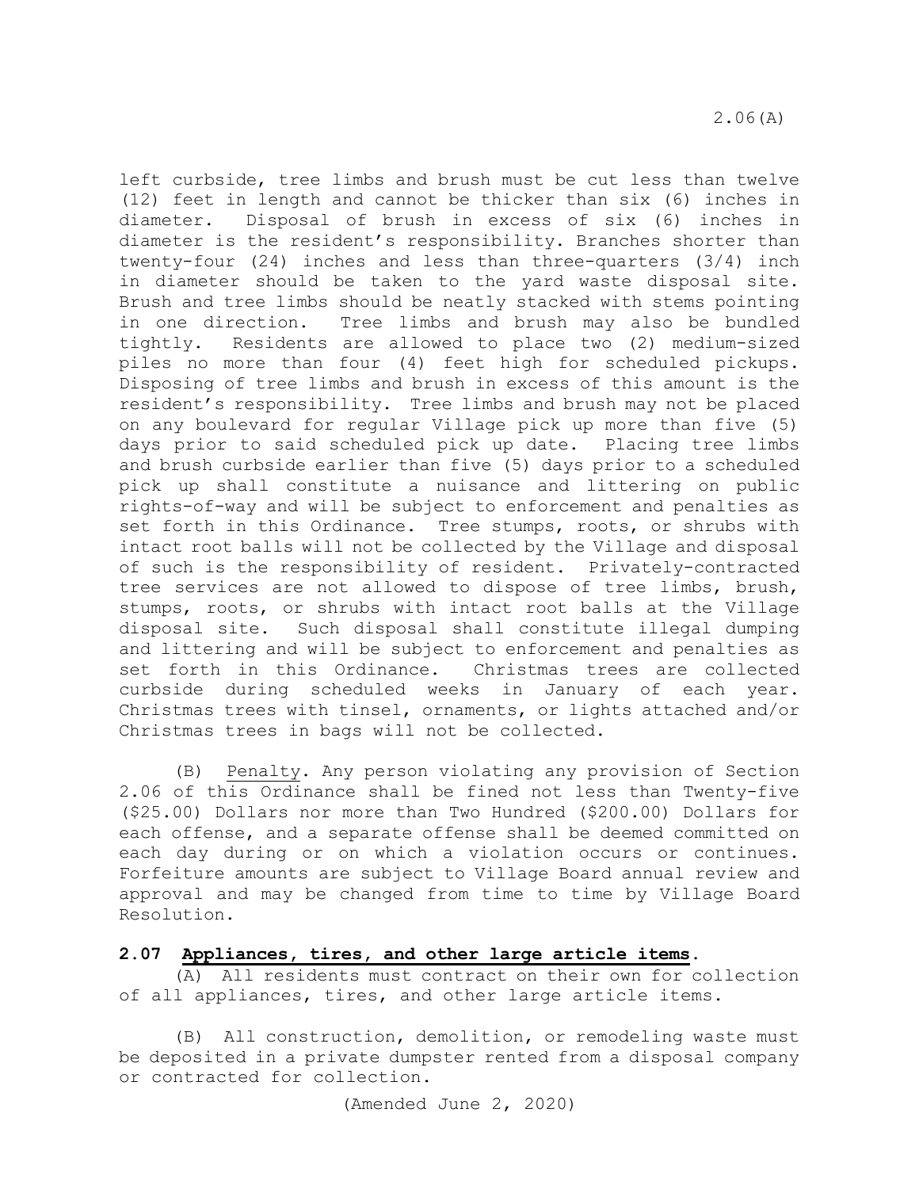left curbside, tree limbs and brush must be cut less than twelve (12) feet in length and cannot be thicker than six (6) inches in diameter. Disposal of brush in excess of six (6) inches in diameter is the resident's responsibility. Branches shorter than twenty-four (24) inches and less than three-quarters (3/4) inch in diameter should be taken to the yard waste disposal site. Brush and tree limbs should be neatly stacked with stems pointing in one direction. Tree limbs and brush may also be bundled tightly. Residents are allowed to place two (2) medium-sized piles no more than four (4) feet high for scheduled pickups. Disposing of tree limbs and brush in excess of this amount is the resident's responsibility. Tree limbs and brush may not be placed on any boulevard for regular Village pick up more than five (5) days prior to said scheduled pick up date. Placing tree limbs and brush curbside earlier than five (5) days prior to a scheduled pick up shall constitute a nuisance and littering on public rights-of-way and will be subject to enforcement and penalties as set forth in this Ordinance. Tree stumps, roots, or shrubs with intact root balls will not be collected by the Village and disposal of such is the responsibility of resident. Privately-contracted tree services are not allowed to dispose of tree limbs, brush, stumps, roots, or shrubs with intact root balls at the Village disposal site. Such disposal shall constitute illegal dumping and littering and will be subject to enforcement and penalties as set forth in this Ordinance. Christmas trees are collected curbside during scheduled weeks in January of each year. Christmas trees with tinsel, ornaments, or lights attached and/or Christmas trees in bags will not be collected.

(B) Penalty. Any person violating any provision of Section 2.06 of this Ordinance shall be fined not less than Twenty-five ($25.00) Dollars nor more than Two Hundred ($200.00) Dollars for each offense, and a separate offense shall be deemed committed on each day during or on which a violation occurs or continues. Forfeiture amounts are subject to Village Board annual review and approval and may be changed from time to time by Village Board Resolution.

## 2.07 Appliances, tires, and other large article items.

(A) All residents must contract on their own for collection of all appliances, tires, and other large article items.

(B) All construction, demolition, or remodeling waste must be deposited in a private dumpster rented from a disposal company or contracted for collection.

(Amended June 2, 2020)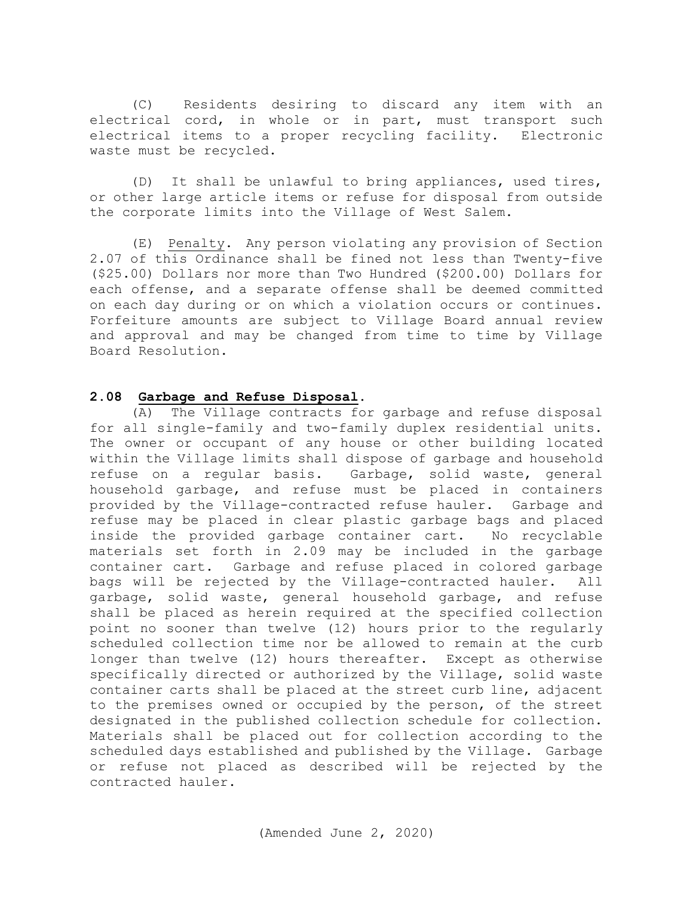(C) Residents desiring to discard any item with an electrical cord, in whole or in part, must transport such electrical items to a proper recycling facility. Electronic waste must be recycled.

(D) It shall be unlawful to bring appliances, used tires, or other large article items or refuse for disposal from outside the corporate limits into the Village of West Salem.

(E) Penalty. Any person violating any provision of Section 2.07 of this Ordinance shall be fined not less than Twenty-five ($25.00) Dollars nor more than Two Hundred ($200.00) Dollars for each offense, and a separate offense shall be deemed committed on each day during or on which a violation occurs or continues. Forfeiture amounts are subject to Village Board annual review and approval and may be changed from time to time by Village Board Resolution.

**2.08 Garbage and Refuse Disposal.**

(A) The Village contracts for garbage and refuse disposal for all single-family and two-family duplex residential units. The owner or occupant of any house or other building located within the Village limits shall dispose of garbage and household refuse on a regular basis. Garbage, solid waste, general household garbage, and refuse must be placed in containers provided by the Village-contracted refuse hauler. Garbage and refuse may be placed in clear plastic garbage bags and placed inside the provided garbage container cart. No recyclable materials set forth in 2.09 may be included in the garbage container cart. Garbage and refuse placed in colored garbage bags will be rejected by the Village-contracted hauler. All garbage, solid waste, general household garbage, and refuse shall be placed as herein required at the specified collection point no sooner than twelve (12) hours prior to the regularly scheduled collection time nor be allowed to remain at the curb longer than twelve (12) hours thereafter. Except as otherwise specifically directed or authorized by the Village, solid waste container carts shall be placed at the street curb line, adjacent to the premises owned or occupied by the person, of the street designated in the published collection schedule for collection. Materials shall be placed out for collection according to the scheduled days established and published by the Village. Garbage or refuse not placed as described will be rejected by the contracted hauler.

(Amended June 2, 2020)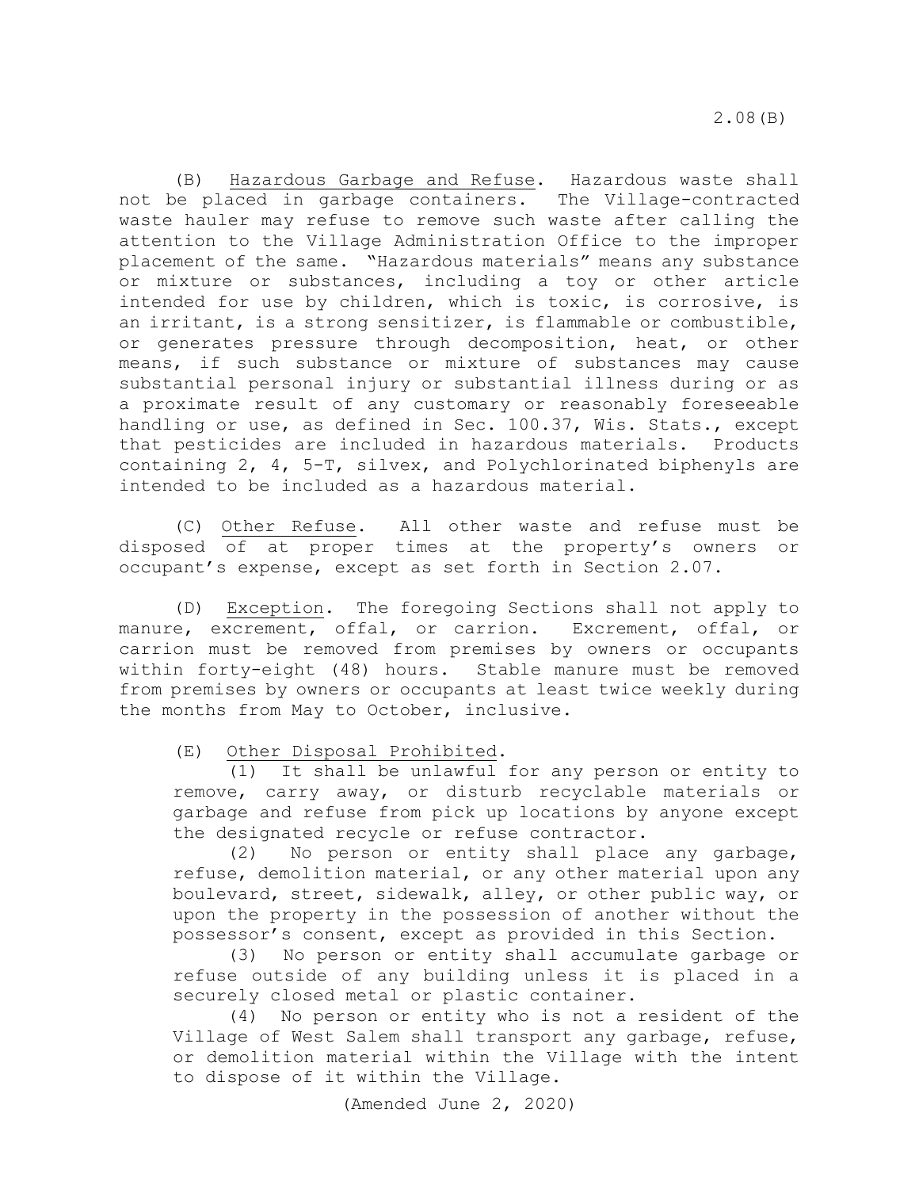(B) Hazardous Garbage and Refuse. Hazardous waste shall not be placed in garbage containers. The Village-contracted waste hauler may refuse to remove such waste after calling the attention to the Village Administration Office to the improper placement of the same. "Hazardous materials" means any substance or mixture or substances, including a toy or other article intended for use by children, which is toxic, is corrosive, is an irritant, is a strong sensitizer, is flammable or combustible, or generates pressure through decomposition, heat, or other means, if such substance or mixture of substances may cause substantial personal injury or substantial illness during or as a proximate result of any customary or reasonably foreseeable handling or use, as defined in Sec. 100.37, Wis. Stats., except that pesticides are included in hazardous materials. Products containing 2, 4, 5-T, silvex, and Polychlorinated biphenyls are intended to be included as a hazardous material.

(C) Other Refuse. All other waste and refuse must be disposed of at proper times at the property's owners or occupant's expense, except as set forth in Section 2.07.

(D) Exception. The foregoing Sections shall not apply to manure, excrement, offal, or carrion. Excrement, offal, or carrion must be removed from premises by owners or occupants within forty-eight (48) hours. Stable manure must be removed from premises by owners or occupants at least twice weekly during the months from May to October, inclusive.

(E) Other Disposal Prohibited.

(1) It shall be unlawful for any person or entity to remove, carry away, or disturb recyclable materials or garbage and refuse from pick up locations by anyone except the designated recycle or refuse contractor.

(2) No person or entity shall place any garbage, refuse, demolition material, or any other material upon any boulevard, street, sidewalk, alley, or other public way, or upon the property in the possession of another without the possessor's consent, except as provided in this Section.

(3) No person or entity shall accumulate garbage or refuse outside of any building unless it is placed in a securely closed metal or plastic container.

(4) No person or entity who is not a resident of the Village of West Salem shall transport any garbage, refuse, or demolition material within the Village with the intent to dispose of it within the Village.

(Amended June 2, 2020)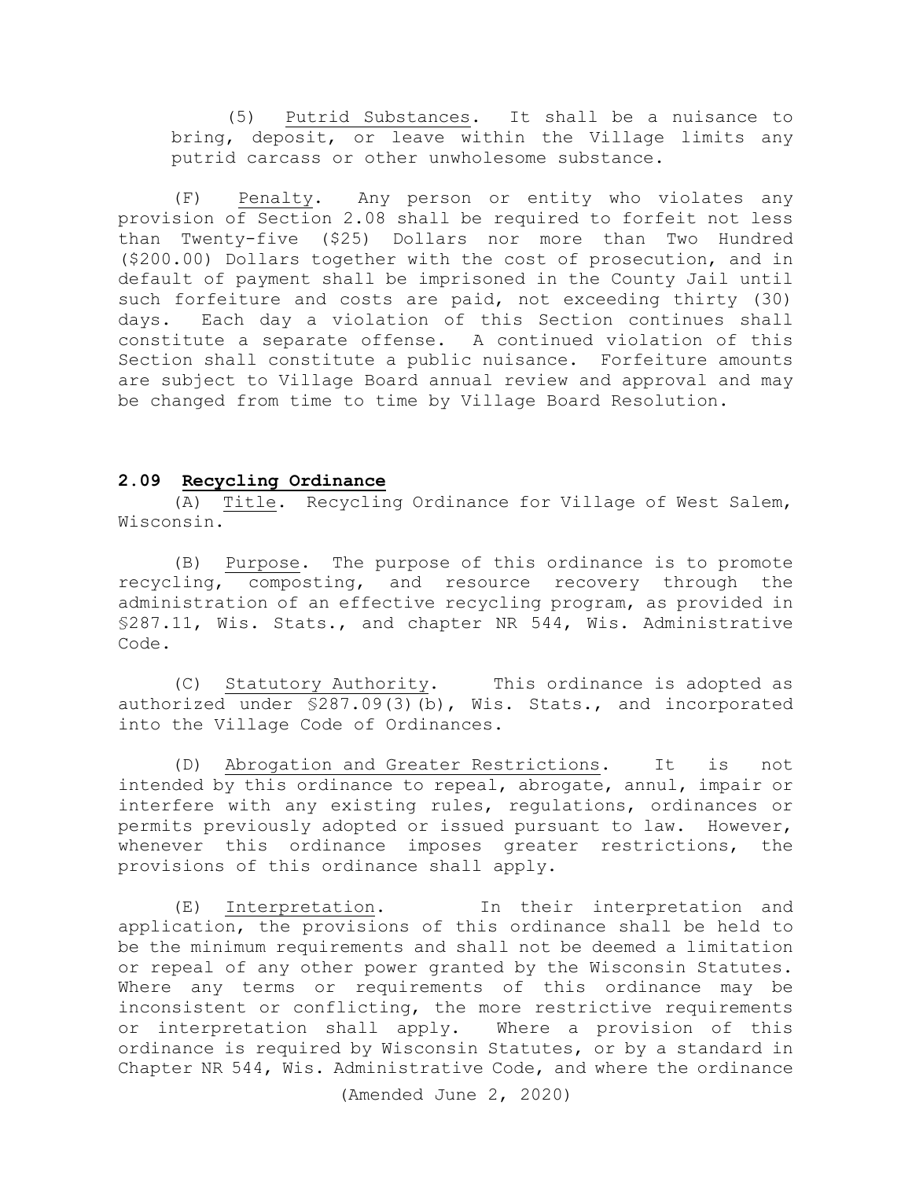(5) Putrid Substances. It shall be a nuisance to bring, deposit, or leave within the Village limits any putrid carcass or other unwholesome substance.

(F) Penalty. Any person or entity who violates any provision of Section 2.08 shall be required to forfeit not less than Twenty-five ($25) Dollars nor more than Two Hundred ($200.00) Dollars together with the cost of prosecution, and in default of payment shall be imprisoned in the County Jail until such forfeiture and costs are paid, not exceeding thirty (30) days. Each day a violation of this Section continues shall constitute a separate offense. A continued violation of this Section shall constitute a public nuisance. Forfeiture amounts are subject to Village Board annual review and approval and may be changed from time to time by Village Board Resolution.

### 2.09 Recycling Ordinance

(A) Title. Recycling Ordinance for Village of West Salem, Wisconsin.

(B) Purpose. The purpose of this ordinance is to promote recycling, composting, and resource recovery through the administration of an effective recycling program, as provided in §287.11, Wis. Stats., and chapter NR 544, Wis. Administrative Code.

(C) Statutory Authority. This ordinance is adopted as authorized under §287.09(3)(b), Wis. Stats., and incorporated into the Village Code of Ordinances.

(D) Abrogation and Greater Restrictions. It is not intended by this ordinance to repeal, abrogate, annul, impair or interfere with any existing rules, regulations, ordinances or permits previously adopted or issued pursuant to law. However, whenever this ordinance imposes greater restrictions, the provisions of this ordinance shall apply.

(E) Interpretation. In their interpretation and application, the provisions of this ordinance shall be held to be the minimum requirements and shall not be deemed a limitation or repeal of any other power granted by the Wisconsin Statutes. Where any terms or requirements of this ordinance may be inconsistent or conflicting, the more restrictive requirements or interpretation shall apply. Where a provision of this ordinance is required by Wisconsin Statutes, or by a standard in Chapter NR 544, Wis. Administrative Code, and where the ordinance

(Amended June 2, 2020)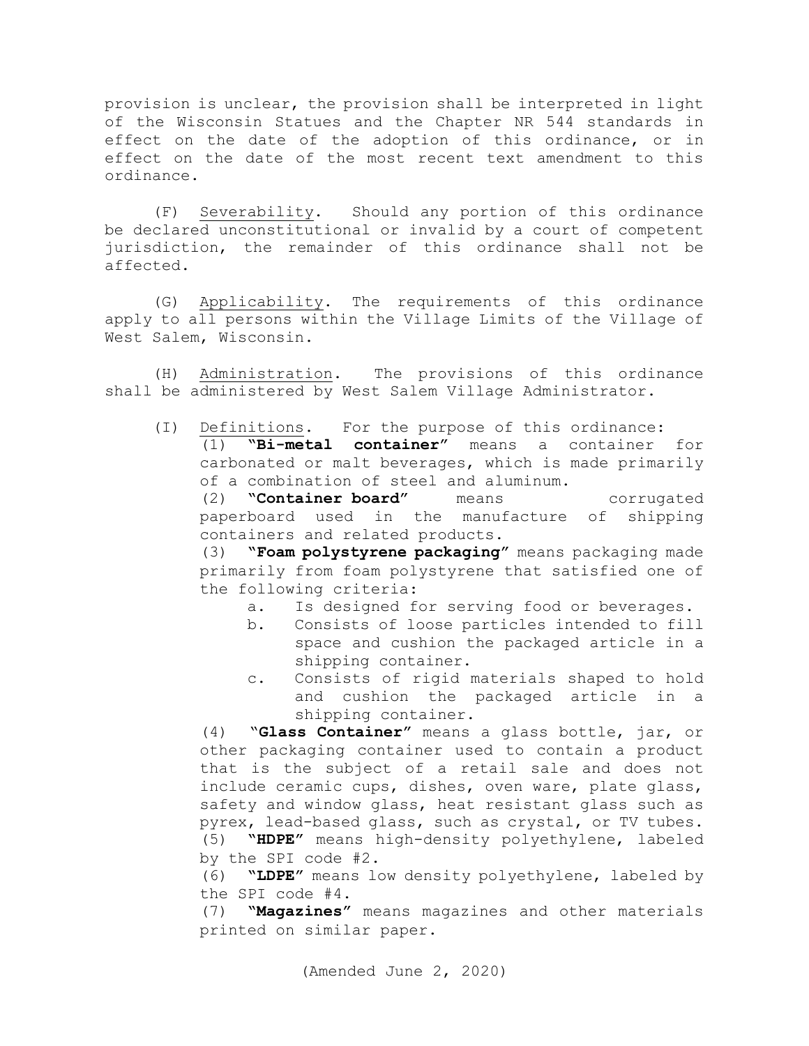provision is unclear, the provision shall be interpreted in light of the Wisconsin Statues and the Chapter NR 544 standards in effect on the date of the adoption of this ordinance, or in effect on the date of the most recent text amendment to this ordinance.

(F) <u>Severability</u>. Should any portion of this ordinance be declared unconstitutional or invalid by a court of competent jurisdiction, the remainder of this ordinance shall not be affected.

(G) <u>Applicability</u>. The requirements of this ordinance apply to all persons within the Village Limits of the Village of West Salem, Wisconsin.

(H) <u>Administration</u>. The provisions of this ordinance shall be administered by West Salem Village Administrator.

(I) <u>Definitions</u>. For the purpose of this ordinance:

(1) **"Bi-metal container"** means a container for carbonated or malt beverages, which is made primarily of a combination of steel and aluminum.

(2) **"Container board"** means corrugated paperboard used in the manufacture of shipping containers and related products.

(3) **"Foam polystyrene packaging"** means packaging made primarily from foam polystyrene that satisfied one of the following criteria:

a. Is designed for serving food or beverages.

b. Consists of loose particles intended to fill space and cushion the packaged article in a shipping container.

c. Consists of rigid materials shaped to hold and cushion the packaged article in a shipping container.

(4) **"Glass Container"** means a glass bottle, jar, or other packaging container used to contain a product that is the subject of a retail sale and does not include ceramic cups, dishes, oven ware, plate glass, safety and window glass, heat resistant glass such as pyrex, lead-based glass, such as crystal, or TV tubes.

(5) **"HDPE"** means high-density polyethylene, labeled by the SPI code #2.

(6) **"LDPE"** means low density polyethylene, labeled by the SPI code #4.

(7) **"Magazines"** means magazines and other materials printed on similar paper.

(Amended June 2, 2020)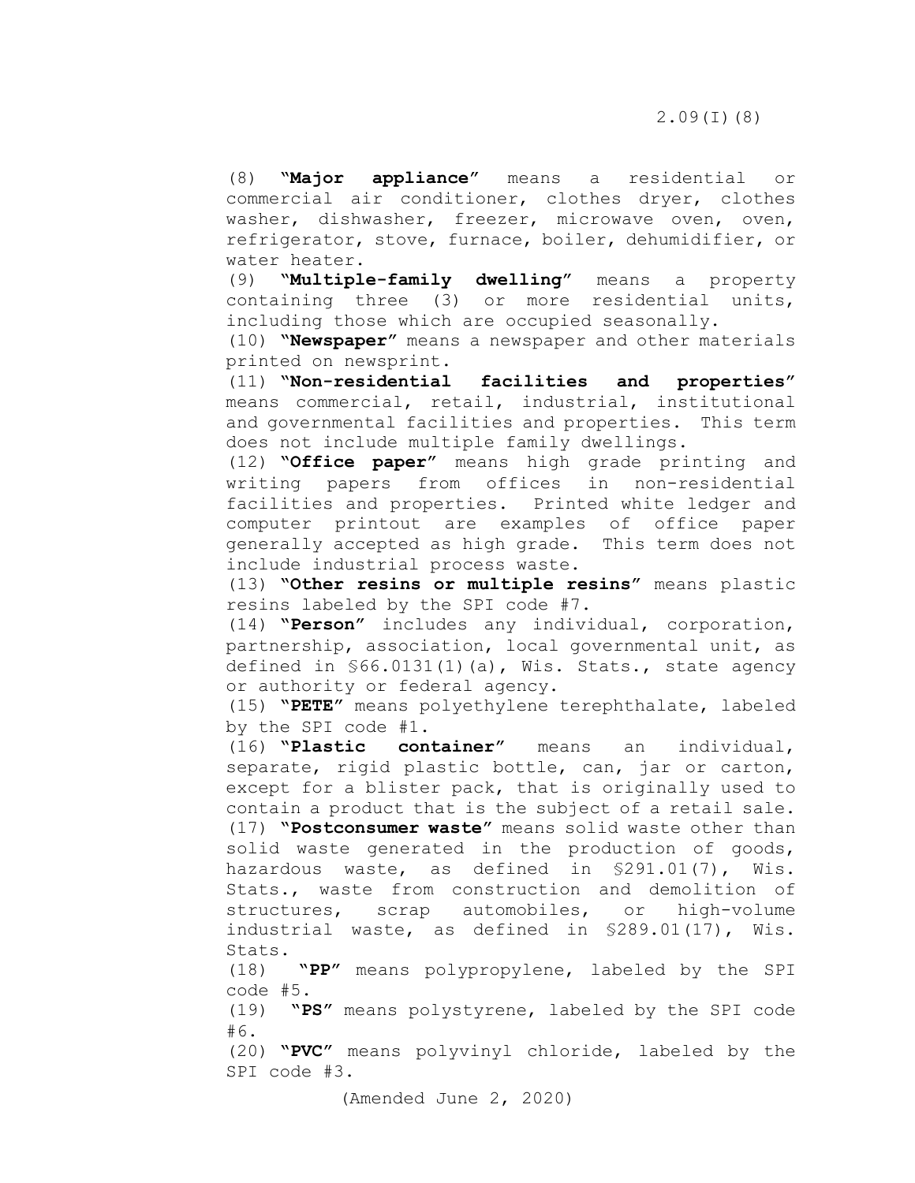(8) **"Major appliance"** means a residential or commercial air conditioner, clothes dryer, clothes washer, dishwasher, freezer, microwave oven, oven, refrigerator, stove, furnace, boiler, dehumidifier, or water heater.

(9) **"Multiple-family dwelling"** means a property containing three (3) or more residential units, including those which are occupied seasonally.

(10) **"Newspaper"** means a newspaper and other materials printed on newsprint.

(11) **"Non-residential facilities and properties"** means commercial, retail, industrial, institutional and governmental facilities and properties. This term does not include multiple family dwellings.

(12) **"Office paper"** means high grade printing and writing papers from offices in non-residential facilities and properties. Printed white ledger and computer printout are examples of office paper generally accepted as high grade. This term does not include industrial process waste.

(13) **"Other resins or multiple resins"** means plastic resins labeled by the SPI code #7.

(14) **"Person"** includes any individual, corporation, partnership, association, local governmental unit, as defined in §66.0131(1)(a), Wis. Stats., state agency or authority or federal agency.

(15) **"PETE"** means polyethylene terephthalate, labeled by the SPI code #1.

(16) **"Plastic container"** means an individual, separate, rigid plastic bottle, can, jar or carton, except for a blister pack, that is originally used to contain a product that is the subject of a retail sale.

(17) **"Postconsumer waste"** means solid waste other than solid waste generated in the production of goods, hazardous waste, as defined in §291.01(7), Wis. Stats., waste from construction and demolition of structures, scrap automobiles, or high-volume industrial waste, as defined in §289.01(17), Wis. Stats.

(18) **"PP"** means polypropylene, labeled by the SPI code #5.

(19) **"PS"** means polystyrene, labeled by the SPI code #6.

(20) **"PVC"** means polyvinyl chloride, labeled by the SPI code #3.

(Amended June 2, 2020)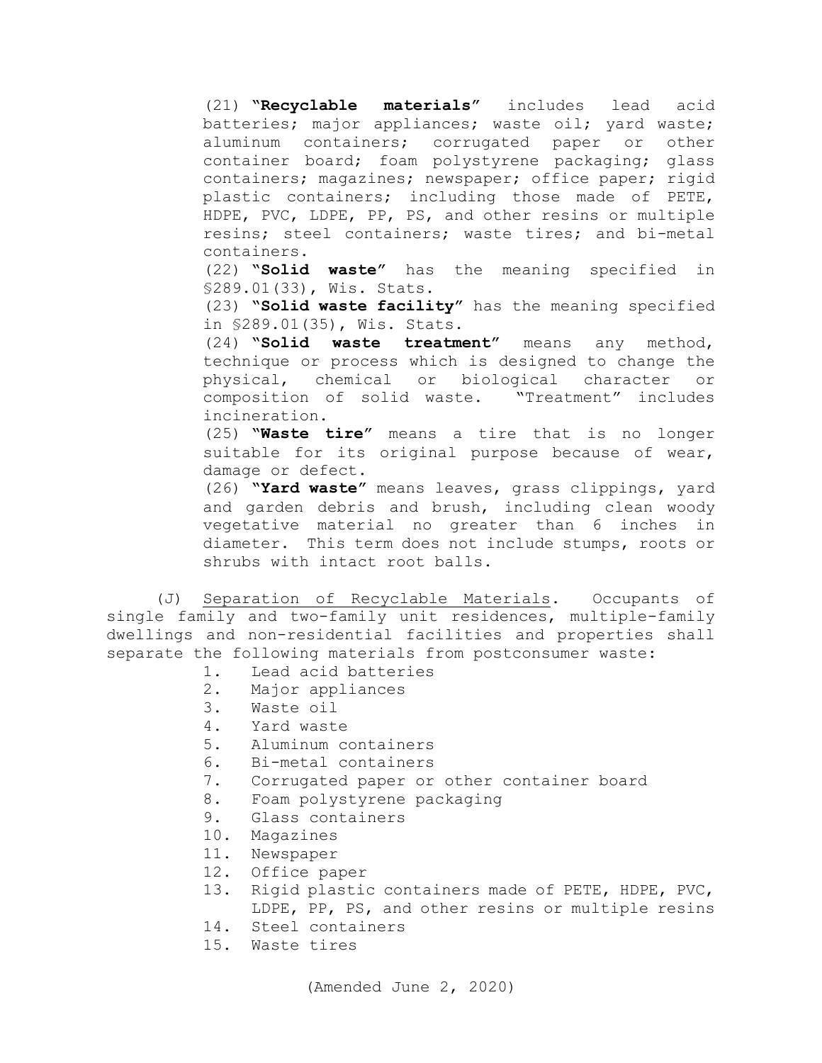(21) **"Recyclable materials"** includes lead acid batteries; major appliances; waste oil; yard waste; aluminum containers; corrugated paper or other container board; foam polystyrene packaging; glass containers; magazines; newspaper; office paper; rigid plastic containers; including those made of PETE, HDPE, PVC, LDPE, PP, PS, and other resins or multiple resins; steel containers; waste tires; and bi-metal containers.

(22) **"Solid waste"** has the meaning specified in §289.01(33), Wis. Stats.

(23) **"Solid waste facility"** has the meaning specified in §289.01(35), Wis. Stats.

(24) **"Solid waste treatment"** means any method, technique or process which is designed to change the physical, chemical or biological character or composition of solid waste. "Treatment" includes incineration.

(25) **"Waste tire"** means a tire that is no longer suitable for its original purpose because of wear, damage or defect.

(26) **"Yard waste"** means leaves, grass clippings, yard and garden debris and brush, including clean woody vegetative material no greater than 6 inches in diameter. This term does not include stumps, roots or shrubs with intact root balls.

(J) Separation of Recyclable Materials. Occupants of single family and two-family unit residences, multiple-family dwellings and non-residential facilities and properties shall separate the following materials from postconsumer waste:

1. Lead acid batteries
2. Major appliances
3. Waste oil
4. Yard waste
5. Aluminum containers
6. Bi-metal containers
7. Corrugated paper or other container board
8. Foam polystyrene packaging
9. Glass containers
10. Magazines
11. Newspaper
12. Office paper
13. Rigid plastic containers made of PETE, HDPE, PVC, LDPE, PP, PS, and other resins or multiple resins
14. Steel containers
15. Waste tires

(Amended June 2, 2020)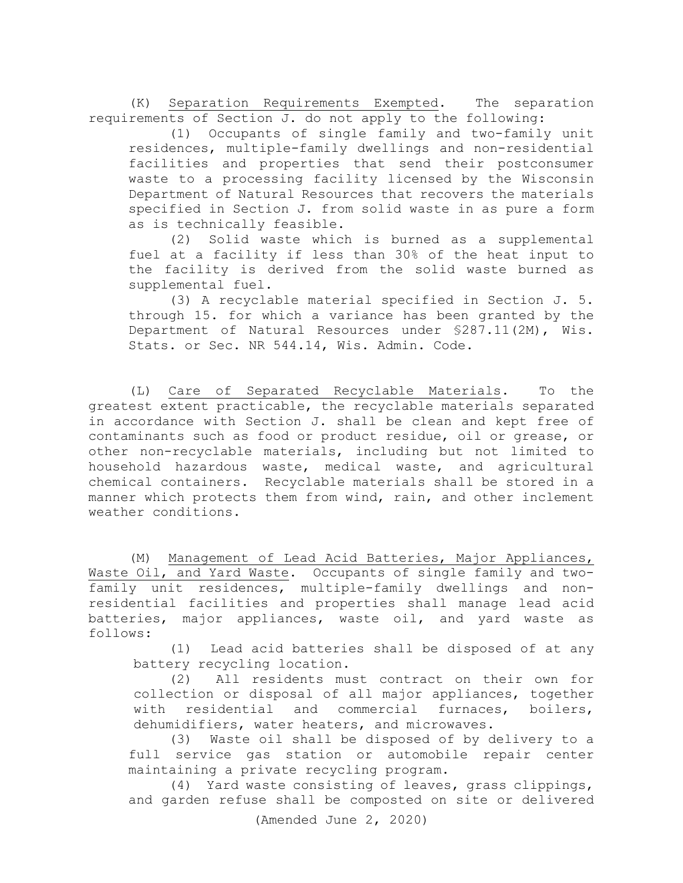(K) Separation Requirements Exempted. The separation requirements of Section J. do not apply to the following:

(1) Occupants of single family and two-family unit residences, multiple-family dwellings and non-residential facilities and properties that send their postconsumer waste to a processing facility licensed by the Wisconsin Department of Natural Resources that recovers the materials specified in Section J. from solid waste in as pure a form as is technically feasible.

(2) Solid waste which is burned as a supplemental fuel at a facility if less than 30% of the heat input to the facility is derived from the solid waste burned as supplemental fuel.

(3) A recyclable material specified in Section J. 5. through 15. for which a variance has been granted by the Department of Natural Resources under §287.11(2M), Wis. Stats. or Sec. NR 544.14, Wis. Admin. Code.

(L) Care of Separated Recyclable Materials. To the greatest extent practicable, the recyclable materials separated in accordance with Section J. shall be clean and kept free of contaminants such as food or product residue, oil or grease, or other non-recyclable materials, including but not limited to household hazardous waste, medical waste, and agricultural chemical containers. Recyclable materials shall be stored in a manner which protects them from wind, rain, and other inclement weather conditions.

(M) Management of Lead Acid Batteries, Major Appliances, Waste Oil, and Yard Waste. Occupants of single family and two-family unit residences, multiple-family dwellings and non-residential facilities and properties shall manage lead acid batteries, major appliances, waste oil, and yard waste as follows:

(1) Lead acid batteries shall be disposed of at any battery recycling location.

(2) All residents must contract on their own for collection or disposal of all major appliances, together with residential and commercial furnaces, boilers, dehumidifiers, water heaters, and microwaves.

(3) Waste oil shall be disposed of by delivery to a full service gas station or automobile repair center maintaining a private recycling program.

(4) Yard waste consisting of leaves, grass clippings, and garden refuse shall be composted on site or delivered

(Amended June 2, 2020)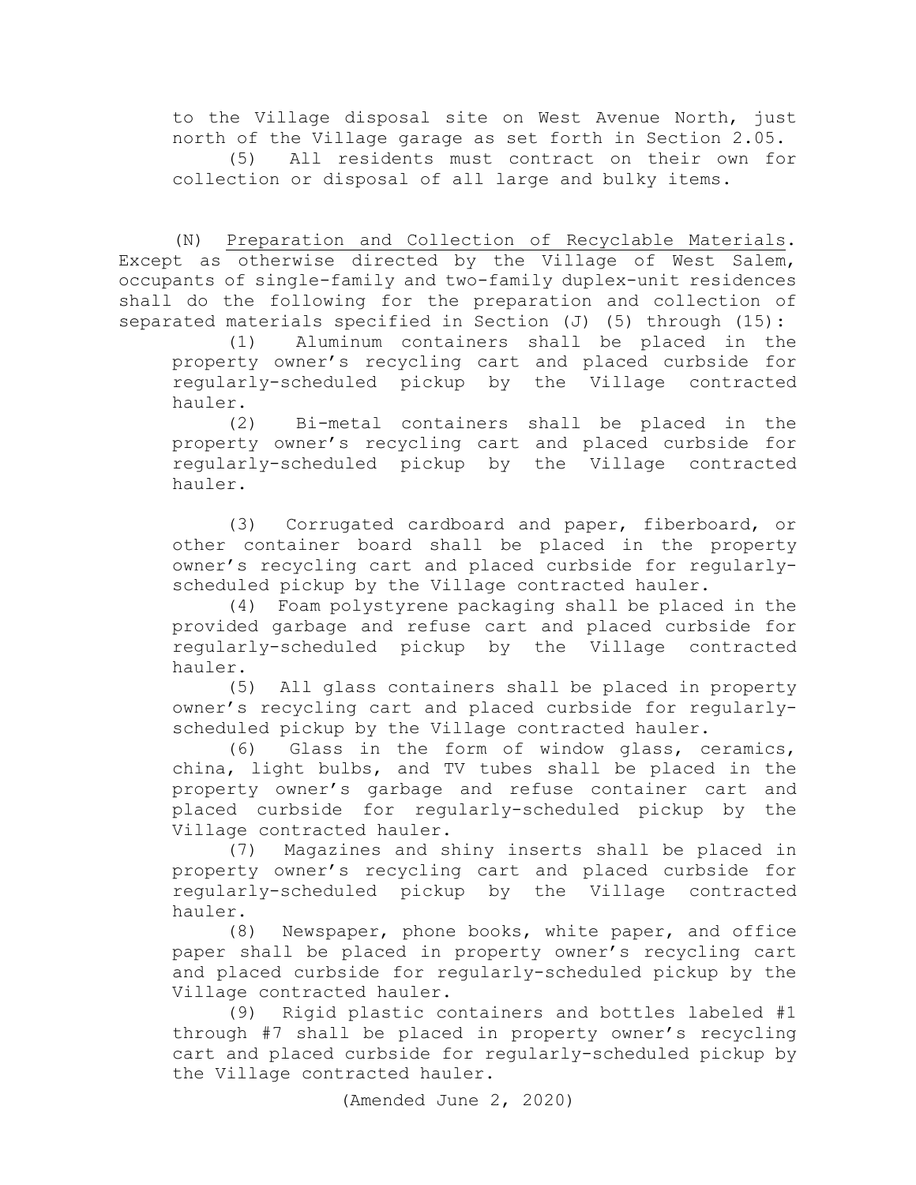to the Village disposal site on West Avenue North, just north of the Village garage as set forth in Section 2.05.

(5) All residents must contract on their own for collection or disposal of all large and bulky items.

(N) Preparation and Collection of Recyclable Materials. Except as otherwise directed by the Village of West Salem, occupants of single-family and two-family duplex-unit residences shall do the following for the preparation and collection of separated materials specified in Section (J) (5) through (15):

(1) Aluminum containers shall be placed in the property owner's recycling cart and placed curbside for regularly-scheduled pickup by the Village contracted hauler.

(2) Bi-metal containers shall be placed in the property owner's recycling cart and placed curbside for regularly-scheduled pickup by the Village contracted hauler.

(3) Corrugated cardboard and paper, fiberboard, or other container board shall be placed in the property owner's recycling cart and placed curbside for regularly-scheduled pickup by the Village contracted hauler.

(4) Foam polystyrene packaging shall be placed in the provided garbage and refuse cart and placed curbside for regularly-scheduled pickup by the Village contracted hauler.

(5) All glass containers shall be placed in property owner's recycling cart and placed curbside for regularly-scheduled pickup by the Village contracted hauler.

(6) Glass in the form of window glass, ceramics, china, light bulbs, and TV tubes shall be placed in the property owner's garbage and refuse container cart and placed curbside for regularly-scheduled pickup by the Village contracted hauler.

(7) Magazines and shiny inserts shall be placed in property owner's recycling cart and placed curbside for regularly-scheduled pickup by the Village contracted hauler.

(8) Newspaper, phone books, white paper, and office paper shall be placed in property owner's recycling cart and placed curbside for regularly-scheduled pickup by the Village contracted hauler.

(9) Rigid plastic containers and bottles labeled #1 through #7 shall be placed in property owner's recycling cart and placed curbside for regularly-scheduled pickup by the Village contracted hauler.

(Amended June 2, 2020)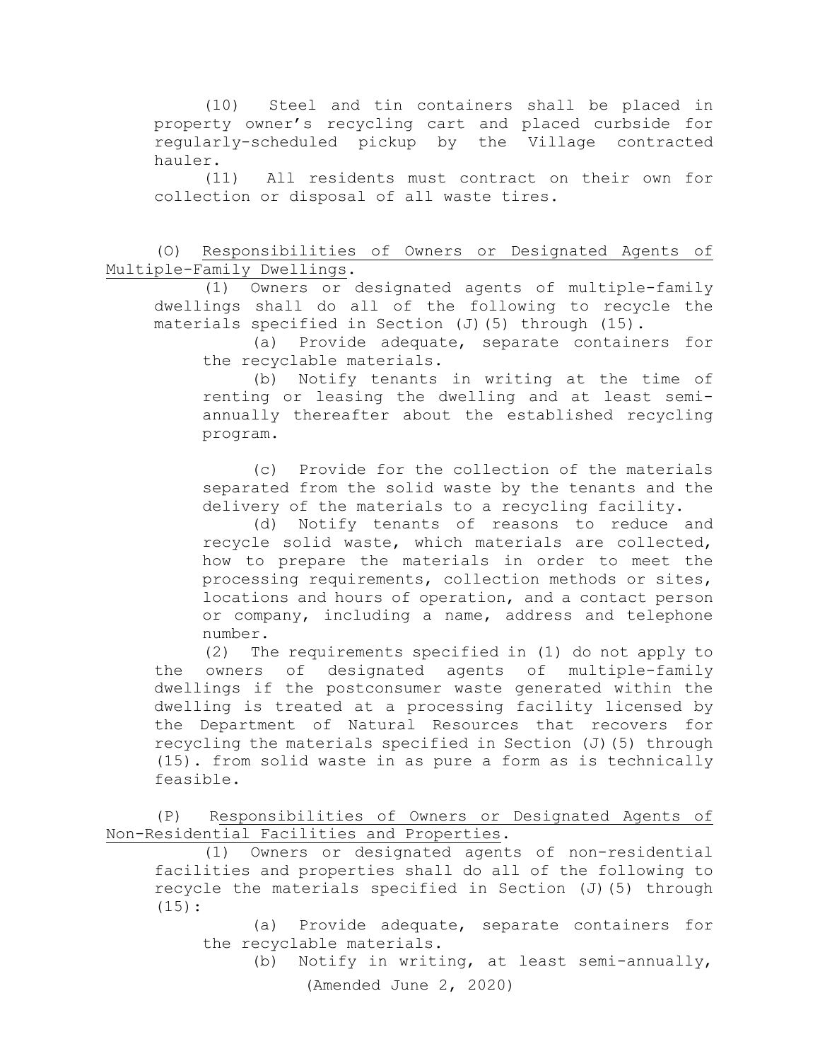(10) Steel and tin containers shall be placed in property owner's recycling cart and placed curbside for regularly-scheduled pickup by the Village contracted hauler.

(11) All residents must contract on their own for collection or disposal of all waste tires.

(O) Responsibilities of Owners or Designated Agents of Multiple-Family Dwellings.

(1) Owners or designated agents of multiple-family dwellings shall do all of the following to recycle the materials specified in Section (J)(5) through (15).

(a) Provide adequate, separate containers for the recyclable materials.

(b) Notify tenants in writing at the time of renting or leasing the dwelling and at least semi-annually thereafter about the established recycling program.

(c) Provide for the collection of the materials separated from the solid waste by the tenants and the delivery of the materials to a recycling facility.

(d) Notify tenants of reasons to reduce and recycle solid waste, which materials are collected, how to prepare the materials in order to meet the processing requirements, collection methods or sites, locations and hours of operation, and a contact person or company, including a name, address and telephone number.

(2) The requirements specified in (1) do not apply to the owners of designated agents of multiple-family dwellings if the postconsumer waste generated within the dwelling is treated at a processing facility licensed by the Department of Natural Resources that recovers for recycling the materials specified in Section (J)(5) through (15). from solid waste in as pure a form as is technically feasible.

(P) Responsibilities of Owners or Designated Agents of Non-Residential Facilities and Properties.

(1) Owners or designated agents of non-residential facilities and properties shall do all of the following to recycle the materials specified in Section (J)(5) through (15):

(a) Provide adequate, separate containers for the recyclable materials.

(b) Notify in writing, at least semi-annually,

(Amended June 2, 2020)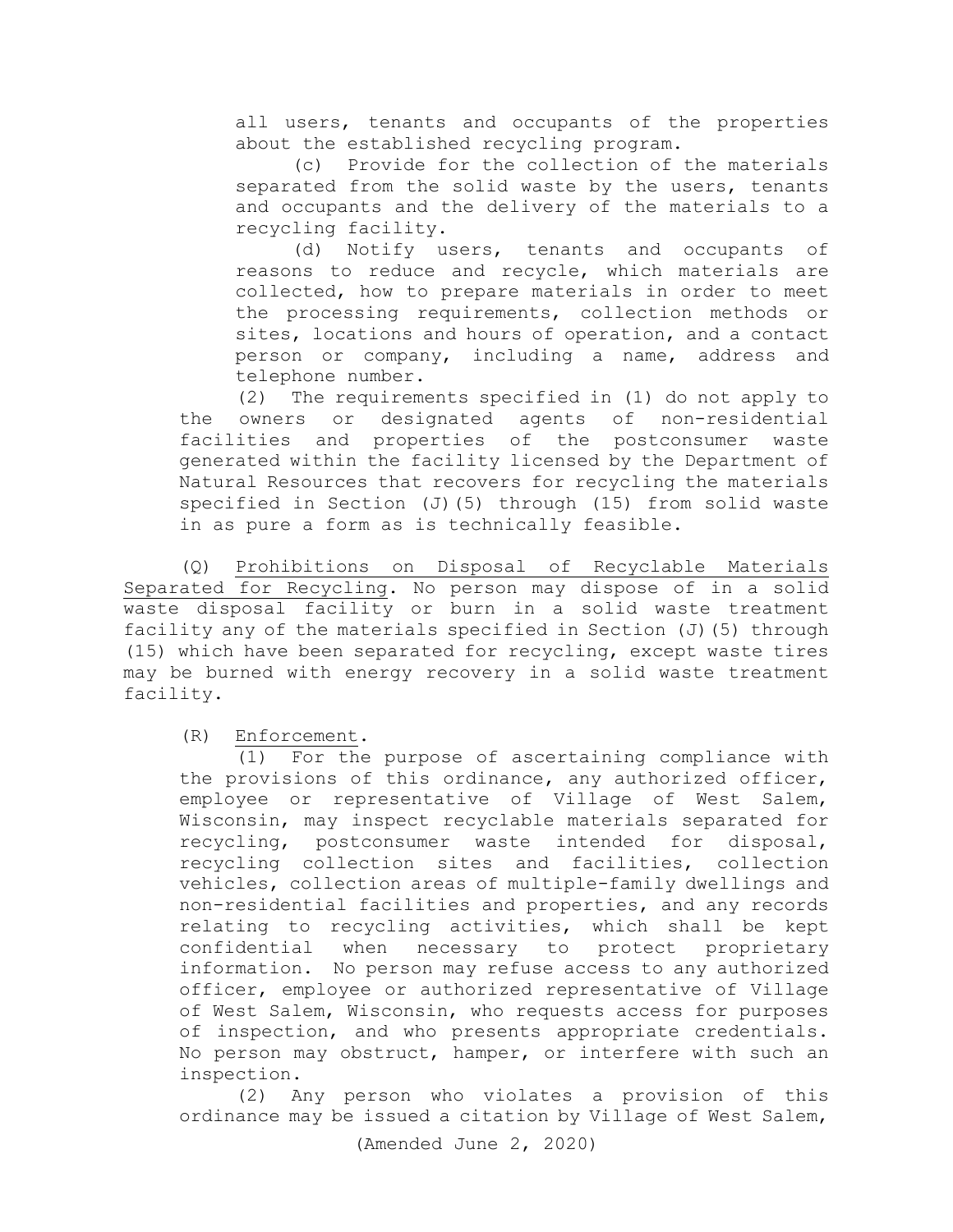all users, tenants and occupants of the properties about the established recycling program.

(c) Provide for the collection of the materials separated from the solid waste by the users, tenants and occupants and the delivery of the materials to a recycling facility.

(d) Notify users, tenants and occupants of reasons to reduce and recycle, which materials are collected, how to prepare materials in order to meet the processing requirements, collection methods or sites, locations and hours of operation, and a contact person or company, including a name, address and telephone number.

(2) The requirements specified in (1) do not apply to the owners or designated agents of non-residential facilities and properties of the postconsumer waste generated within the facility licensed by the Department of Natural Resources that recovers for recycling the materials specified in Section (J)(5) through (15) from solid waste in as pure a form as is technically feasible.

(Q) Prohibitions on Disposal of Recyclable Materials Separated for Recycling. No person may dispose of in a solid waste disposal facility or burn in a solid waste treatment facility any of the materials specified in Section (J)(5) through (15) which have been separated for recycling, except waste tires may be burned with energy recovery in a solid waste treatment facility.

(R) Enforcement.

(1) For the purpose of ascertaining compliance with the provisions of this ordinance, any authorized officer, employee or representative of Village of West Salem, Wisconsin, may inspect recyclable materials separated for recycling, postconsumer waste intended for disposal, recycling collection sites and facilities, collection vehicles, collection areas of multiple-family dwellings and non-residential facilities and properties, and any records relating to recycling activities, which shall be kept confidential when necessary to protect proprietary information. No person may refuse access to any authorized officer, employee or authorized representative of Village of West Salem, Wisconsin, who requests access for purposes of inspection, and who presents appropriate credentials. No person may obstruct, hamper, or interfere with such an inspection.

(2) Any person who violates a provision of this ordinance may be issued a citation by Village of West Salem,

(Amended June 2, 2020)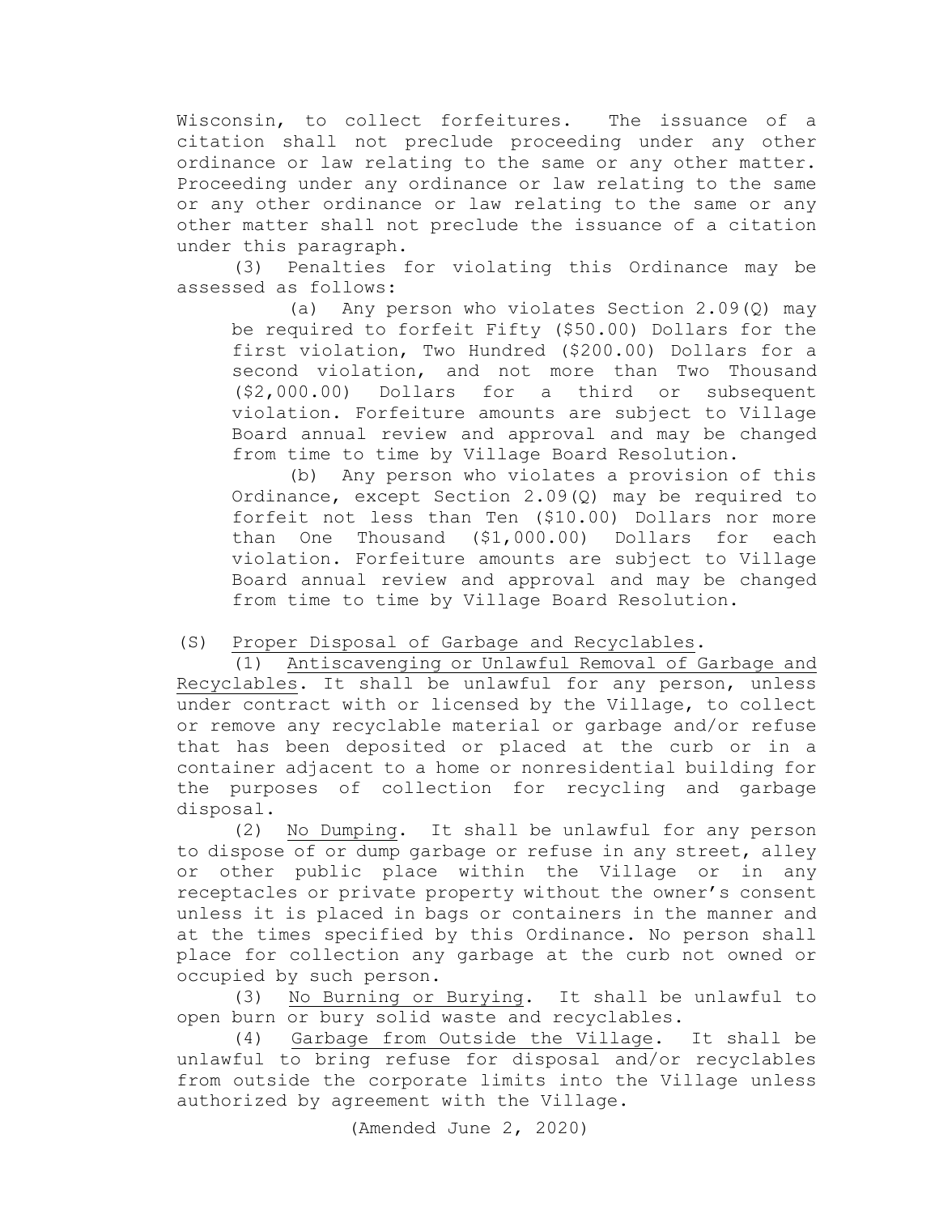Wisconsin, to collect forfeitures. The issuance of a citation shall not preclude proceeding under any other ordinance or law relating to the same or any other matter. Proceeding under any ordinance or law relating to the same or any other ordinance or law relating to the same or any other matter shall not preclude the issuance of a citation under this paragraph.

(3) Penalties for violating this Ordinance may be assessed as follows:

(a) Any person who violates Section 2.09(Q) may be required to forfeit Fifty ($50.00) Dollars for the first violation, Two Hundred ($200.00) Dollars for a second violation, and not more than Two Thousand ($2,000.00) Dollars for a third or subsequent violation. Forfeiture amounts are subject to Village Board annual review and approval and may be changed from time to time by Village Board Resolution.

(b) Any person who violates a provision of this Ordinance, except Section 2.09(Q) may be required to forfeit not less than Ten ($10.00) Dollars nor more than One Thousand ($1,000.00) Dollars for each violation. Forfeiture amounts are subject to Village Board annual review and approval and may be changed from time to time by Village Board Resolution.

(S) Proper Disposal of Garbage and Recyclables.

(1) Antiscavenging or Unlawful Removal of Garbage and Recyclables. It shall be unlawful for any person, unless under contract with or licensed by the Village, to collect or remove any recyclable material or garbage and/or refuse that has been deposited or placed at the curb or in a container adjacent to a home or nonresidential building for the purposes of collection for recycling and garbage disposal.

(2) No Dumping. It shall be unlawful for any person to dispose of or dump garbage or refuse in any street, alley or other public place within the Village or in any receptacles or private property without the owner's consent unless it is placed in bags or containers in the manner and at the times specified by this Ordinance. No person shall place for collection any garbage at the curb not owned or occupied by such person.

(3) No Burning or Burying. It shall be unlawful to open burn or bury solid waste and recyclables.

(4) Garbage from Outside the Village. It shall be unlawful to bring refuse for disposal and/or recyclables from outside the corporate limits into the Village unless authorized by agreement with the Village.

(Amended June 2, 2020)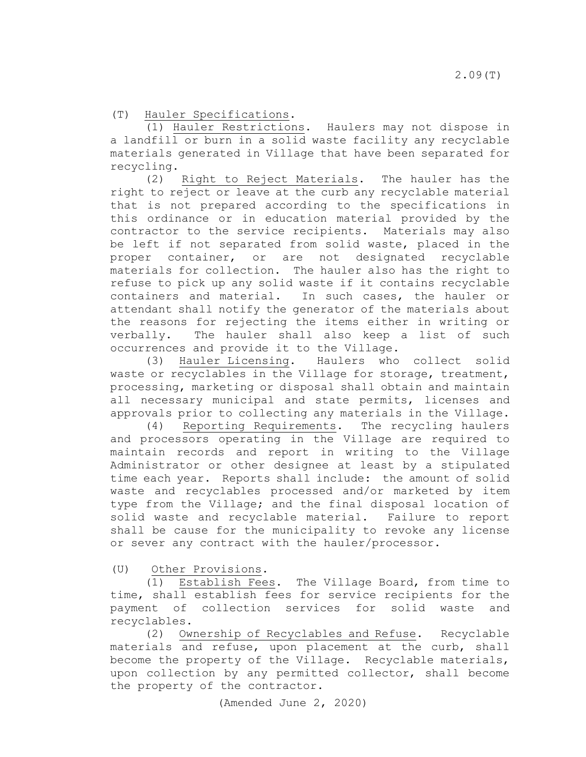(T) Hauler Specifications.

(1) Hauler Restrictions. Haulers may not dispose in a landfill or burn in a solid waste facility any recyclable materials generated in Village that have been separated for recycling.

(2) Right to Reject Materials. The hauler has the right to reject or leave at the curb any recyclable material that is not prepared according to the specifications in this ordinance or in education material provided by the contractor to the service recipients. Materials may also be left if not separated from solid waste, placed in the proper container, or are not designated recyclable materials for collection. The hauler also has the right to refuse to pick up any solid waste if it contains recyclable containers and material. In such cases, the hauler or attendant shall notify the generator of the materials about the reasons for rejecting the items either in writing or verbally. The hauler shall also keep a list of such occurrences and provide it to the Village.

(3) Hauler Licensing. Haulers who collect solid waste or recyclables in the Village for storage, treatment, processing, marketing or disposal shall obtain and maintain all necessary municipal and state permits, licenses and approvals prior to collecting any materials in the Village.

(4) Reporting Requirements. The recycling haulers and processors operating in the Village are required to maintain records and report in writing to the Village Administrator or other designee at least by a stipulated time each year. Reports shall include: the amount of solid waste and recyclables processed and/or marketed by item type from the Village; and the final disposal location of solid waste and recyclable material. Failure to report shall be cause for the municipality to revoke any license or sever any contract with the hauler/processor.

(U) Other Provisions.

(1) Establish Fees. The Village Board, from time to time, shall establish fees for service recipients for the payment of collection services for solid waste and recyclables.

(2) Ownership of Recyclables and Refuse. Recyclable materials and refuse, upon placement at the curb, shall become the property of the Village. Recyclable materials, upon collection by any permitted collector, shall become the property of the contractor.

(Amended June 2, 2020)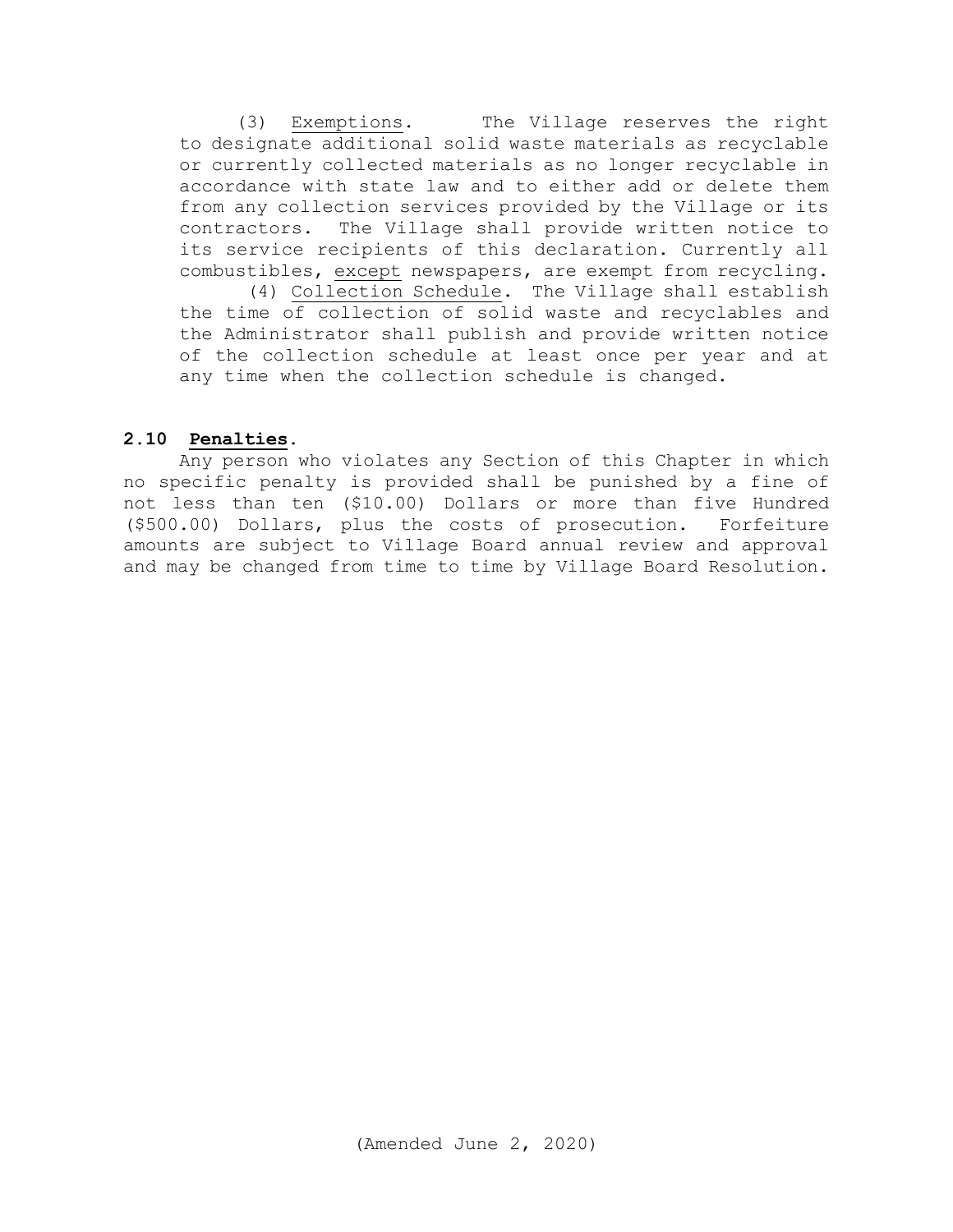(3) Exemptions. The Village reserves the right to designate additional solid waste materials as recyclable or currently collected materials as no longer recyclable in accordance with state law and to either add or delete them from any collection services provided by the Village or its contractors. The Village shall provide written notice to its service recipients of this declaration. Currently all combustibles, except newspapers, are exempt from recycling.

(4) Collection Schedule. The Village shall establish the time of collection of solid waste and recyclables and the Administrator shall publish and provide written notice of the collection schedule at least once per year and at any time when the collection schedule is changed.

**2.10 Penalties.**

Any person who violates any Section of this Chapter in which no specific penalty is provided shall be punished by a fine of not less than ten ($10.00) Dollars or more than five Hundred ($500.00) Dollars, plus the costs of prosecution. Forfeiture amounts are subject to Village Board annual review and approval and may be changed from time to time by Village Board Resolution.

(Amended June 2, 2020)